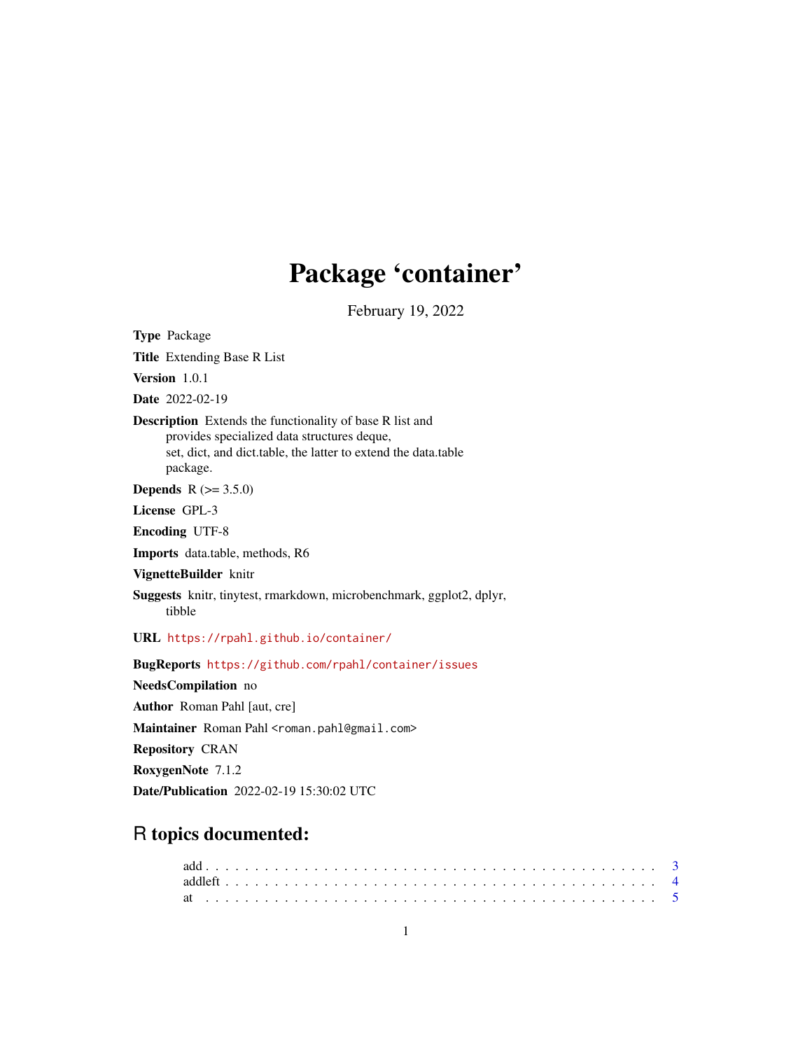# Package 'container'

February 19, 2022

**Type** Package

**Title** Extending Base R List

**Version** 1.0.1

**Date** 2022-02-19

**Description** Extends the functionality of base R list and provides specialized data structures deque, set, dict, and dict.table, the latter to extend the data.table package.

**Depends** R (>= 3.5.0)

**License** GPL-3

**Encoding** UTF-8

**Imports** data.table, methods, R6

**VignetteBuilder** knitr

**Suggests** knitr, tinytest, rmarkdown, microbenchmark, ggplot2, dplyr, tibble

**URL** https://rpahl.github.io/container/

**BugReports** https://github.com/rpahl/container/issues

**NeedsCompilation** no

**Author** Roman Pahl [aut, cre]

**Maintainer** Roman Pahl <roman.pahl@gmail.com>

**Repository** CRAN

**RoxygenNote** 7.1.2

**Date/Publication** 2022-02-19 15:30:02 UTC

## R topics documented:

add . . . . . . . . . . . . . . . . . . . . . . . . . . . . . . . . . . . . . . . . . . . 3
addleft . . . . . . . . . . . . . . . . . . . . . . . . . . . . . . . . . . . . . . . . . 4
at . . . . . . . . . . . . . . . . . . . . . . . . . . . . . . . . . . . . . . . . . . . . 5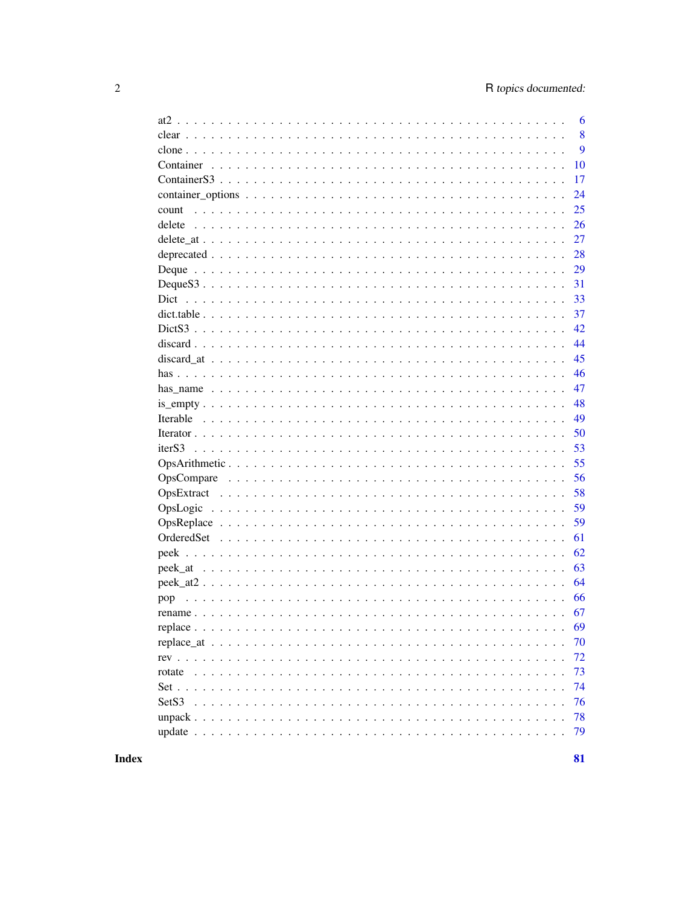| | |
|---|---|
| at2 | 6 |
| clear | 8 |
| clone | 9 |
| Container | 10 |
| ContainerS3 | 17 |
| container_options | 24 |
| count | 25 |
| delete | 26 |
| delete_at | 27 |
| deprecated | 28 |
| Deque | 29 |
| DequeS3 | 31 |
| Dict | 33 |
| dict.table | 37 |
| DictS3 | 42 |
| discard | 44 |
| discard_at | 45 |
| has | 46 |
| has_name | 47 |
| is_empty | 48 |
| Iterable | 49 |
| Iterator | 50 |
| iterS3 | 53 |
| OpsArithmetic | 55 |
| OpsCompare | 56 |
| OpsExtract | 58 |
| OpsLogic | 59 |
| OpsReplace | 59 |
| OrderedSet | 61 |
| peek | 62 |
| peek_at | 63 |
| peek_at2 | 64 |
| pop | 66 |
| rename | 67 |
| replace | 69 |
| replace_at | 70 |
| rev | 72 |
| rotate | 73 |
| Set | 74 |
| SetS3 | 76 |
| unpack | 78 |
| update | 79 |
| **Index** | **81** |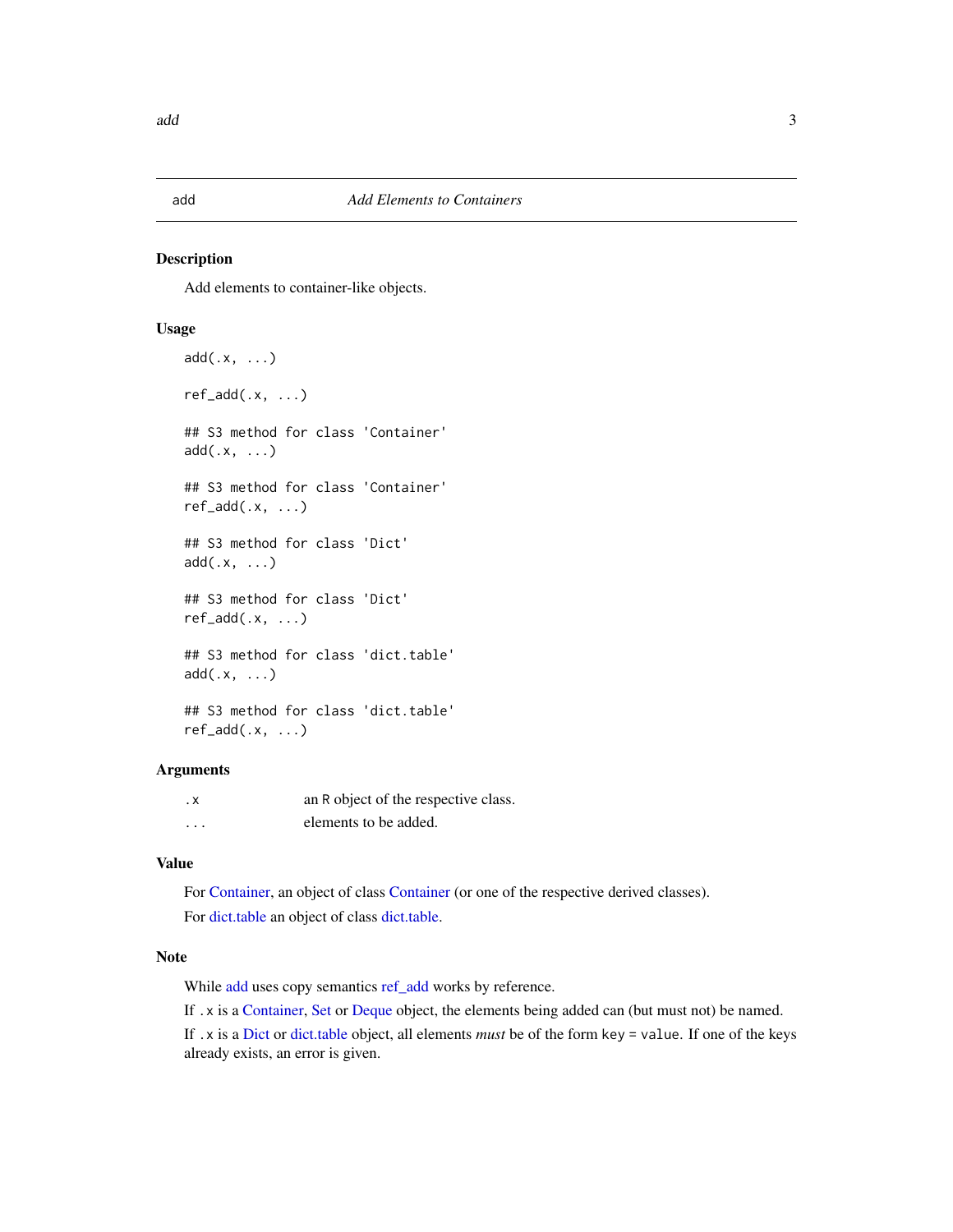## add — *Add Elements to Containers*

### Description

Add elements to container-like objects.

### Usage

```
add(.x, ...)

ref_add(.x, ...)

## S3 method for class 'Container'
add(.x, ...)

## S3 method for class 'Container'
ref_add(.x, ...)

## S3 method for class 'Dict'
add(.x, ...)

## S3 method for class 'Dict'
ref_add(.x, ...)

## S3 method for class 'dict.table'
add(.x, ...)

## S3 method for class 'dict.table'
ref_add(.x, ...)
```

### Arguments

| | |
|---|---|
| `.x` | an R object of the respective class. |
| `...` | elements to be added. |

### Value

For Container, an object of class Container (or one of the respective derived classes).

For dict.table an object of class dict.table.

### Note

While add uses copy semantics ref_add works by reference.

If `.x` is a Container, Set or Deque object, the elements being added can (but must not) be named.

If `.x` is a Dict or dict.table object, all elements *must* be of the form `key = value`. If one of the keys already exists, an error is given.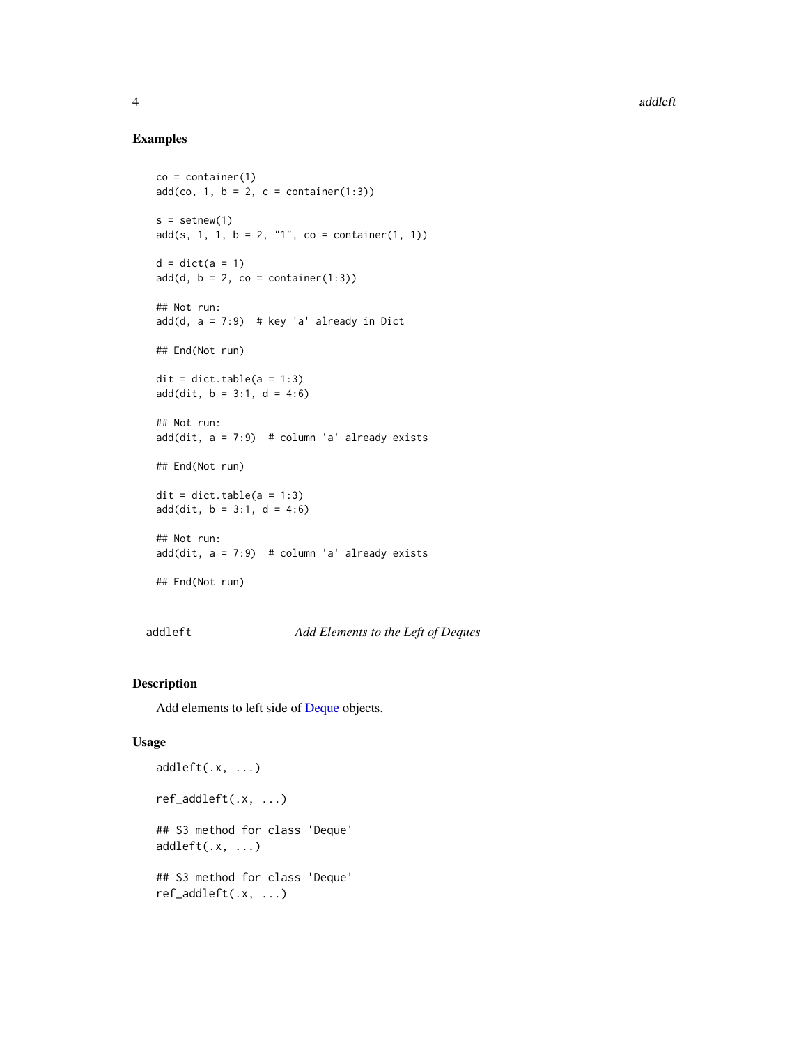### Examples

```
co = container(1)
add(co, 1, b = 2, c = container(1:3))

s = setnew(1)
add(s, 1, 1, b = 2, "1", co = container(1, 1))

d = dict(a = 1)
add(d, b = 2, co = container(1:3))

## Not run:
add(d, a = 7:9)  # key 'a' already in Dict

## End(Not run)

dit = dict.table(a = 1:3)
add(dit, b = 3:1, d = 4:6)

## Not run:
add(dit, a = 7:9)  # column 'a' already exists

## End(Not run)

dit = dict.table(a = 1:3)
add(dit, b = 3:1, d = 4:6)

## Not run:
add(dit, a = 7:9)  # column 'a' already exists

## End(Not run)
```

## addleft    *Add Elements to the Left of Deques*

### Description

Add elements to left side of Deque objects.

### Usage

```
addleft(.x, ...)

ref_addleft(.x, ...)

## S3 method for class 'Deque'
addleft(.x, ...)

## S3 method for class 'Deque'
ref_addleft(.x, ...)
```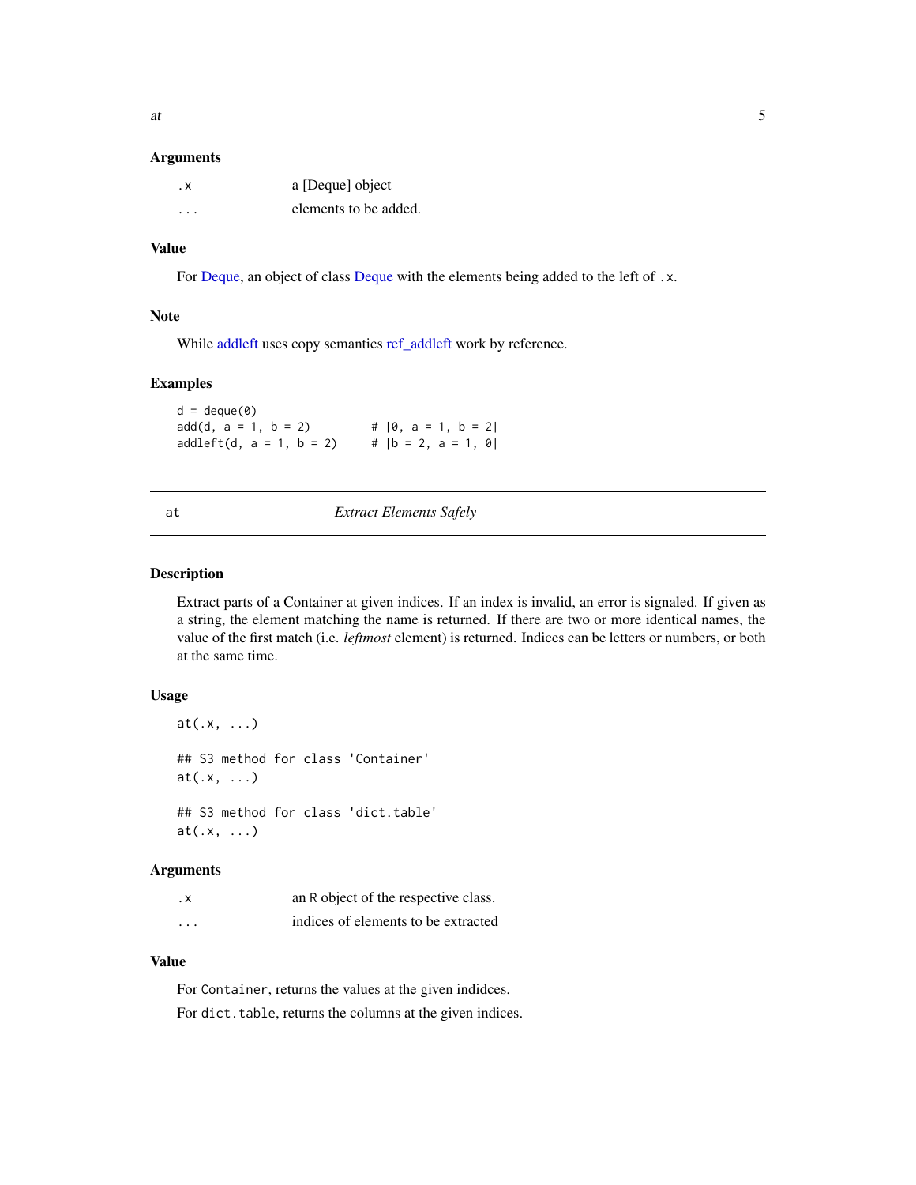### Arguments

| | |
|---|---|
| .x | a [Deque] object |
| ... | elements to be added. |

### Value

For Deque, an object of class Deque with the elements being added to the left of `.x`.

### Note

While addleft uses copy semantics ref_addleft work by reference.

### Examples

```
d = deque(0)
add(d, a = 1, b = 2)          # |0, a = 1, b = 2|
addleft(d, a = 1, b = 2)      # |b = 2, a = 1, 0|
```

---

## at — *Extract Elements Safely*

---

### Description

Extract parts of a Container at given indices. If an index is invalid, an error is signaled. If given as a string, the element matching the name is returned. If there are two or more identical names, the value of the first match (i.e. *leftmost* element) is returned. Indices can be letters or numbers, or both at the same time.

### Usage

```
at(.x, ...)

## S3 method for class 'Container'
at(.x, ...)

## S3 method for class 'dict.table'
at(.x, ...)
```

### Arguments

| | |
|---|---|
| .x | an R object of the respective class. |
| ... | indices of elements to be extracted |

### Value

For `Container`, returns the values at the given indidces.

For `dict.table`, returns the columns at the given indices.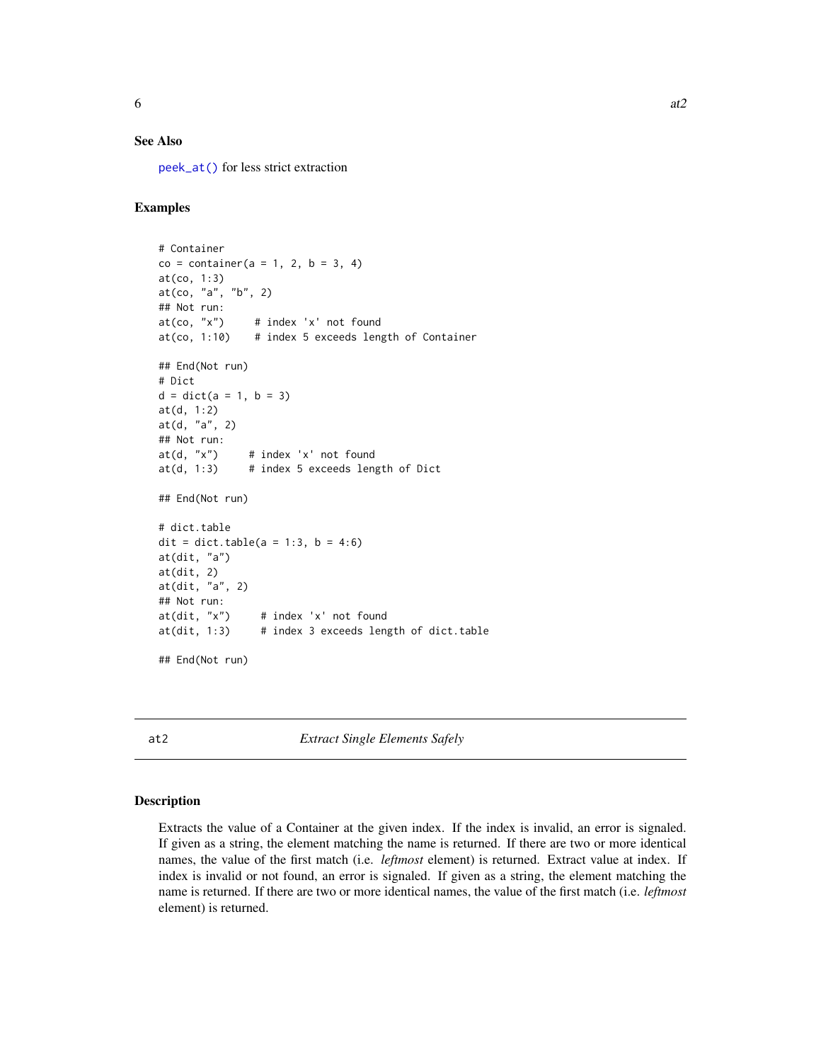### See Also

`peek_at()` for less strict extraction

### Examples

```
# Container
co = container(a = 1, 2, b = 3, 4)
at(co, 1:3)
at(co, "a", "b", 2)
## Not run:
at(co, "x")     # index 'x' not found
at(co, 1:10)    # index 5 exceeds length of Container

## End(Not run)
# Dict
d = dict(a = 1, b = 3)
at(d, 1:2)
at(d, "a", 2)
## Not run:
at(d, "x")     # index 'x' not found
at(d, 1:3)     # index 5 exceeds length of Dict

## End(Not run)

# dict.table
dit = dict.table(a = 1:3, b = 4:6)
at(dit, "a")
at(dit, 2)
at(dit, "a", 2)
## Not run:
at(dit, "x")     # index 'x' not found
at(dit, 1:3)     # index 3 exceeds length of dict.table

## End(Not run)
```

---

## at2 — *Extract Single Elements Safely*

---

### Description

Extracts the value of a Container at the given index. If the index is invalid, an error is signaled. If given as a string, the element matching the name is returned. If there are two or more identical names, the value of the first match (i.e. *leftmost* element) is returned. Extract value at index. If index is invalid or not found, an error is signaled. If given as a string, the element matching the name is returned. If there are two or more identical names, the value of the first match (i.e. *leftmost* element) is returned.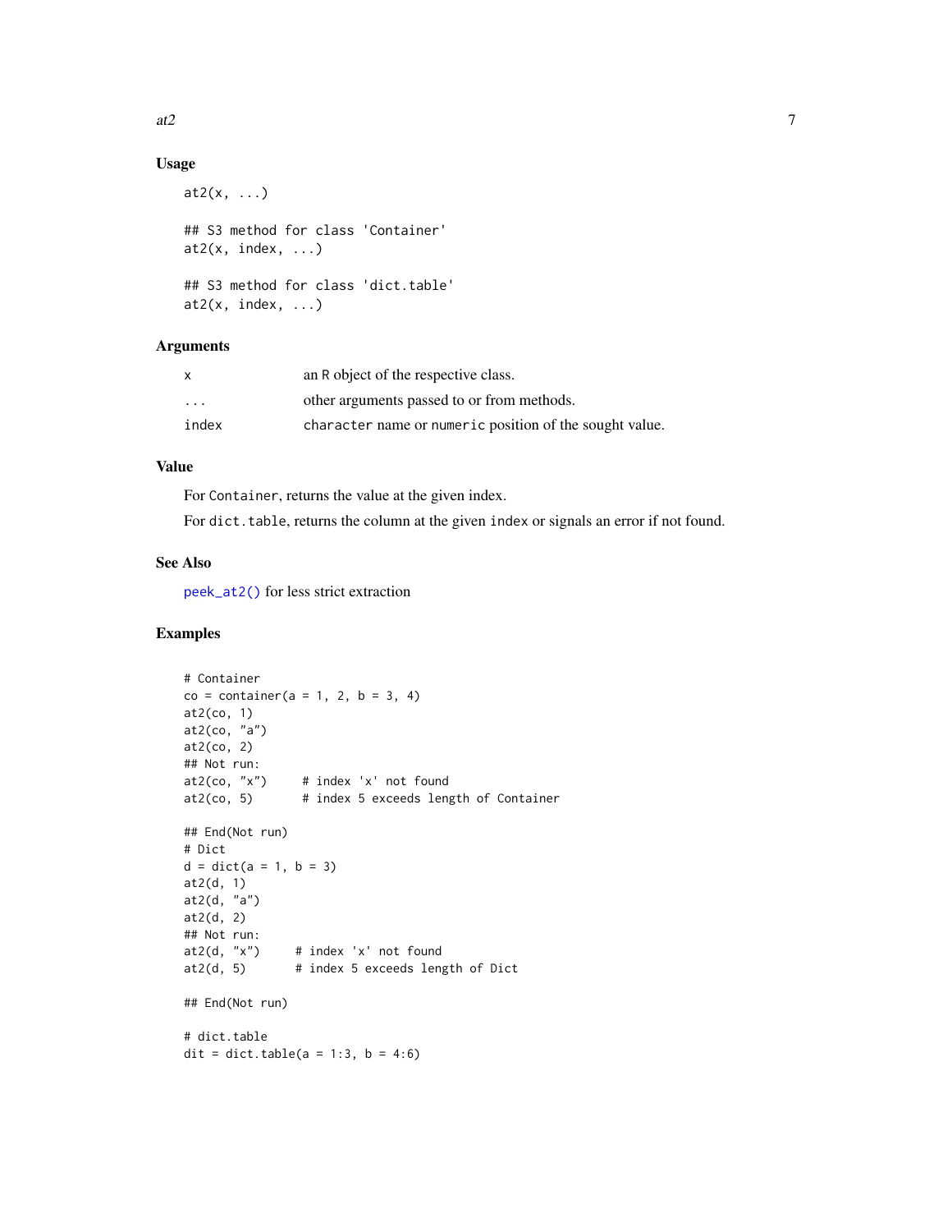### Usage

```
at2(x, ...)

## S3 method for class 'Container'
at2(x, index, ...)

## S3 method for class 'dict.table'
at2(x, index, ...)
```

### Arguments

| | |
|---|---|
| x | an R object of the respective class. |
| ... | other arguments passed to or from methods. |
| index | character name or numeric position of the sought value. |

### Value

For Container, returns the value at the given index.

For dict.table, returns the column at the given index or signals an error if not found.

### See Also

peek_at2() for less strict extraction

### Examples

```
# Container
co = container(a = 1, 2, b = 3, 4)
at2(co, 1)
at2(co, "a")
at2(co, 2)
## Not run:
at2(co, "x")     # index 'x' not found
at2(co, 5)       # index 5 exceeds length of Container

## End(Not run)
# Dict
d = dict(a = 1, b = 3)
at2(d, 1)
at2(d, "a")
at2(d, 2)
## Not run:
at2(d, "x")     # index 'x' not found
at2(d, 5)       # index 5 exceeds length of Dict

## End(Not run)

# dict.table
dit = dict.table(a = 1:3, b = 4:6)
```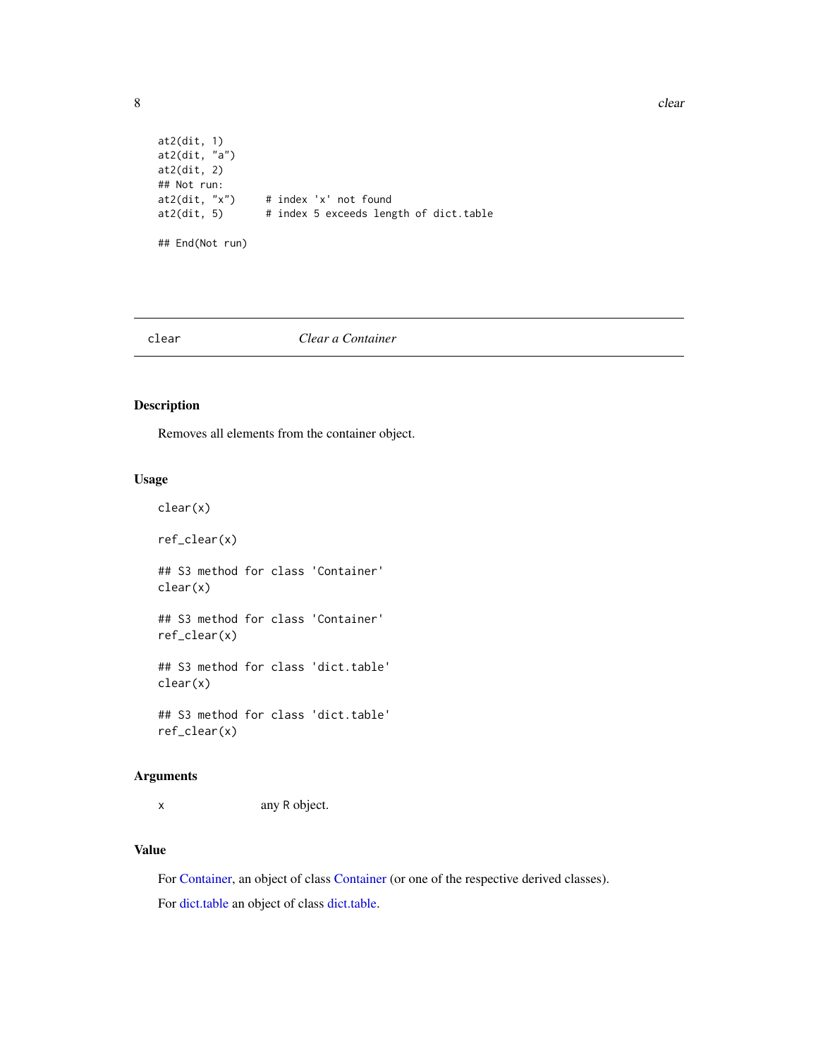```
at2(dit, 1)
at2(dit, "a")
at2(dit, 2)
## Not run:
at2(dit, "x")     # index 'x' not found
at2(dit, 5)       # index 5 exceeds length of dict.table

## End(Not run)
```

---

## clear — *Clear a Container*

### Description

Removes all elements from the container object.

### Usage

```
clear(x)

ref_clear(x)

## S3 method for class 'Container'
clear(x)

## S3 method for class 'Container'
ref_clear(x)

## S3 method for class 'dict.table'
clear(x)

## S3 method for class 'dict.table'
ref_clear(x)
```

### Arguments

| | |
|---|---|
| x | any R object. |

### Value

For Container, an object of class Container (or one of the respective derived classes).

For dict.table an object of class dict.table.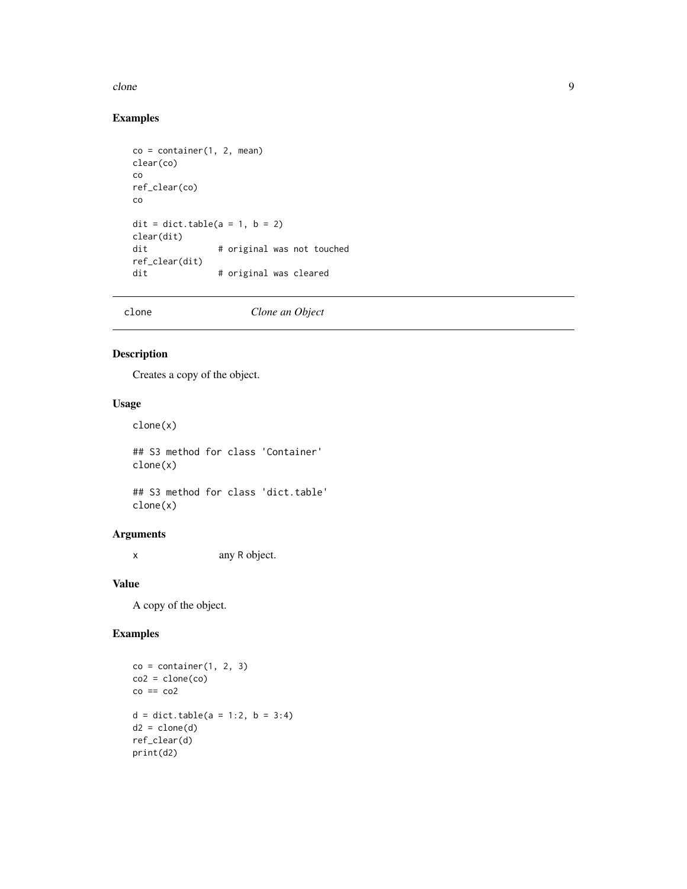## Examples

```
co = container(1, 2, mean)
clear(co)
co
ref_clear(co)
co

dit = dict.table(a = 1, b = 2)
clear(dit)
dit             # original was not touched
ref_clear(dit)
dit             # original was cleared
```

---

# clone — *Clone an Object*

## Description

Creates a copy of the object.

## Usage

```
clone(x)

## S3 method for class 'Container'
clone(x)

## S3 method for class 'dict.table'
clone(x)
```

## Arguments

| | |
|---|---|
| x | any R object. |

## Value

A copy of the object.

## Examples

```
co = container(1, 2, 3)
co2 = clone(co)
co == co2

d = dict.table(a = 1:2, b = 3:4)
d2 = clone(d)
ref_clear(d)
print(d2)
```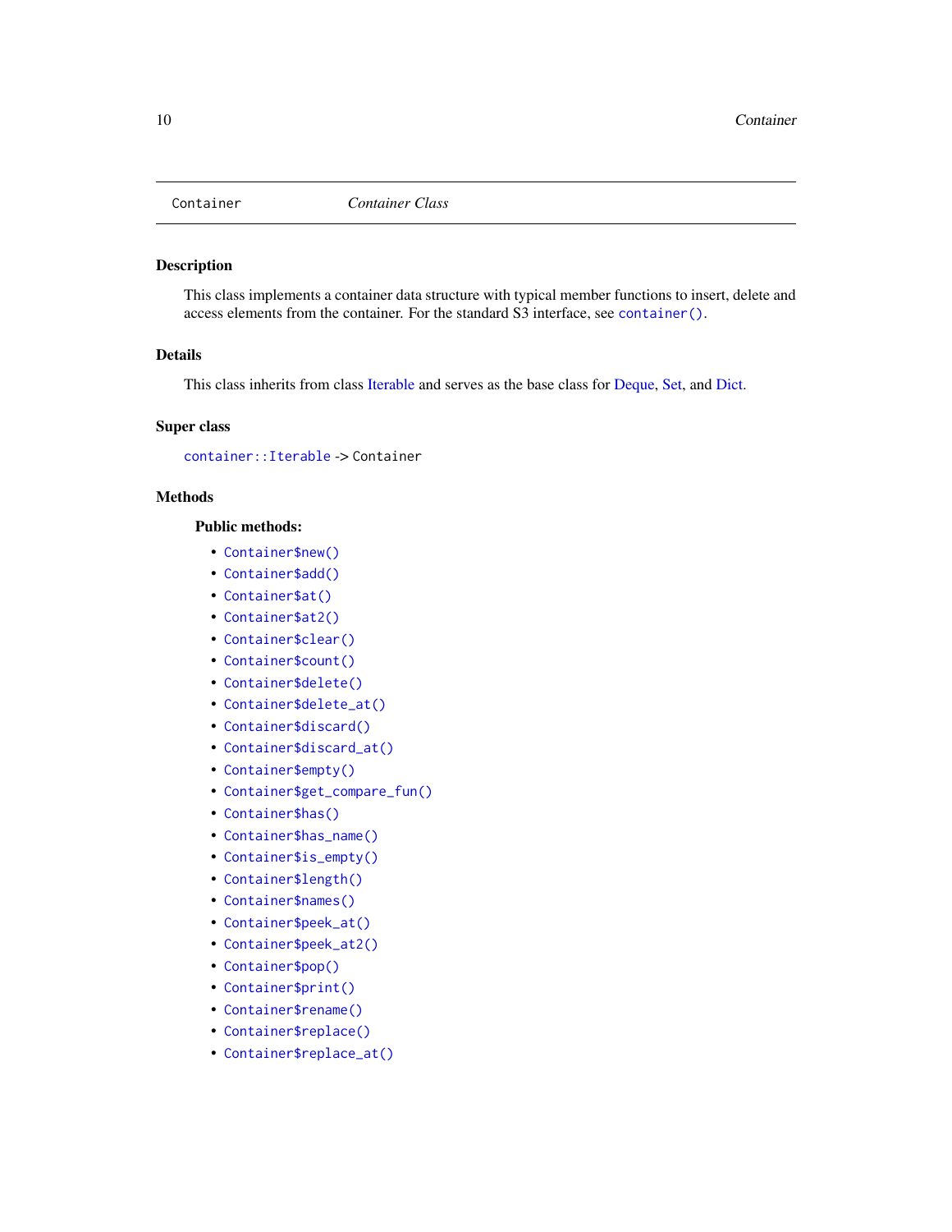# Container *Container Class*

## Description

This class implements a container data structure with typical member functions to insert, delete and access elements from the container. For the standard S3 interface, see `container()`.

## Details

This class inherits from class Iterable and serves as the base class for Deque, Set, and Dict.

## Super class

`container::Iterable` -> `Container`

## Methods

### Public methods:

- `Container$new()`
- `Container$add()`
- `Container$at()`
- `Container$at2()`
- `Container$clear()`
- `Container$count()`
- `Container$delete()`
- `Container$delete_at()`
- `Container$discard()`
- `Container$discard_at()`
- `Container$empty()`
- `Container$get_compare_fun()`
- `Container$has()`
- `Container$has_name()`
- `Container$is_empty()`
- `Container$length()`
- `Container$names()`
- `Container$peek_at()`
- `Container$peek_at2()`
- `Container$pop()`
- `Container$print()`
- `Container$rename()`
- `Container$replace()`
- `Container$replace_at()`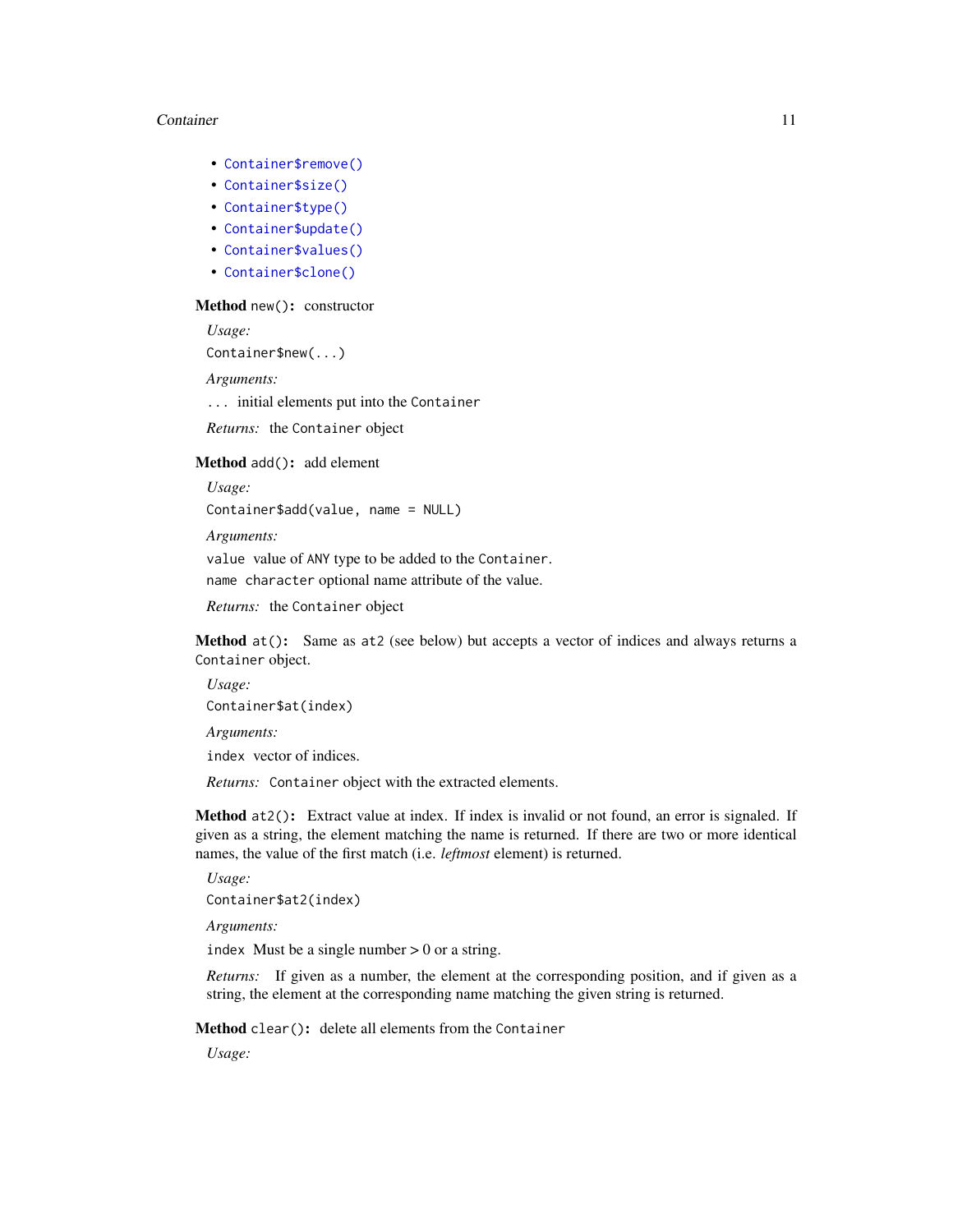- `Container$remove()`
- `Container$size()`
- `Container$type()`
- `Container$update()`
- `Container$values()`
- `Container$clone()`

**Method** `new()`**:** constructor

*Usage:*

```
Container$new(...)
```

*Arguments:*

`...` initial elements put into the `Container`

*Returns:* the `Container` object

**Method** `add()`**:** add element

*Usage:*

```
Container$add(value, name = NULL)
```

*Arguments:*

`value` value of `ANY` type to be added to the `Container`.

`name` `character` optional name attribute of the value.

*Returns:* the `Container` object

**Method** `at()`**:** Same as `at2` (see below) but accepts a vector of indices and always returns a `Container` object.

*Usage:*

```
Container$at(index)
```

*Arguments:*

`index` vector of indices.

*Returns:* `Container` object with the extracted elements.

**Method** `at2()`**:** Extract value at index. If index is invalid or not found, an error is signaled. If given as a string, the element matching the name is returned. If there are two or more identical names, the value of the first match (i.e. *leftmost* element) is returned.

*Usage:*

```
Container$at2(index)
```

*Arguments:*

`index` Must be a single number > 0 or a string.

*Returns:* If given as a number, the element at the corresponding position, and if given as a string, the element at the corresponding name matching the given string is returned.

**Method** `clear()`**:** delete all elements from the `Container`

*Usage:*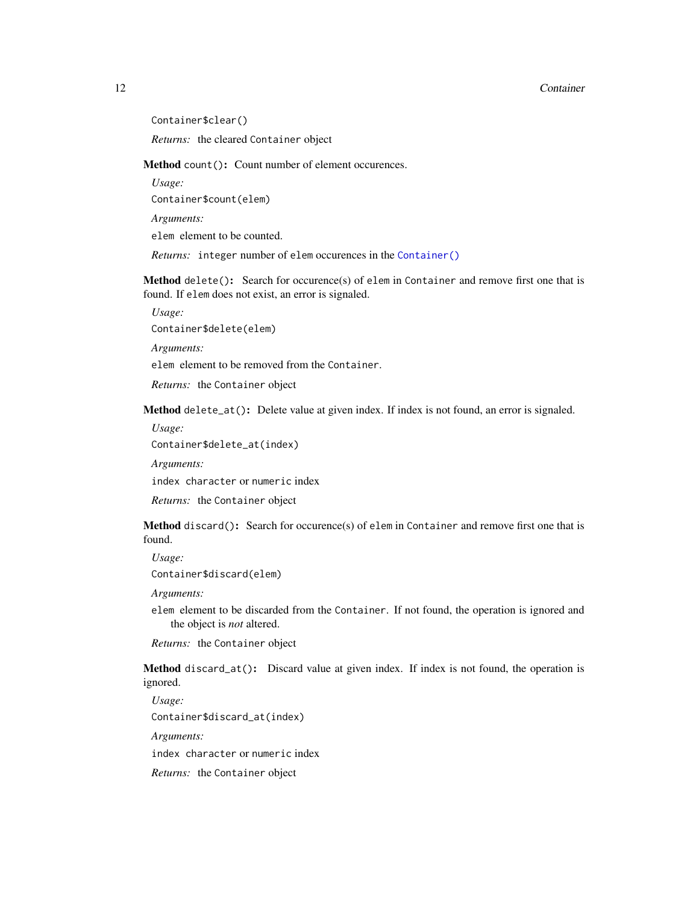```
Container$clear()
```

*Returns:* the cleared `Container` object

**Method** `count()`**:** Count number of element occurences.

*Usage:*

```
Container$count(elem)
```

*Arguments:*

`elem` element to be counted.

*Returns:* `integer` number of `elem` occurences in the `Container()`

**Method** `delete()`**:** Search for occurence(s) of `elem` in `Container` and remove first one that is found. If `elem` does not exist, an error is signaled.

*Usage:*

```
Container$delete(elem)
```

*Arguments:*

`elem` element to be removed from the `Container`.

*Returns:* the `Container` object

**Method** `delete_at()`**:** Delete value at given index. If index is not found, an error is signaled.

*Usage:*

```
Container$delete_at(index)
```

*Arguments:*

`index` `character` or `numeric` index

*Returns:* the `Container` object

**Method** `discard()`**:** Search for occurence(s) of `elem` in `Container` and remove first one that is found.

*Usage:*

```
Container$discard(elem)
```

*Arguments:*

`elem` element to be discarded from the `Container`. If not found, the operation is ignored and the object is *not* altered.

*Returns:* the `Container` object

**Method** `discard_at()`**:** Discard value at given index. If index is not found, the operation is ignored.

*Usage:*

```
Container$discard_at(index)
```

*Arguments:*

`index` `character` or `numeric` index

*Returns:* the `Container` object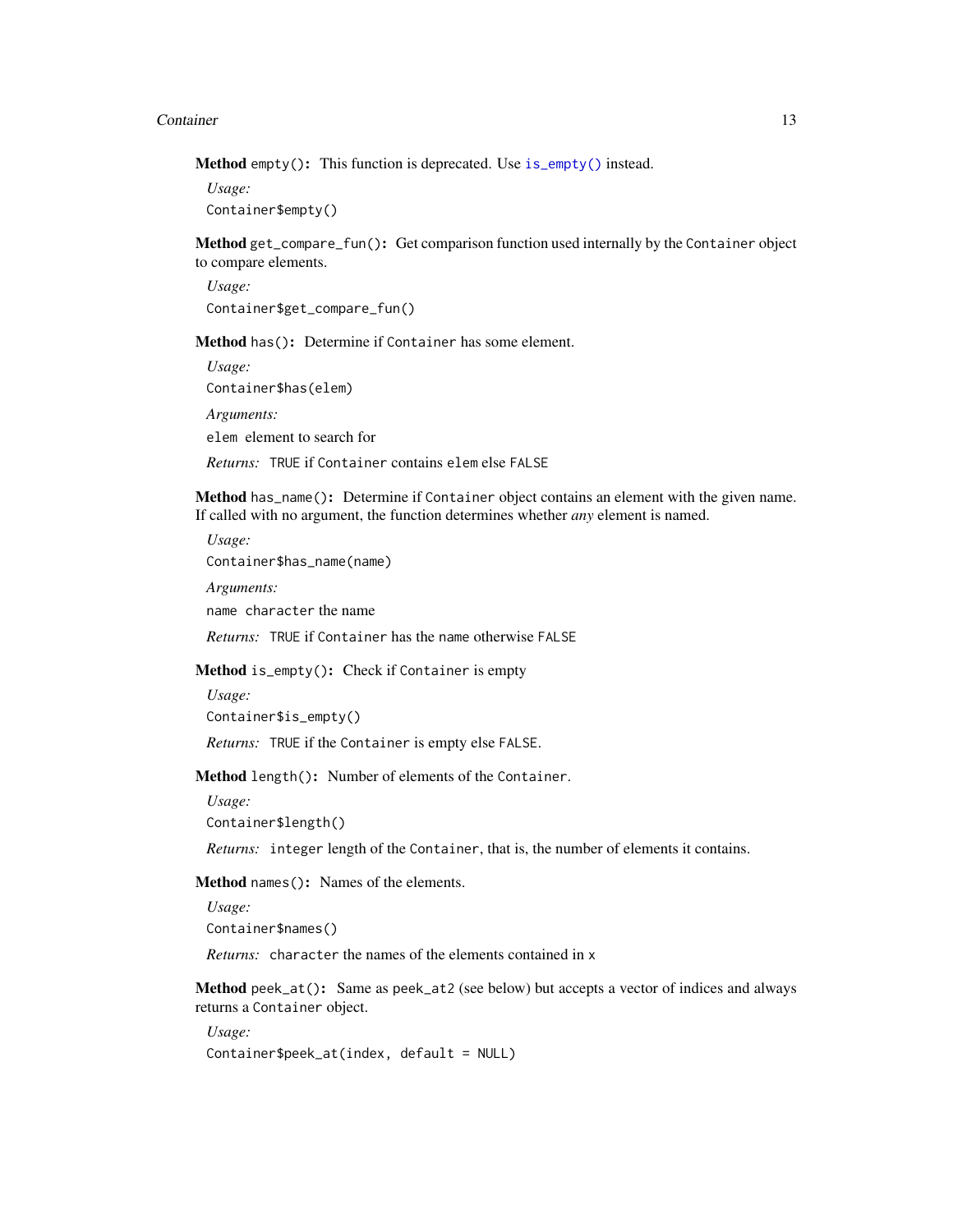**Method** `empty()`**:** This function is deprecated. Use `is_empty()` instead.

*Usage:*

```
Container$empty()
```

**Method** `get_compare_fun()`**:** Get comparison function used internally by the `Container` object to compare elements.

*Usage:*

```
Container$get_compare_fun()
```

**Method** `has()`**:** Determine if `Container` has some element.

*Usage:*

```
Container$has(elem)
```

*Arguments:*

`elem` element to search for

*Returns:* `TRUE` if `Container` contains `elem` else `FALSE`

**Method** `has_name()`**:** Determine if `Container` object contains an element with the given name. If called with no argument, the function determines whether *any* element is named.

*Usage:*

```
Container$has_name(name)
```

*Arguments:*

`name` `character` the name

*Returns:* `TRUE` if `Container` has the `name` otherwise `FALSE`

**Method** `is_empty()`**:** Check if `Container` is empty

*Usage:*

```
Container$is_empty()
```

*Returns:* `TRUE` if the `Container` is empty else `FALSE`.

**Method** `length()`**:** Number of elements of the `Container`.

*Usage:*

```
Container$length()
```

*Returns:* `integer` length of the `Container`, that is, the number of elements it contains.

**Method** `names()`**:** Names of the elements.

*Usage:*

```
Container$names()
```

*Returns:* `character` the names of the elements contained in `x`

**Method** `peek_at()`**:** Same as `peek_at2` (see below) but accepts a vector of indices and always returns a `Container` object.

*Usage:*

```
Container$peek_at(index, default = NULL)
```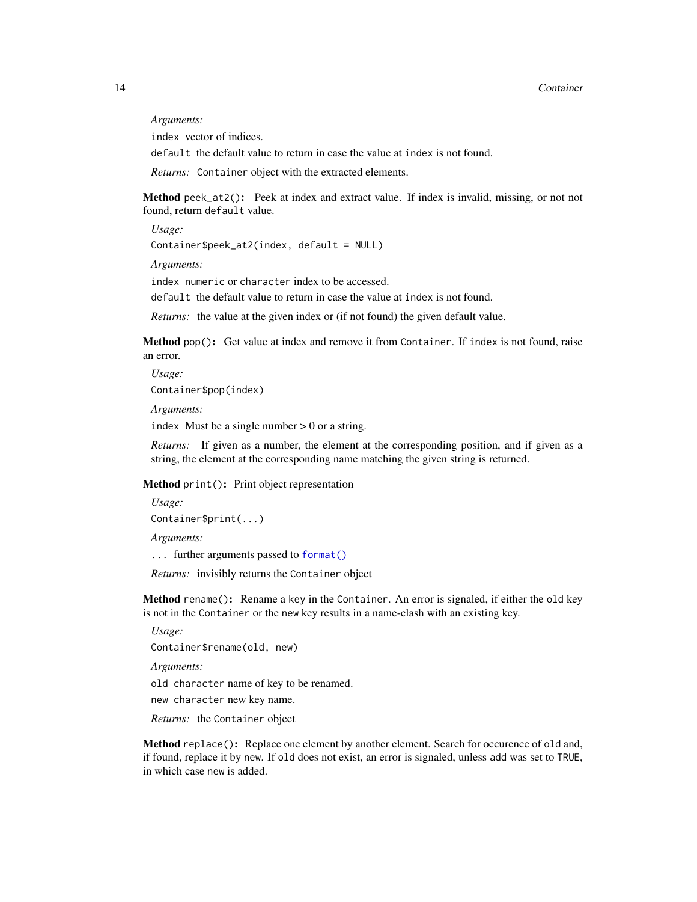*Arguments:*

`index` vector of indices.

`default` the default value to return in case the value at `index` is not found.

*Returns:* `Container` object with the extracted elements.

**Method** `peek_at2()`**:** Peek at index and extract value. If index is invalid, missing, or not not found, return `default` value.

*Usage:*

```
Container$peek_at2(index, default = NULL)
```

*Arguments:*

`index` `numeric` or `character` index to be accessed.

`default` the default value to return in case the value at `index` is not found.

*Returns:* the value at the given index or (if not found) the given default value.

**Method** `pop()`**:** Get value at index and remove it from `Container`. If `index` is not found, raise an error.

*Usage:*

```
Container$pop(index)
```

*Arguments:*

`index` Must be a single number > 0 or a string.

*Returns:* If given as a number, the element at the corresponding position, and if given as a string, the element at the corresponding name matching the given string is returned.

**Method** `print()`**:** Print object representation

*Usage:*

```
Container$print(...)
```

*Arguments:*

`...` further arguments passed to `format()`

*Returns:* invisibly returns the `Container` object

**Method** `rename()`**:** Rename a key in the `Container`. An error is signaled, if either the `old` key is not in the `Container` or the `new` key results in a name-clash with an existing key.

*Usage:*

```
Container$rename(old, new)
```

*Arguments:*

`old` `character` name of key to be renamed.

`new` `character` new key name.

*Returns:* the `Container` object

**Method** `replace()`**:** Replace one element by another element. Search for occurence of `old` and, if found, replace it by `new`. If `old` does not exist, an error is signaled, unless `add` was set to `TRUE`, in which case `new` is added.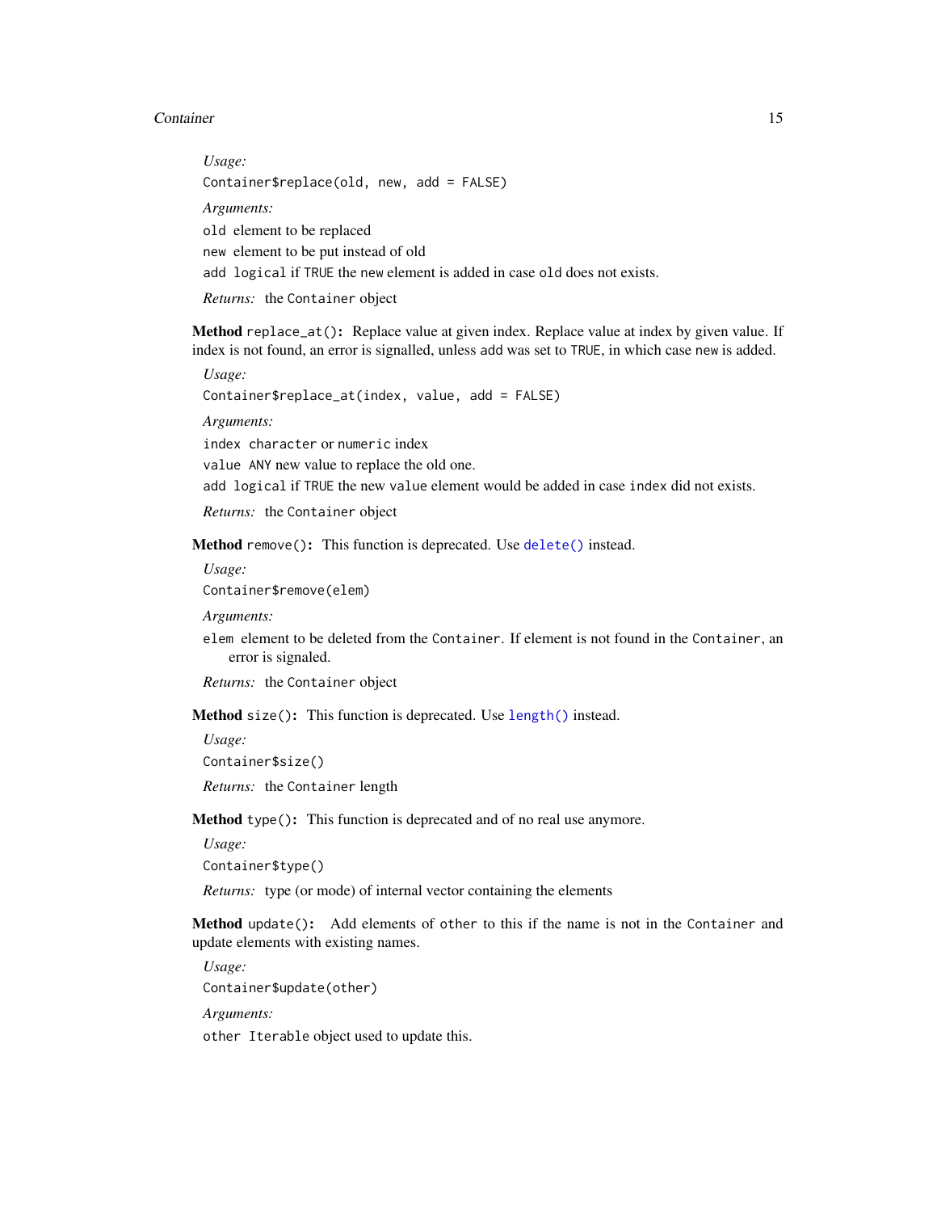*Usage:*

```
Container$replace(old, new, add = FALSE)
```

*Arguments:*

`old` element to be replaced

`new` element to be put instead of old

`add` `logical` if `TRUE` the `new` element is added in case `old` does not exists.

*Returns:* the `Container` object

**Method** `replace_at()`**:** Replace value at given index. Replace value at index by given value. If index is not found, an error is signalled, unless `add` was set to `TRUE`, in which case `new` is added.

*Usage:*

```
Container$replace_at(index, value, add = FALSE)
```

*Arguments:*

`index` `character` or `numeric` index

`value` `ANY` new value to replace the old one.

`add` `logical` if `TRUE` the new `value` element would be added in case `index` did not exists.

*Returns:* the `Container` object

**Method** `remove()`**:** This function is deprecated. Use `delete()` instead.

*Usage:*

```
Container$remove(elem)
```

*Arguments:*

`elem` element to be deleted from the `Container`. If element is not found in the `Container`, an error is signaled.

*Returns:* the `Container` object

**Method** `size()`**:** This function is deprecated. Use `length()` instead.

*Usage:*

```
Container$size()
```

*Returns:* the `Container` length

**Method** `type()`**:** This function is deprecated and of no real use anymore.

*Usage:*

```
Container$type()
```

*Returns:* type (or mode) of internal vector containing the elements

**Method** `update()`**:** Add elements of `other` to this if the name is not in the `Container` and update elements with existing names.

*Usage:*

```
Container$update(other)
```

*Arguments:*

`other` `Iterable` object used to update this.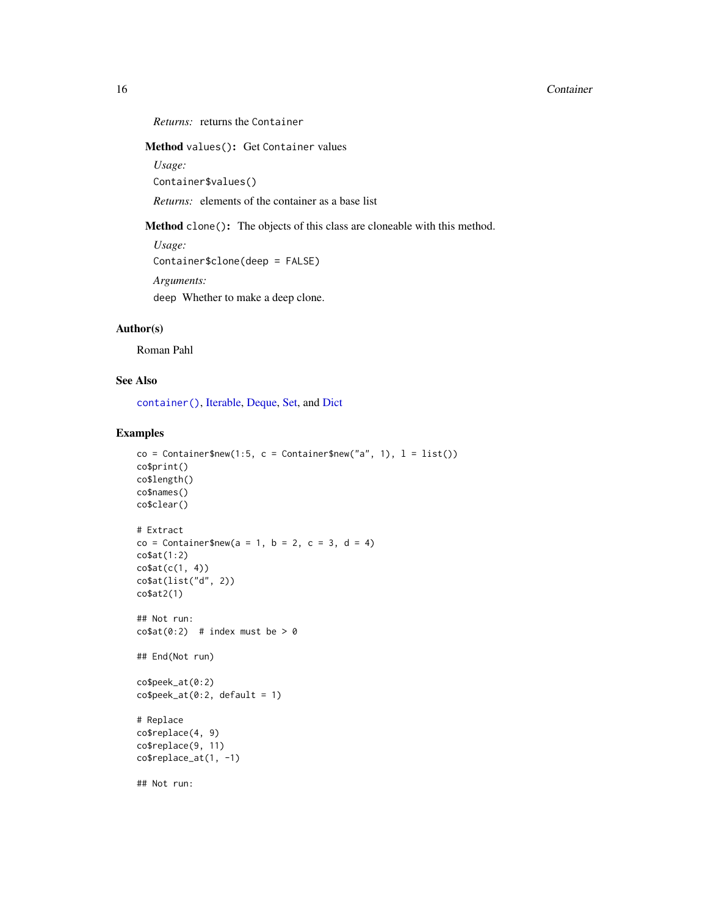*Returns:* returns the `Container`

**Method** `values()`**:** Get `Container` values

*Usage:*

```
Container$values()
```

*Returns:* elements of the container as a base list

**Method** `clone()`**:** The objects of this class are cloneable with this method.

*Usage:*

```
Container$clone(deep = FALSE)
```

*Arguments:*

`deep` Whether to make a deep clone.

## Author(s)

Roman Pahl

## See Also

`container()`, Iterable, Deque, Set, and Dict

## Examples

```
co = Container$new(1:5, c = Container$new("a", 1), l = list())
co$print()
co$length()
co$names()
co$clear()

# Extract
co = Container$new(a = 1, b = 2, c = 3, d = 4)
co$at(1:2)
co$at(c(1, 4))
co$at(list("d", 2))
co$at2(1)

## Not run:
co$at(0:2)  # index must be > 0

## End(Not run)

co$peek_at(0:2)
co$peek_at(0:2, default = 1)

# Replace
co$replace(4, 9)
co$replace(9, 11)
co$replace_at(1, -1)

## Not run:
```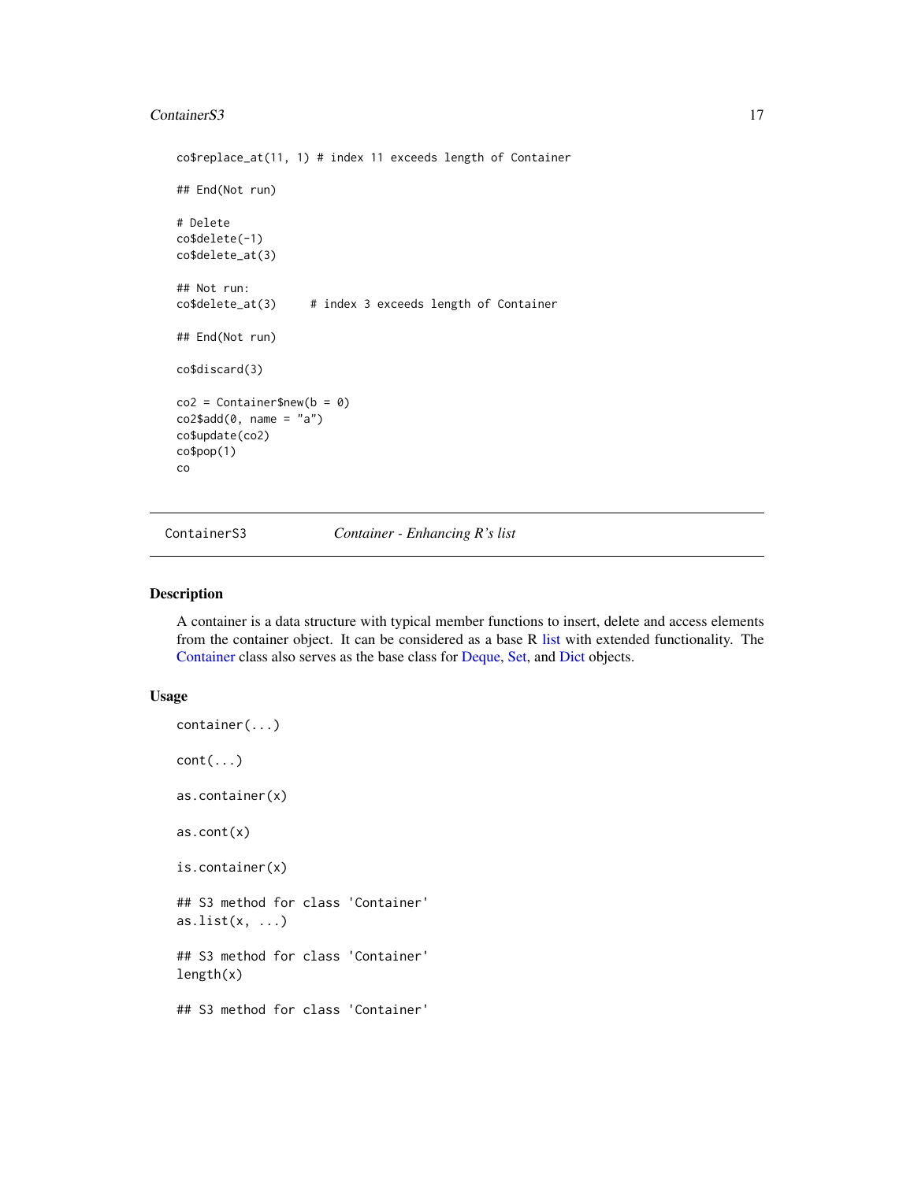```
co$replace_at(11, 1) # index 11 exceeds length of Container

## End(Not run)

# Delete
co$delete(-1)
co$delete_at(3)

## Not run:
co$delete_at(3)     # index 3 exceeds length of Container

## End(Not run)

co$discard(3)

co2 = Container$new(b = 0)
co2$add(0, name = "a")
co$update(co2)
co$pop(1)
co
```

---

ContainerS3 *Container - Enhancing R's list*

---

## Description

A container is a data structure with typical member functions to insert, delete and access elements from the container object. It can be considered as a base R list with extended functionality. The Container class also serves as the base class for Deque, Set, and Dict objects.

## Usage

```
container(...)

cont(...)

as.container(x)

as.cont(x)

is.container(x)

## S3 method for class 'Container'
as.list(x, ...)

## S3 method for class 'Container'
length(x)

## S3 method for class 'Container'
```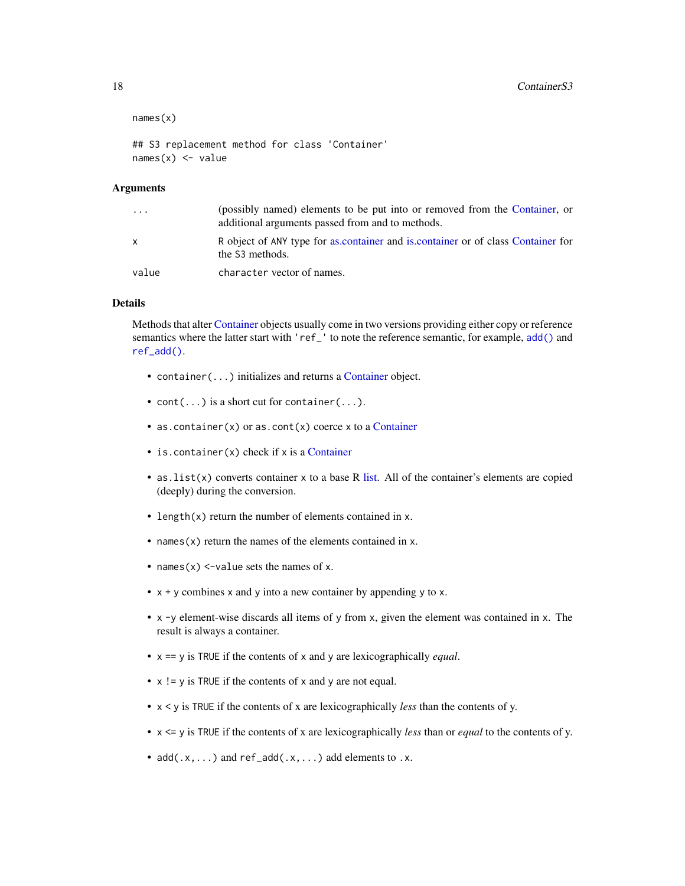```
names(x)

## S3 replacement method for class 'Container'
names(x) <- value
```

## Arguments

| | |
|---|---|
| `...` | (possibly named) elements to be put into or removed from the Container, or additional arguments passed from and to methods. |
| `x` | R object of ANY type for as.container and is.container or of class Container for the S3 methods. |
| `value` | character vector of names. |

## Details

Methods that alter Container objects usually come in two versions providing either copy or reference semantics where the latter start with `'ref_'` to note the reference semantic, for example, `add()` and `ref_add()`.

- `container(...)` initializes and returns a Container object.
- `cont(...)` is a short cut for `container(...)`.
- `as.container(x)` or `as.cont(x)` coerce `x` to a Container
- `is.container(x)` check if `x` is a Container
- `as.list(x)` converts container `x` to a base R list. All of the container's elements are copied (deeply) during the conversion.
- `length(x)` return the number of elements contained in `x`.
- `names(x)` return the names of the elements contained in `x`.
- `names(x) <-value` sets the names of `x`.
- `x + y` combines `x` and `y` into a new container by appending `y` to `x`.
- `x -y` element-wise discards all items of `y` from `x`, given the element was contained in `x`. The result is always a container.
- `x == y` is `TRUE` if the contents of `x` and `y` are lexicographically *equal*.
- `x != y` is `TRUE` if the contents of `x` and `y` are not equal.
- `x < y` is `TRUE` if the contents of x are lexicographically *less* than the contents of y.
- `x <= y` is `TRUE` if the contents of x are lexicographically *less* than or *equal* to the contents of y.
- `add(.x,...)` and `ref_add(.x,...)` add elements to `.x`.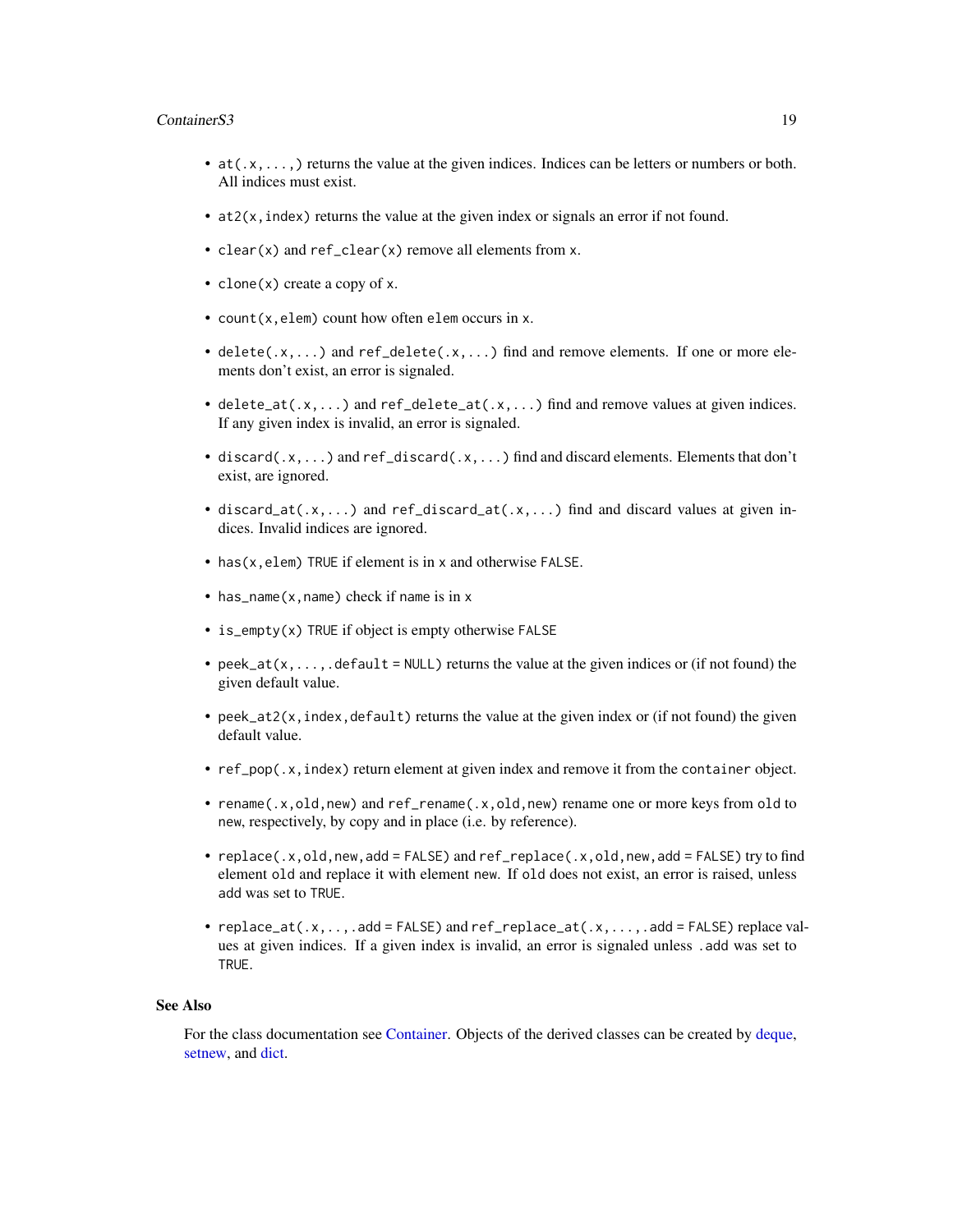- `at(.x,...,)` returns the value at the given indices. Indices can be letters or numbers or both. All indices must exist.
- `at2(x,index)` returns the value at the given index or signals an error if not found.
- `clear(x)` and `ref_clear(x)` remove all elements from `x`.
- `clone(x)` create a copy of `x`.
- `count(x,elem)` count how often `elem` occurs in `x`.
- `delete(.x,...)` and `ref_delete(.x,...)` find and remove elements. If one or more elements don't exist, an error is signaled.
- `delete_at(.x,...)` and `ref_delete_at(.x,...)` find and remove values at given indices. If any given index is invalid, an error is signaled.
- `discard(.x,...)` and `ref_discard(.x,...)` find and discard elements. Elements that don't exist, are ignored.
- `discard_at(.x,...)` and `ref_discard_at(.x,...)` find and discard values at given indices. Invalid indices are ignored.
- `has(x,elem)` `TRUE` if element is in `x` and otherwise `FALSE`.
- `has_name(x,name)` check if `name` is in `x`
- `is_empty(x)` `TRUE` if object is empty otherwise `FALSE`
- `peek_at(x,...,.default = NULL)` returns the value at the given indices or (if not found) the given default value.
- `peek_at2(x,index,default)` returns the value at the given index or (if not found) the given default value.
- `ref_pop(.x,index)` return element at given index and remove it from the `container` object.
- `rename(.x,old,new)` and `ref_rename(.x,old,new)` rename one or more keys from `old` to `new`, respectively, by copy and in place (i.e. by reference).
- `replace(.x,old,new,add = FALSE)` and `ref_replace(.x,old,new,add = FALSE)` try to find element `old` and replace it with element `new`. If `old` does not exist, an error is raised, unless `add` was set to `TRUE`.
- `replace_at(.x,..,.add = FALSE)` and `ref_replace_at(.x,...,.add = FALSE)` replace values at given indices. If a given index is invalid, an error is signaled unless `.add` was set to `TRUE`.

## See Also

For the class documentation see Container. Objects of the derived classes can be created by deque, setnew, and dict.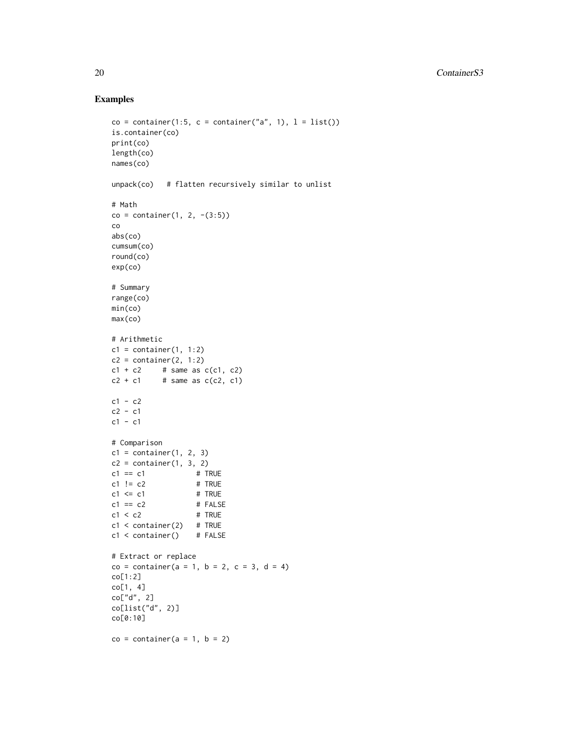## Examples

```
co = container(1:5, c = container("a", 1), l = list())
is.container(co)
print(co)
length(co)
names(co)

unpack(co)   # flatten recursively similar to unlist

# Math
co = container(1, 2, -(3:5))
co
abs(co)
cumsum(co)
round(co)
exp(co)

# Summary
range(co)
min(co)
max(co)

# Arithmetic
c1 = container(1, 1:2)
c2 = container(2, 1:2)
c1 + c2     # same as c(c1, c2)
c2 + c1     # same as c(c2, c1)

c1 - c2
c2 - c1
c1 - c1

# Comparison
c1 = container(1, 2, 3)
c2 = container(1, 3, 2)
c1 == c1           # TRUE
c1 != c2           # TRUE
c1 <= c1           # TRUE
c1 == c2           # FALSE
c1 < c2            # TRUE
c1 < container(2)  # TRUE
c1 < container()   # FALSE

# Extract or replace
co = container(a = 1, b = 2, c = 3, d = 4)
co[1:2]
co[1, 4]
co["d", 2]
co[list("d", 2)]
co[0:10]

co = container(a = 1, b = 2)
```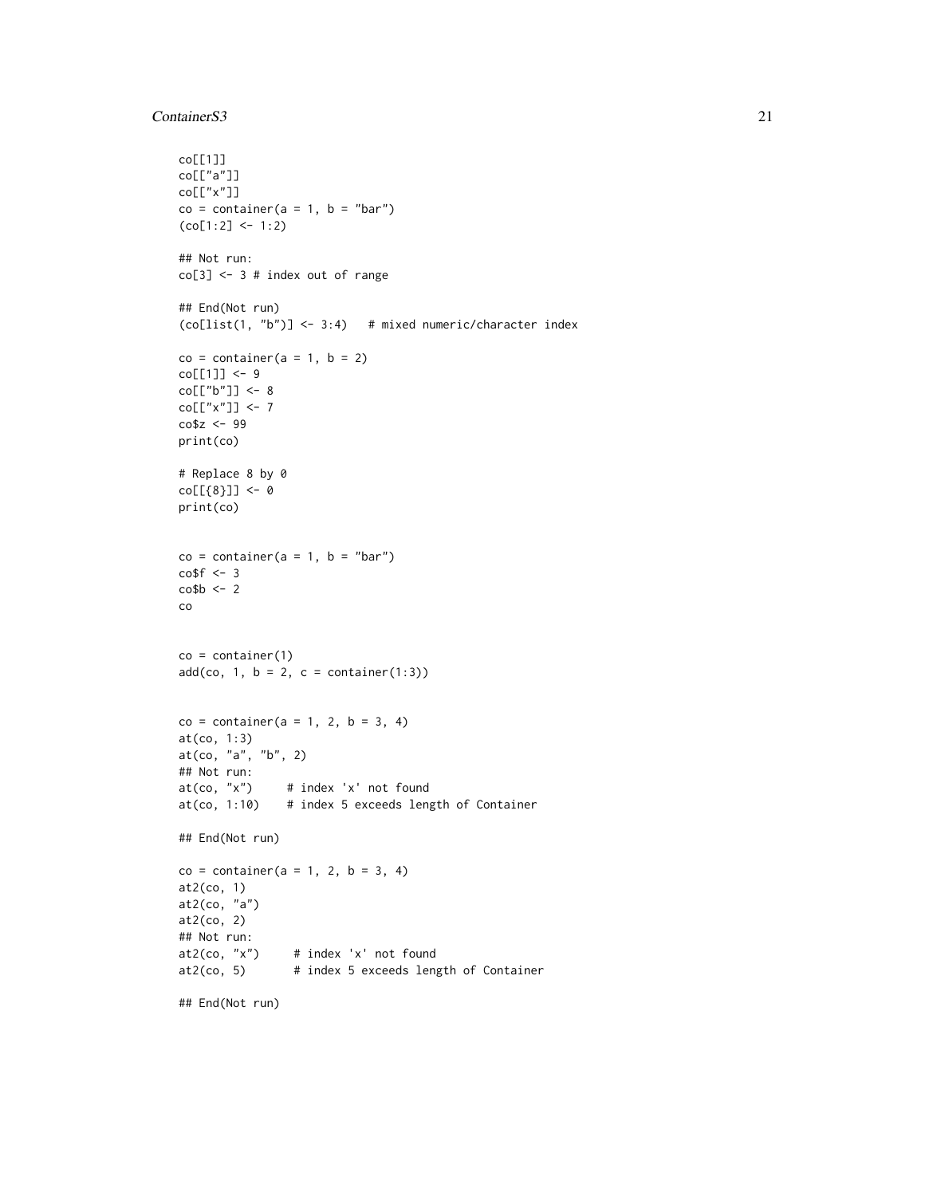```
co[[1]]
co[["a"]]
co[["x"]]
co = container(a = 1, b = "bar")
(co[1:2] <- 1:2)

## Not run:
co[3] <- 3 # index out of range

## End(Not run)
(co[list(1, "b")] <- 3:4)   # mixed numeric/character index

co = container(a = 1, b = 2)
co[[1]] <- 9
co[["b"]] <- 8
co[["x"]] <- 7
co$z <- 99
print(co)

# Replace 8 by 0
co[[{8}]] <- 0
print(co)


co = container(a = 1, b = "bar")
co$f <- 3
co$b <- 2
co


co = container(1)
add(co, 1, b = 2, c = container(1:3))


co = container(a = 1, 2, b = 3, 4)
at(co, 1:3)
at(co, "a", "b", 2)
## Not run:
at(co, "x")     # index 'x' not found
at(co, 1:10)    # index 5 exceeds length of Container

## End(Not run)

co = container(a = 1, 2, b = 3, 4)
at2(co, 1)
at2(co, "a")
at2(co, 2)
## Not run:
at2(co, "x")     # index 'x' not found
at2(co, 5)       # index 5 exceeds length of Container

## End(Not run)
```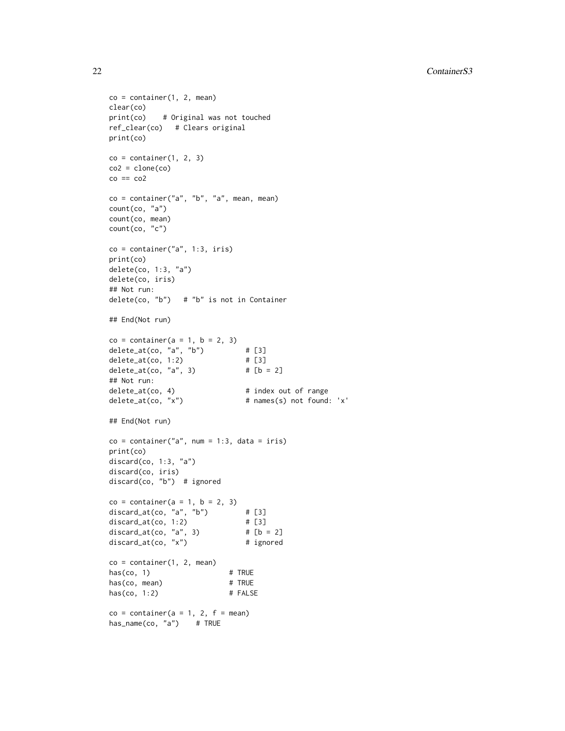```
co = container(1, 2, mean)
clear(co)
print(co)    # Original was not touched
ref_clear(co)   # Clears original
print(co)

co = container(1, 2, 3)
co2 = clone(co)
co == co2

co = container("a", "b", "a", mean, mean)
count(co, "a")
count(co, mean)
count(co, "c")

co = container("a", 1:3, iris)
print(co)
delete(co, 1:3, "a")
delete(co, iris)
## Not run:
delete(co, "b")   # "b" is not in Container

## End(Not run)

co = container(a = 1, b = 2, 3)
delete_at(co, "a", "b")          # [3]
delete_at(co, 1:2)               # [3]
delete_at(co, "a", 3)            # [b = 2]
## Not run:
delete_at(co, 4)                 # index out of range
delete_at(co, "x")               # names(s) not found: 'x'

## End(Not run)

co = container("a", num = 1:3, data = iris)
print(co)
discard(co, 1:3, "a")
discard(co, iris)
discard(co, "b")  # ignored

co = container(a = 1, b = 2, 3)
discard_at(co, "a", "b")         # [3]
discard_at(co, 1:2)              # [3]
discard_at(co, "a", 3)           # [b = 2]
discard_at(co, "x")              # ignored

co = container(1, 2, mean)
has(co, 1)                  # TRUE
has(co, mean)               # TRUE
has(co, 1:2)                # FALSE

co = container(a = 1, 2, f = mean)
has_name(co, "a")    # TRUE
```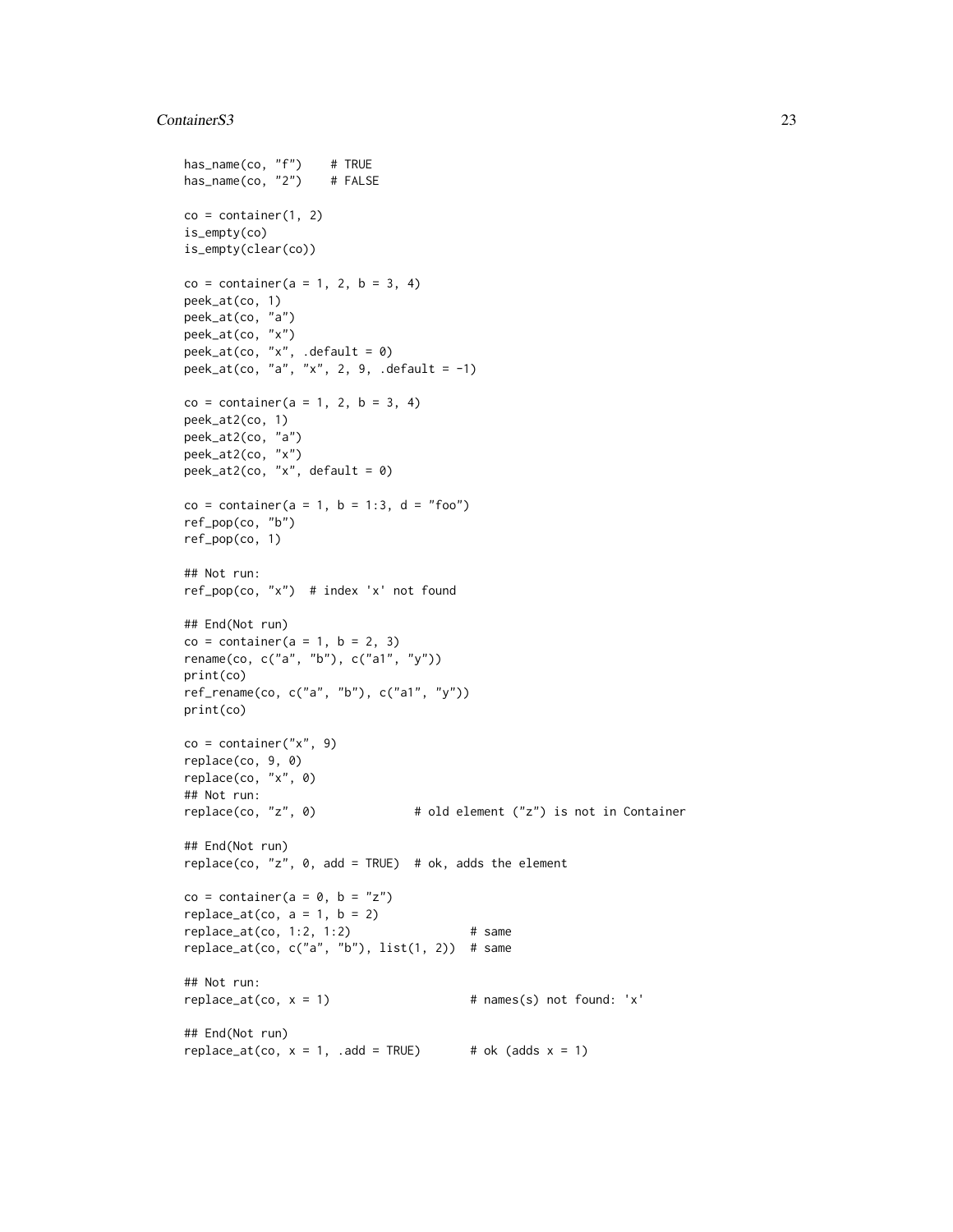```
has_name(co, "f")    # TRUE
has_name(co, "2")    # FALSE

co = container(1, 2)
is_empty(co)
is_empty(clear(co))

co = container(a = 1, 2, b = 3, 4)
peek_at(co, 1)
peek_at(co, "a")
peek_at(co, "x")
peek_at(co, "x", .default = 0)
peek_at(co, "a", "x", 2, 9, .default = -1)

co = container(a = 1, 2, b = 3, 4)
peek_at2(co, 1)
peek_at2(co, "a")
peek_at2(co, "x")
peek_at2(co, "x", default = 0)

co = container(a = 1, b = 1:3, d = "foo")
ref_pop(co, "b")
ref_pop(co, 1)

## Not run:
ref_pop(co, "x")  # index 'x' not found

## End(Not run)
co = container(a = 1, b = 2, 3)
rename(co, c("a", "b"), c("a1", "y"))
print(co)
ref_rename(co, c("a", "b"), c("a1", "y"))
print(co)

co = container("x", 9)
replace(co, 9, 0)
replace(co, "x", 0)
## Not run:
replace(co, "z", 0)              # old element ("z") is not in Container

## End(Not run)
replace(co, "z", 0, add = TRUE)  # ok, adds the element

co = container(a = 0, b = "z")
replace_at(co, a = 1, b = 2)
replace_at(co, 1:2, 1:2)                 # same
replace_at(co, c("a", "b"), list(1, 2))  # same

## Not run:
replace_at(co, x = 1)                    # names(s) not found: 'x'

## End(Not run)
replace_at(co, x = 1, .add = TRUE)       # ok (adds x = 1)
```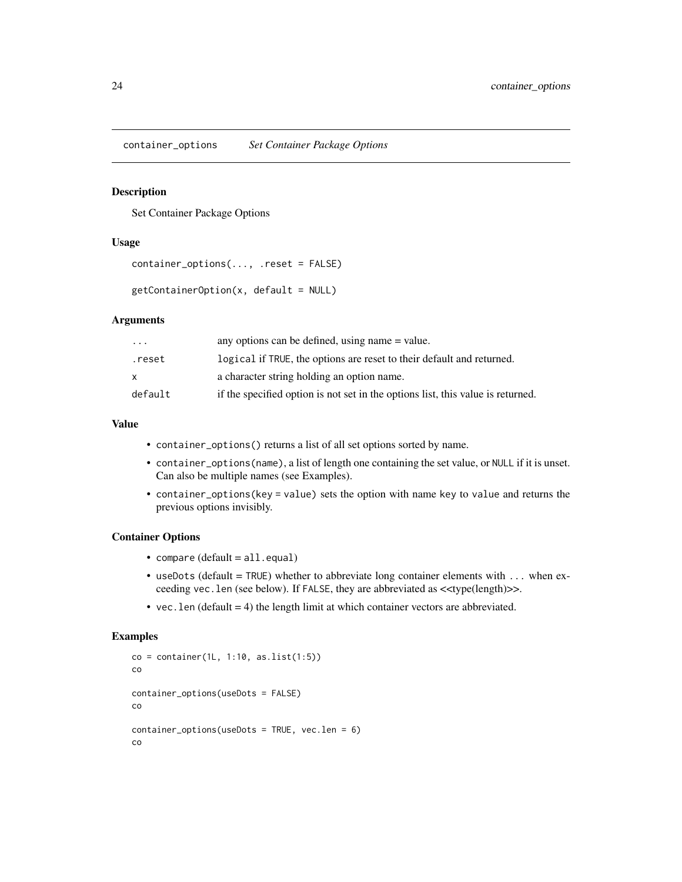`container_options` *Set Container Package Options*

### Description

Set Container Package Options

### Usage

```
container_options(..., .reset = FALSE)

getContainerOption(x, default = NULL)
```

### Arguments

| | |
|---|---|
| `...` | any options can be defined, using name = value. |
| `.reset` | `logical` if `TRUE`, the options are reset to their default and returned. |
| `x` | a character string holding an option name. |
| `default` | if the specified option is not set in the options list, this value is returned. |

### Value

- `container_options()` returns a list of all set options sorted by name.
- `container_options(name)`, a list of length one containing the set value, or `NULL` if it is unset. Can also be multiple names (see Examples).
- `container_options(key = value)` sets the option with name `key` to `value` and returns the previous options invisibly.

### Container Options

- `compare` (default = `all.equal`)
- `useDots` (default = `TRUE`) whether to abbreviate long container elements with `...` when exceeding `vec.len` (see below). If `FALSE`, they are abbreviated as <<type(length)>>.
- `vec.len` (default = 4) the length limit at which container vectors are abbreviated.

### Examples

```
co = container(1L, 1:10, as.list(1:5))
co

container_options(useDots = FALSE)
co

container_options(useDots = TRUE, vec.len = 6)
co
```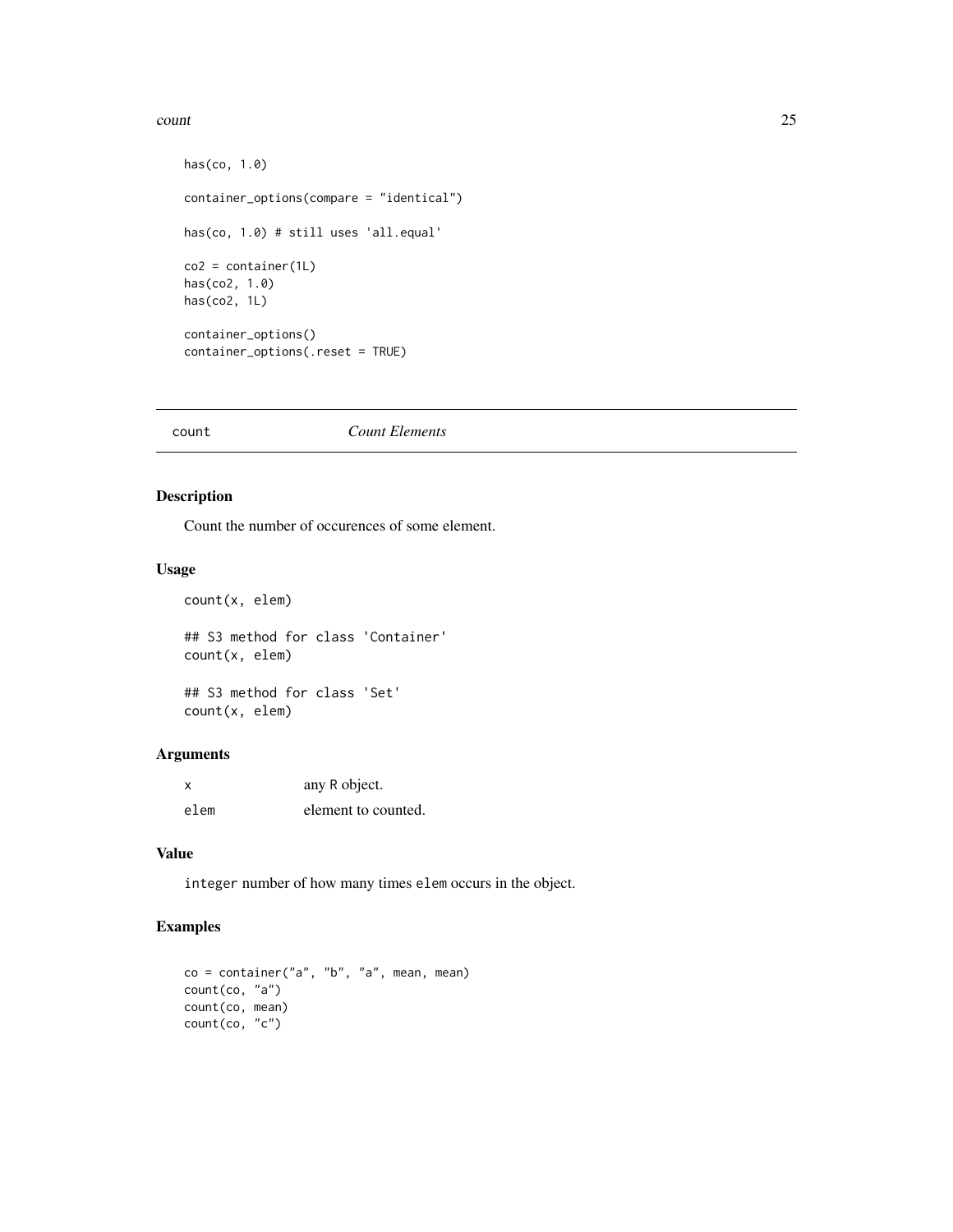```
has(co, 1.0)

container_options(compare = "identical")

has(co, 1.0) # still uses 'all.equal'

co2 = container(1L)
has(co2, 1.0)
has(co2, 1L)

container_options()
container_options(.reset = TRUE)
```

## count — *Count Elements*

### Description

Count the number of occurences of some element.

### Usage

```
count(x, elem)

## S3 method for class 'Container'
count(x, elem)

## S3 method for class 'Set'
count(x, elem)
```

### Arguments

| | |
|---|---|
| x | any R object. |
| elem | element to counted. |

### Value

`integer` number of how many times `elem` occurs in the object.

### Examples

```
co = container("a", "b", "a", mean, mean)
count(co, "a")
count(co, mean)
count(co, "c")
```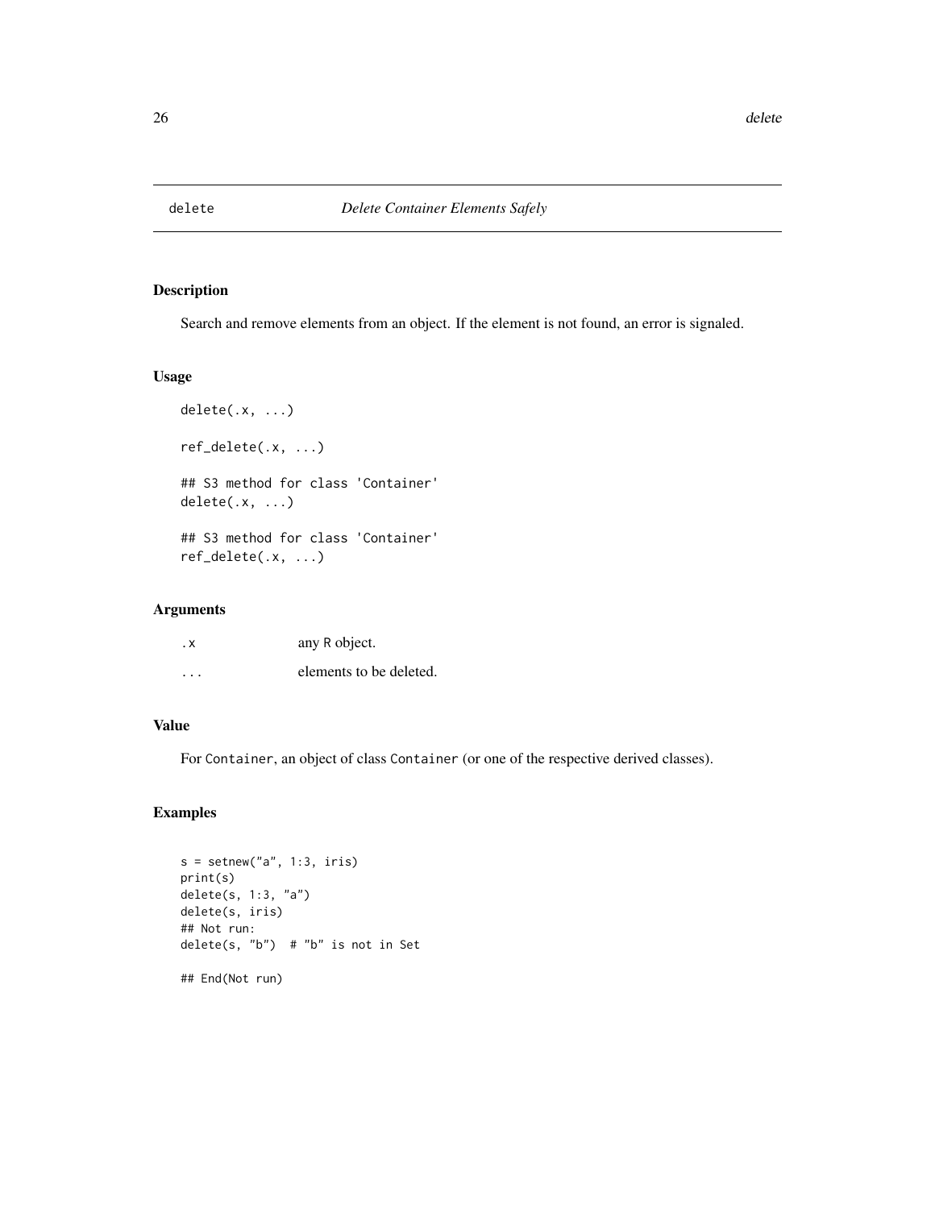# delete — *Delete Container Elements Safely*

## Description

Search and remove elements from an object. If the element is not found, an error is signaled.

## Usage

```
delete(.x, ...)

ref_delete(.x, ...)

## S3 method for class 'Container'
delete(.x, ...)

## S3 method for class 'Container'
ref_delete(.x, ...)
```

## Arguments

| | |
|---|---|
| `.x` | any R object. |
| `...` | elements to be deleted. |

## Value

For `Container`, an object of class `Container` (or one of the respective derived classes).

## Examples

```
s = setnew("a", 1:3, iris)
print(s)
delete(s, 1:3, "a")
delete(s, iris)
## Not run:
delete(s, "b")  # "b" is not in Set

## End(Not run)
```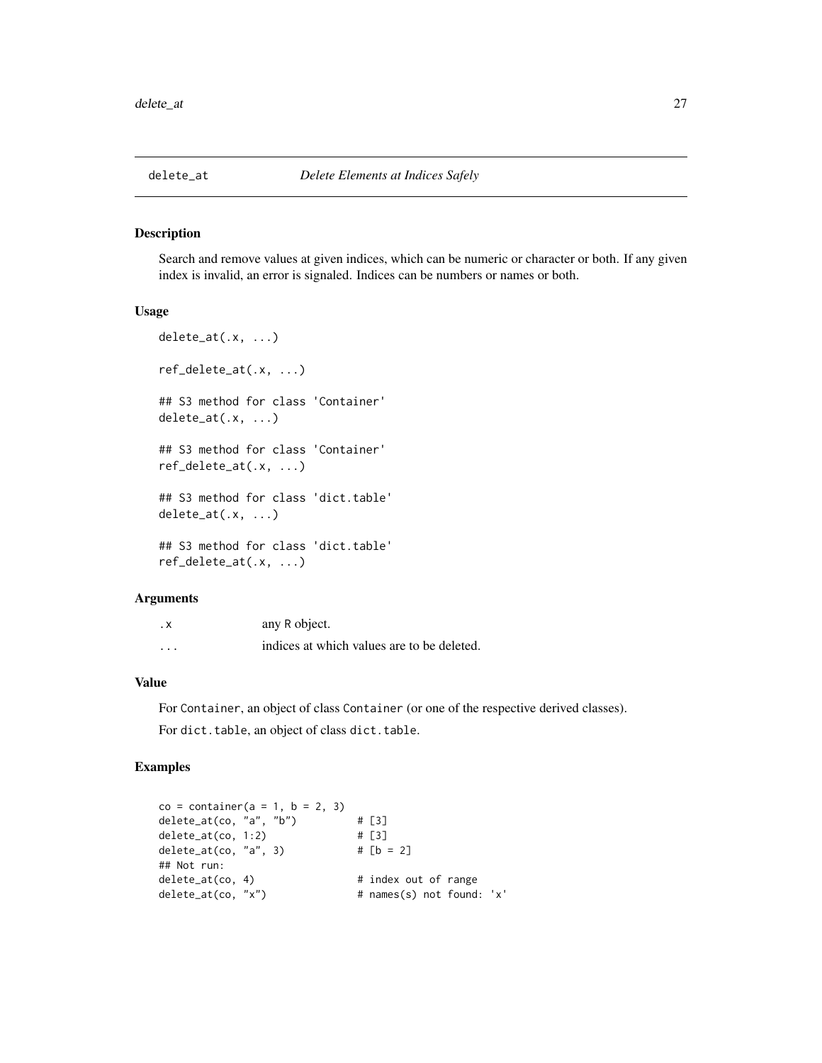# delete_at *Delete Elements at Indices Safely*

## Description

Search and remove values at given indices, which can be numeric or character or both. If any given index is invalid, an error is signaled. Indices can be numbers or names or both.

## Usage

```
delete_at(.x, ...)

ref_delete_at(.x, ...)

## S3 method for class 'Container'
delete_at(.x, ...)

## S3 method for class 'Container'
ref_delete_at(.x, ...)

## S3 method for class 'dict.table'
delete_at(.x, ...)

## S3 method for class 'dict.table'
ref_delete_at(.x, ...)
```

## Arguments

| | |
|---|---|
| `.x` | any R object. |
| `...` | indices at which values are to be deleted. |

## Value

For `Container`, an object of class `Container` (or one of the respective derived classes).

For `dict.table`, an object of class `dict.table`.

## Examples

```
co = container(a = 1, b = 2, 3)
delete_at(co, "a", "b")          # [3]
delete_at(co, 1:2)               # [3]
delete_at(co, "a", 3)            # [b = 2]
## Not run:
delete_at(co, 4)                 # index out of range
delete_at(co, "x")               # names(s) not found: 'x'
```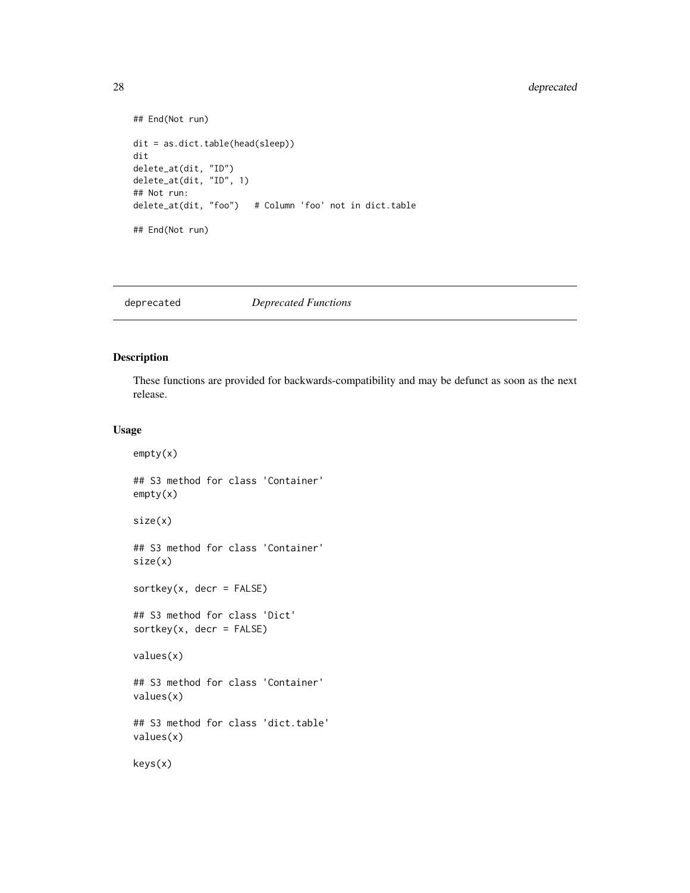```
## End(Not run)

dit = as.dict.table(head(sleep))
dit
delete_at(dit, "ID")
delete_at(dit, "ID", 1)
## Not run:
delete_at(dit, "foo")   # Column 'foo' not in dict.table

## End(Not run)
```

## deprecated *Deprecated Functions*

### Description

These functions are provided for backwards-compatibility and may be defunct as soon as the next release.

### Usage

```
empty(x)

## S3 method for class 'Container'
empty(x)

size(x)

## S3 method for class 'Container'
size(x)

sortkey(x, decr = FALSE)

## S3 method for class 'Dict'
sortkey(x, decr = FALSE)

values(x)

## S3 method for class 'Container'
values(x)

## S3 method for class 'dict.table'
values(x)

keys(x)
```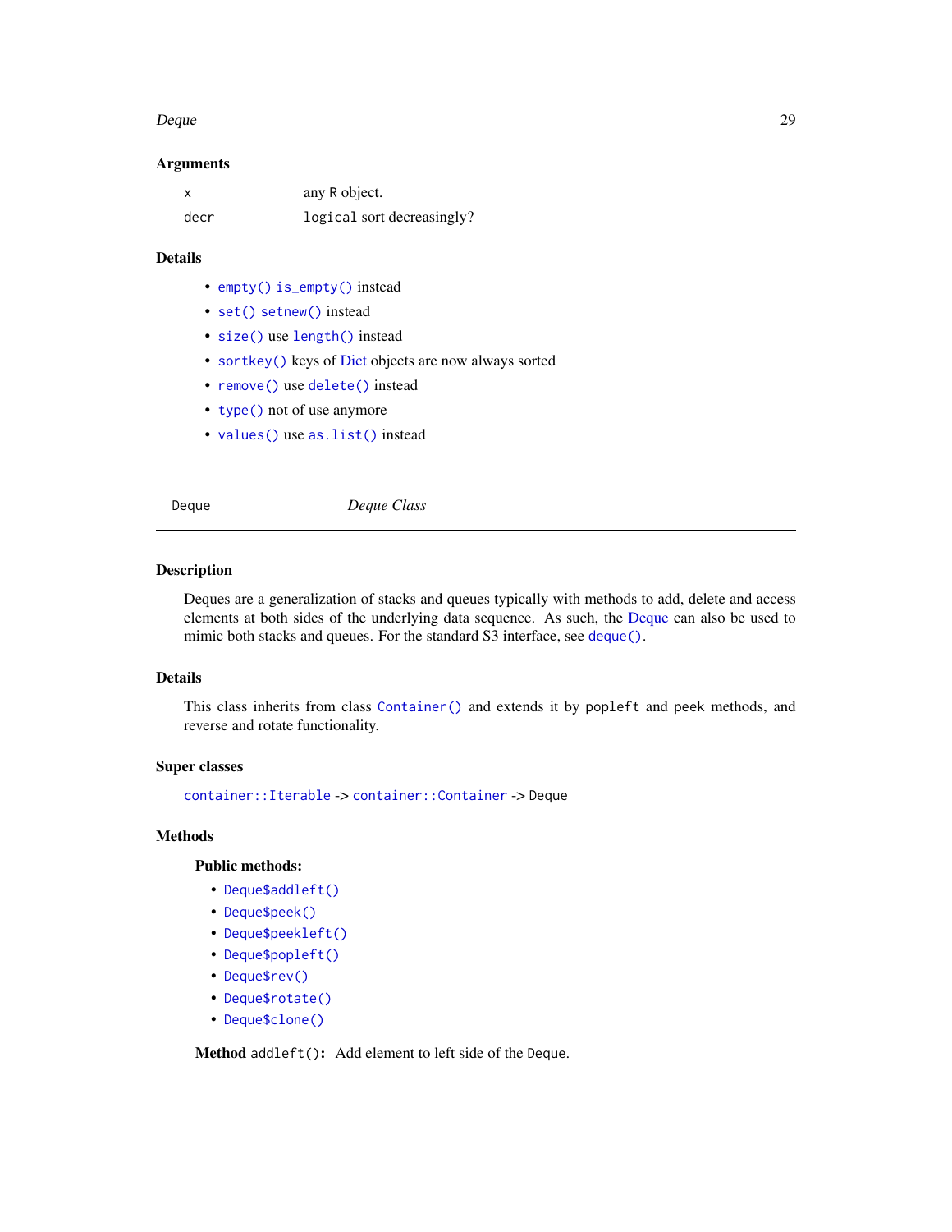### Arguments

| | |
|---|---|
| `x` | any R object. |
| `decr` | `logical` sort decreasingly? |

### Details

- `empty()` `is_empty()` instead
- `set()` `setnew()` instead
- `size()` use `length()` instead
- `sortkey()` keys of Dict objects are now always sorted
- `remove()` use `delete()` instead
- `type()` not of use anymore
- `values()` use `as.list()` instead

---

## Deque — *Deque Class*

---

### Description

Deques are a generalization of stacks and queues typically with methods to add, delete and access elements at both sides of the underlying data sequence. As such, the Deque can also be used to mimic both stacks and queues. For the standard S3 interface, see `deque()`.

### Details

This class inherits from class `Container()` and extends it by `popleft` and `peek` methods, and reverse and rotate functionality.

### Super classes

`container::Iterable` -> `container::Container` -> `Deque`

### Methods

**Public methods:**

- `Deque$addleft()`
- `Deque$peek()`
- `Deque$peekleft()`
- `Deque$popleft()`
- `Deque$rev()`
- `Deque$rotate()`
- `Deque$clone()`

**Method** `addleft()`**:** Add element to left side of the `Deque`.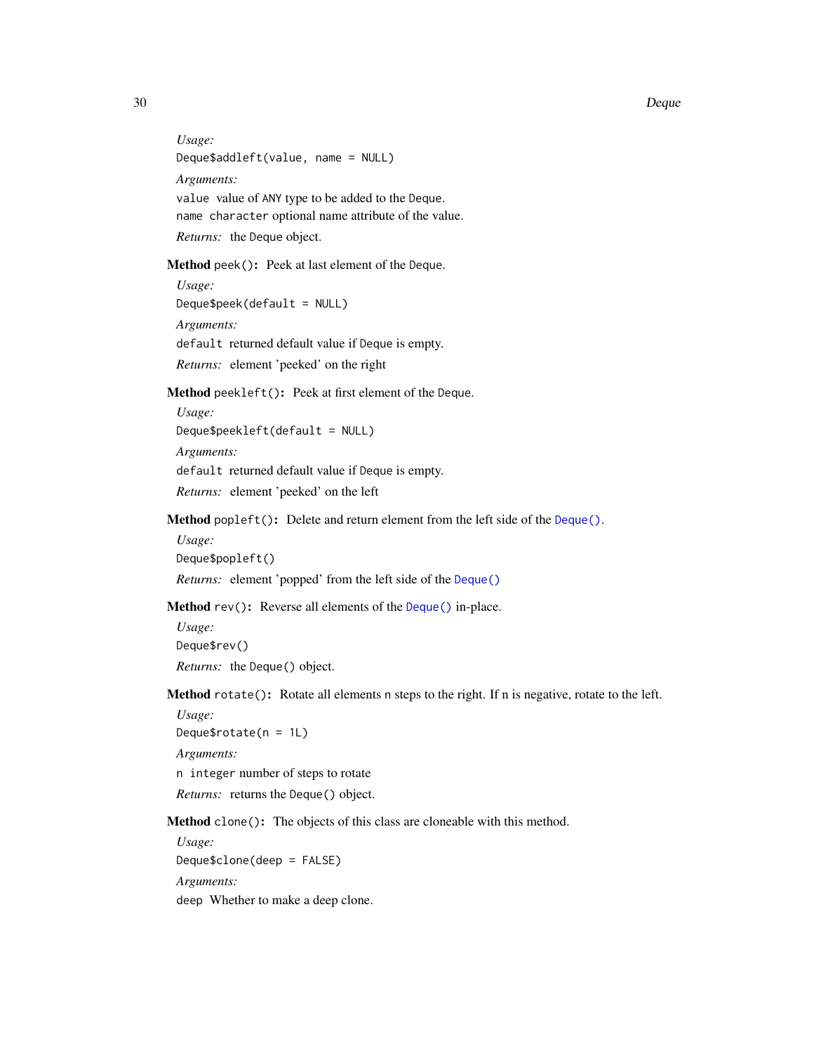*Usage:*

```
Deque$addleft(value, name = NULL)
```

*Arguments:*

`value` value of ANY type to be added to the Deque.

`name` `character` optional name attribute of the value.

*Returns:* the Deque object.

**Method** `peek()`**:** Peek at last element of the Deque.

*Usage:*

```
Deque$peek(default = NULL)
```

*Arguments:*

`default` returned default value if Deque is empty.

*Returns:* element 'peeked' on the right

**Method** `peekleft()`**:** Peek at first element of the Deque.

*Usage:*

```
Deque$peekleft(default = NULL)
```

*Arguments:*

`default` returned default value if Deque is empty.

*Returns:* element 'peeked' on the left

**Method** `popleft()`**:** Delete and return element from the left side of the `Deque()`.

*Usage:*

```
Deque$popleft()
```

*Returns:* element 'popped' from the left side of the `Deque()`

**Method** `rev()`**:** Reverse all elements of the `Deque()` in-place.

*Usage:*

```
Deque$rev()
```

*Returns:* the `Deque()` object.

**Method** `rotate()`**:** Rotate all elements n steps to the right. If n is negative, rotate to the left.

*Usage:*

```
Deque$rotate(n = 1L)
```

*Arguments:*

`n` `integer` number of steps to rotate

*Returns:* returns the `Deque()` object.

**Method** `clone()`**:** The objects of this class are cloneable with this method.

*Usage:*

```
Deque$clone(deep = FALSE)
```

*Arguments:*

`deep` Whether to make a deep clone.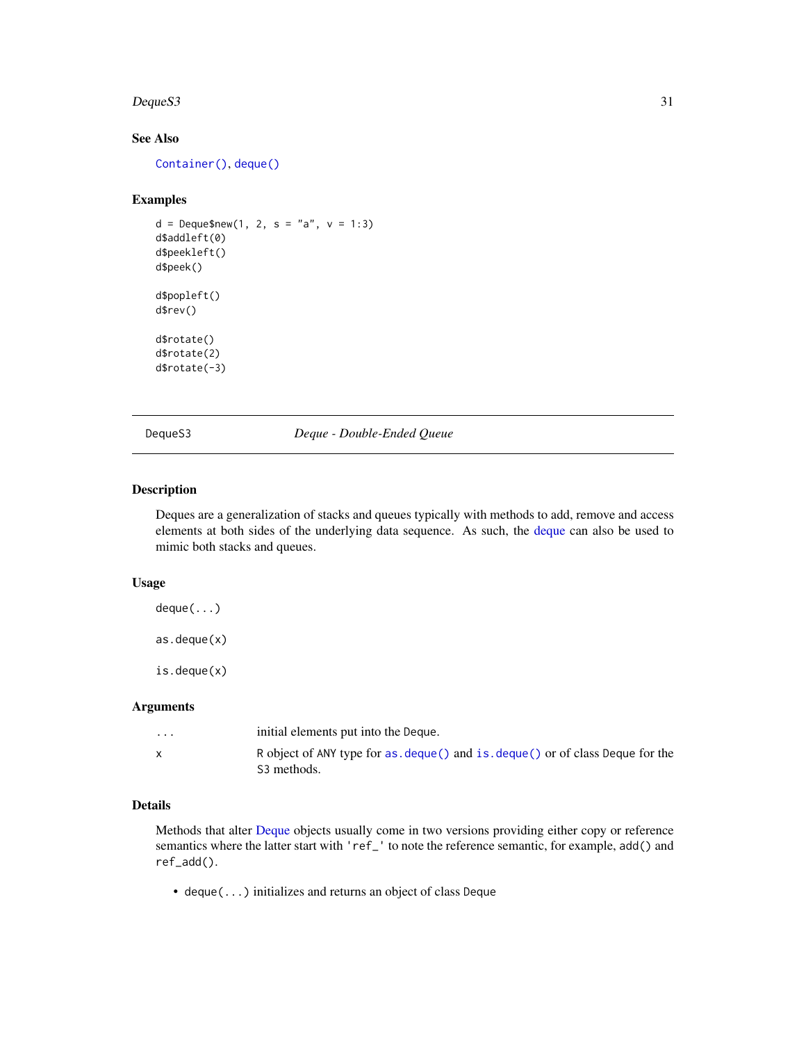### See Also

`Container()`, `deque()`

### Examples

```
d = Deque$new(1, 2, s = "a", v = 1:3)
d$addleft(0)
d$peekleft()
d$peek()

d$popleft()
d$rev()

d$rotate()
d$rotate(2)
d$rotate(-3)
```

---

## DequeS3 — *Deque - Double-Ended Queue*

---

### Description

Deques are a generalization of stacks and queues typically with methods to add, remove and access elements at both sides of the underlying data sequence. As such, the deque can also be used to mimic both stacks and queues.

### Usage

```
deque(...)

as.deque(x)

is.deque(x)
```

### Arguments

| | |
|---|---|
| `...` | initial elements put into the `Deque`. |
| `x` | R object of ANY type for `as.deque()` and `is.deque()` or of class `Deque` for the S3 methods. |

### Details

Methods that alter Deque objects usually come in two versions providing either copy or reference semantics where the latter start with `'ref_'` to note the reference semantic, for example, `add()` and `ref_add()`.

- `deque(...)` initializes and returns an object of class `Deque`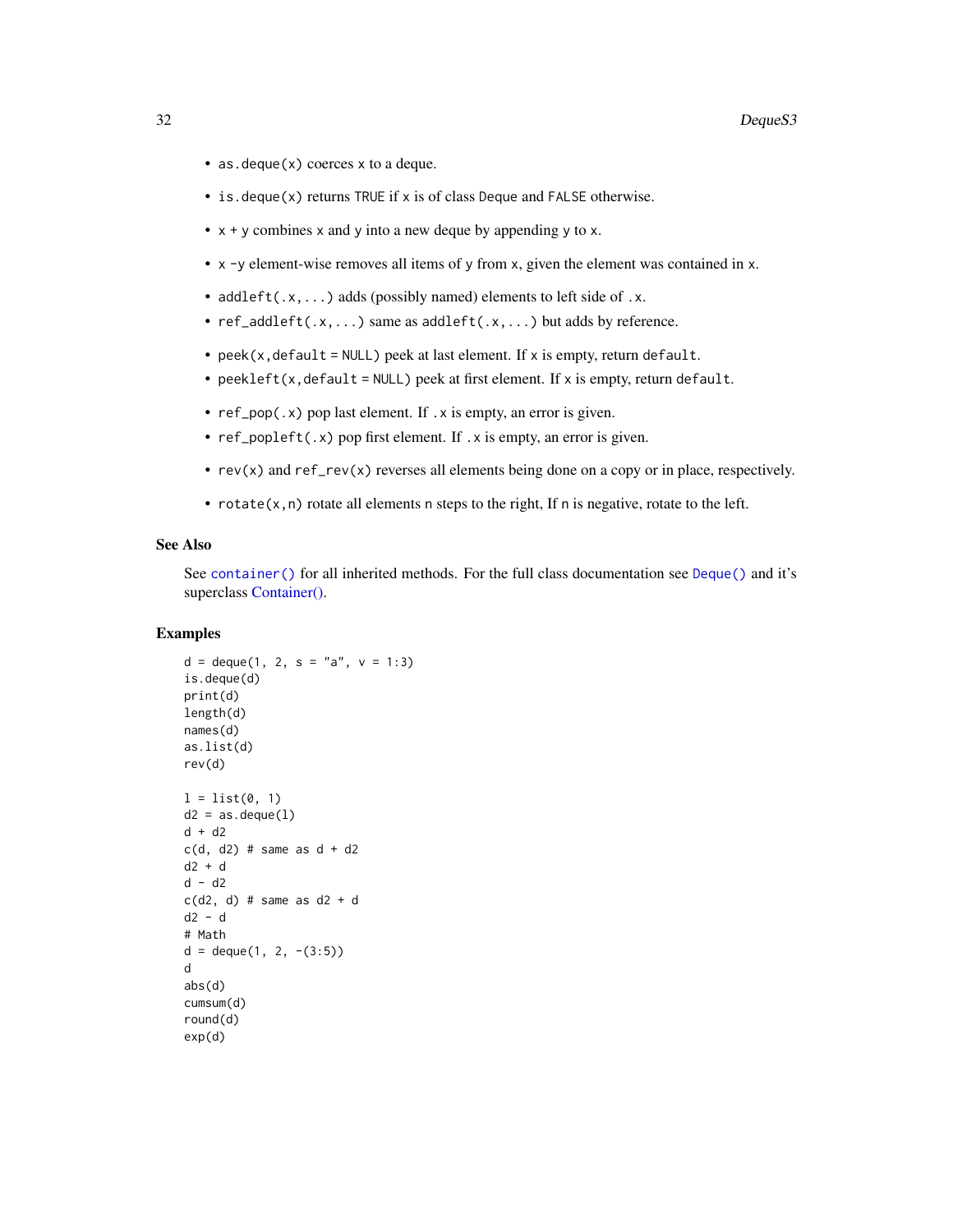- `as.deque(x)` coerces `x` to a deque.
- `is.deque(x)` returns `TRUE` if `x` is of class `Deque` and `FALSE` otherwise.
- `x + y` combines `x` and `y` into a new deque by appending `y` to `x`.
- `x -y` element-wise removes all items of `y` from `x`, given the element was contained in `x`.
- `addleft(.x,...)` adds (possibly named) elements to left side of `.x`.
- `ref_addleft(.x,...)` same as `addleft(.x,...)` but adds by reference.
- `peek(x,default = NULL)` peek at last element. If `x` is empty, return `default`.
- `peekleft(x,default = NULL)` peek at first element. If `x` is empty, return `default`.
- `ref_pop(.x)` pop last element. If `.x` is empty, an error is given.
- `ref_popleft(.x)` pop first element. If `.x` is empty, an error is given.
- `rev(x)` and `ref_rev(x)` reverses all elements being done on a copy or in place, respectively.
- `rotate(x,n)` rotate all elements `n` steps to the right, If `n` is negative, rotate to the left.

## See Also

See `container()` for all inherited methods. For the full class documentation see `Deque()` and it's superclass Container().

## Examples

```
d = deque(1, 2, s = "a", v = 1:3)
is.deque(d)
print(d)
length(d)
names(d)
as.list(d)
rev(d)

l = list(0, 1)
d2 = as.deque(l)
d + d2
c(d, d2) # same as d + d2
d2 + d
d - d2
c(d2, d) # same as d2 + d
d2 - d
# Math
d = deque(1, 2, -(3:5))
d
abs(d)
cumsum(d)
round(d)
exp(d)
```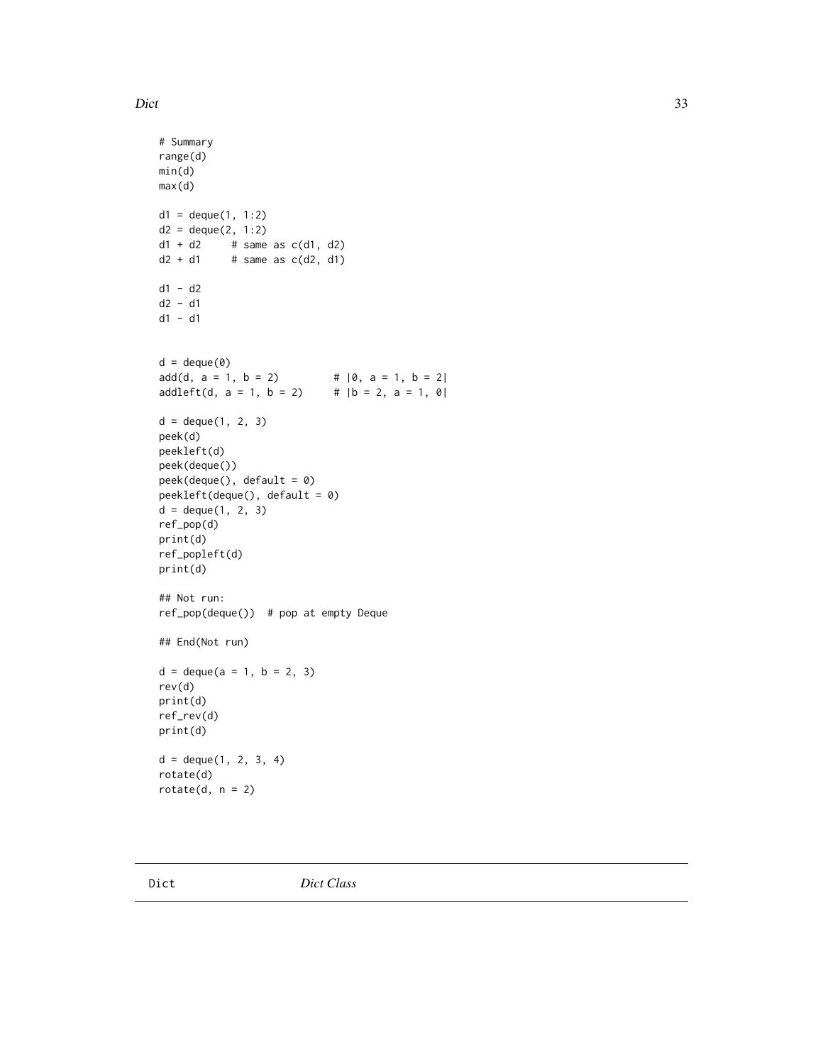```
# Summary
range(d)
min(d)
max(d)

d1 = deque(1, 1:2)
d2 = deque(2, 1:2)
d1 + d2     # same as c(d1, d2)
d2 + d1     # same as c(d2, d1)

d1 - d2
d2 - d1
d1 - d1


d = deque(0)
add(d, a = 1, b = 2)         # |0, a = 1, b = 2|
addleft(d, a = 1, b = 2)     # |b = 2, a = 1, 0|

d = deque(1, 2, 3)
peek(d)
peekleft(d)
peek(deque())
peek(deque(), default = 0)
peekleft(deque(), default = 0)
d = deque(1, 2, 3)
ref_pop(d)
print(d)
ref_popleft(d)
print(d)

## Not run:
ref_pop(deque())  # pop at empty Deque

## End(Not run)

d = deque(a = 1, b = 2, 3)
rev(d)
print(d)
ref_rev(d)
print(d)

d = deque(1, 2, 3, 4)
rotate(d)
rotate(d, n = 2)
```

## Dict    *Dict Class*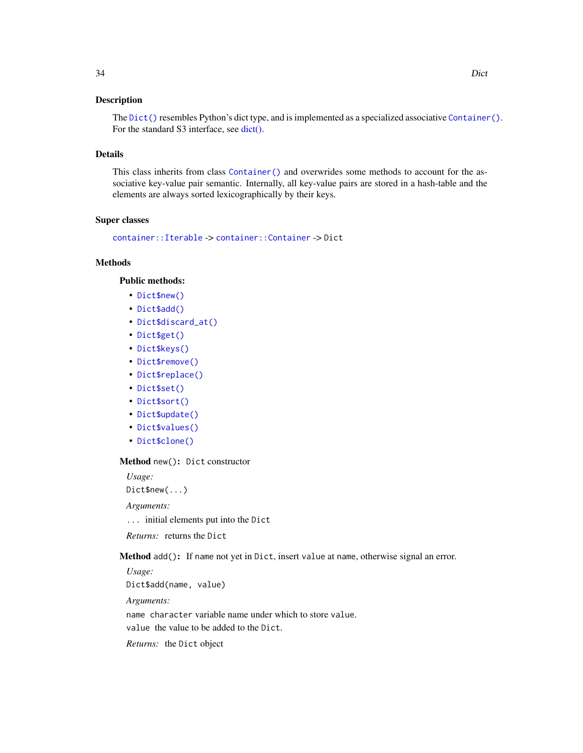### Description

The `Dict()` resembles Python's dict type, and is implemented as a specialized associative `Container()`. For the standard S3 interface, see dict().

### Details

This class inherits from class `Container()` and overwrides some methods to account for the associative key-value pair semantic. Internally, all key-value pairs are stored in a hash-table and the elements are always sorted lexicographically by their keys.

### Super classes

`container::Iterable` -> `container::Container` -> `Dict`

### Methods

#### Public methods:

- `Dict$new()`
- `Dict$add()`
- `Dict$discard_at()`
- `Dict$get()`
- `Dict$keys()`
- `Dict$remove()`
- `Dict$replace()`
- `Dict$set()`
- `Dict$sort()`
- `Dict$update()`
- `Dict$values()`
- `Dict$clone()`

**Method** `new()`**:** `Dict` constructor

*Usage:*

```
Dict$new(...)
```

*Arguments:*

`...` initial elements put into the `Dict`

*Returns:* returns the `Dict`

**Method** `add()`**:** If `name` not yet in `Dict`, insert `value` at `name`, otherwise signal an error.

*Usage:*

```
Dict$add(name, value)
```

*Arguments:*

`name` `character` variable name under which to store `value`.

`value` the value to be added to the `Dict`.

*Returns:* the `Dict` object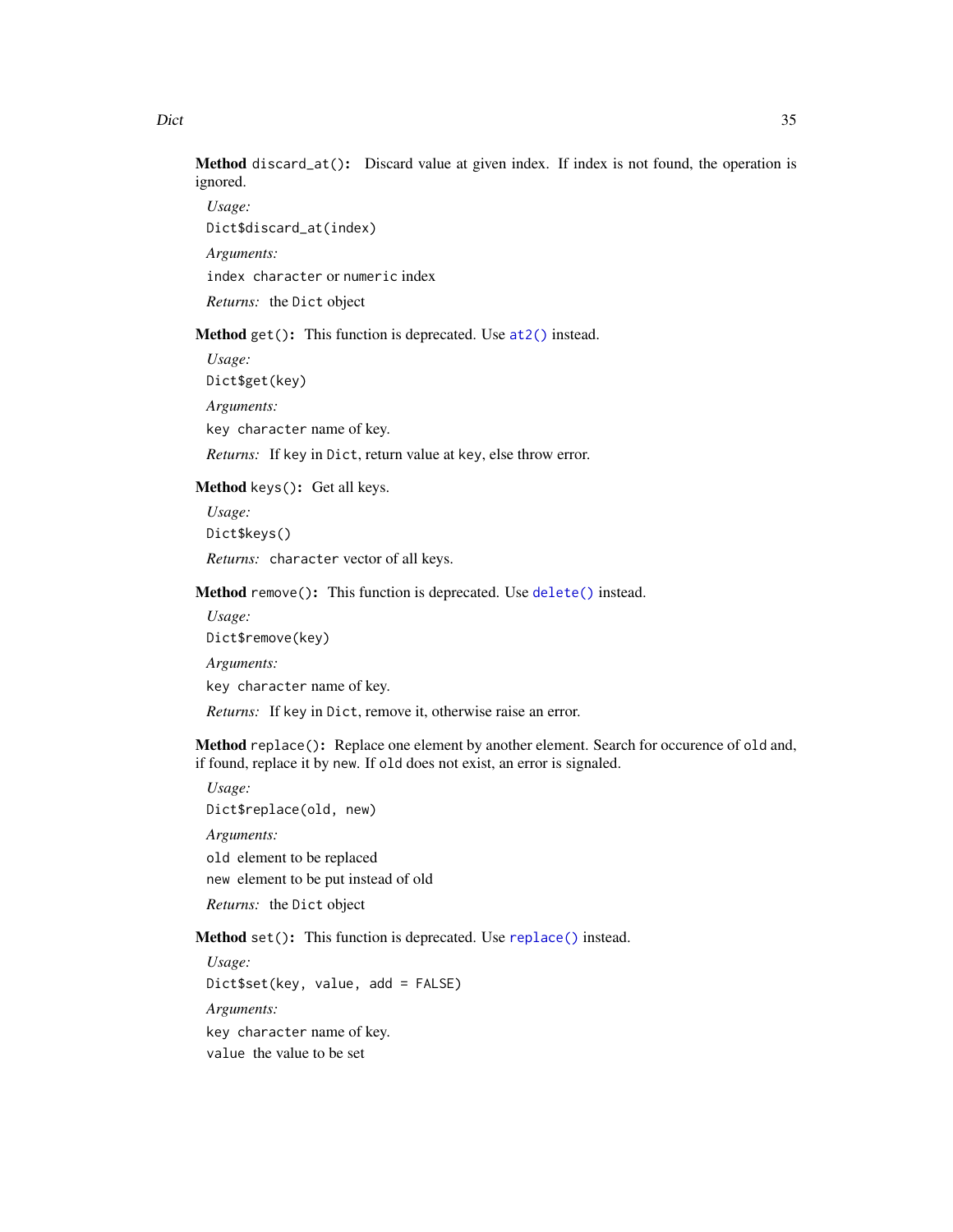**Method** `discard_at()`: Discard value at given index. If index is not found, the operation is ignored.

*Usage:*

```
Dict$discard_at(index)
```

*Arguments:*

`index` `character` or `numeric` index

*Returns:* the `Dict` object

**Method** `get()`: This function is deprecated. Use `at2()` instead.

*Usage:*

```
Dict$get(key)
```

*Arguments:*

`key` `character` name of key.

*Returns:* If `key` in `Dict`, return value at `key`, else throw error.

**Method** `keys()`: Get all keys.

*Usage:*

```
Dict$keys()
```

*Returns:* `character` vector of all keys.

**Method** `remove()`: This function is deprecated. Use `delete()` instead.

*Usage:*

```
Dict$remove(key)
```

*Arguments:*

`key` `character` name of key.

*Returns:* If `key` in `Dict`, remove it, otherwise raise an error.

**Method** `replace()`: Replace one element by another element. Search for occurence of `old` and, if found, replace it by `new`. If `old` does not exist, an error is signaled.

*Usage:*

```
Dict$replace(old, new)
```

*Arguments:*

`old` element to be replaced

`new` element to be put instead of old

*Returns:* the `Dict` object

**Method** `set()`: This function is deprecated. Use `replace()` instead.

*Usage:*

```
Dict$set(key, value, add = FALSE)
```

*Arguments:*

`key` `character` name of key.

`value` the value to be set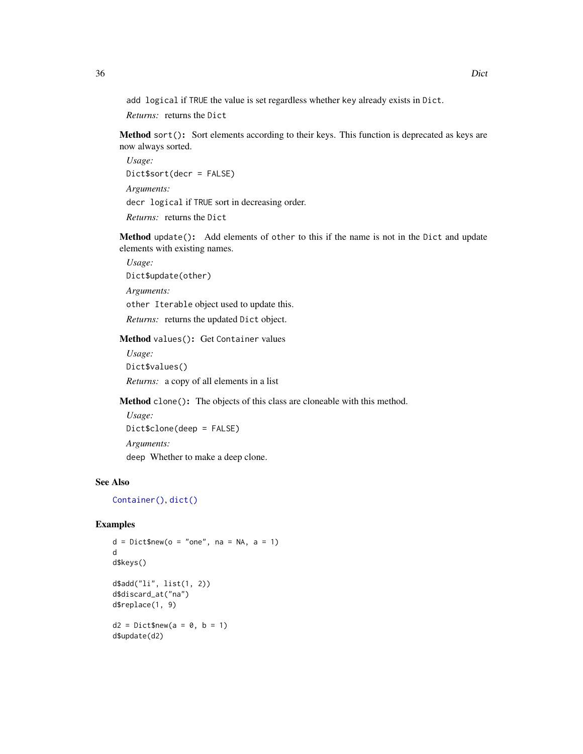add `logical` if `TRUE` the value is set regardless whether `key` already exists in `Dict`.

*Returns:* returns the `Dict`

**Method** `sort()`**:** Sort elements according to their keys. This function is deprecated as keys are now always sorted.

*Usage:*

```
Dict$sort(decr = FALSE)
```

*Arguments:*

decr `logical` if `TRUE` sort in decreasing order.

*Returns:* returns the `Dict`

**Method** `update()`**:** Add elements of `other` to this if the name is not in the `Dict` and update elements with existing names.

*Usage:*

```
Dict$update(other)
```

*Arguments:*

other `Iterable` object used to update this.

*Returns:* returns the updated `Dict` object.

**Method** `values()`**:** Get `Container` values

*Usage:*

```
Dict$values()
```

*Returns:* a copy of all elements in a list

**Method** `clone()`**:** The objects of this class are cloneable with this method.

*Usage:*

```
Dict$clone(deep = FALSE)
```

*Arguments:*

deep Whether to make a deep clone.

## See Also

`Container()`, `dict()`

## Examples

```
d = Dict$new(o = "one", na = NA, a = 1)
d
d$keys()

d$add("li", list(1, 2))
d$discard_at("na")
d$replace(1, 9)

d2 = Dict$new(a = 0, b = 1)
d$update(d2)
```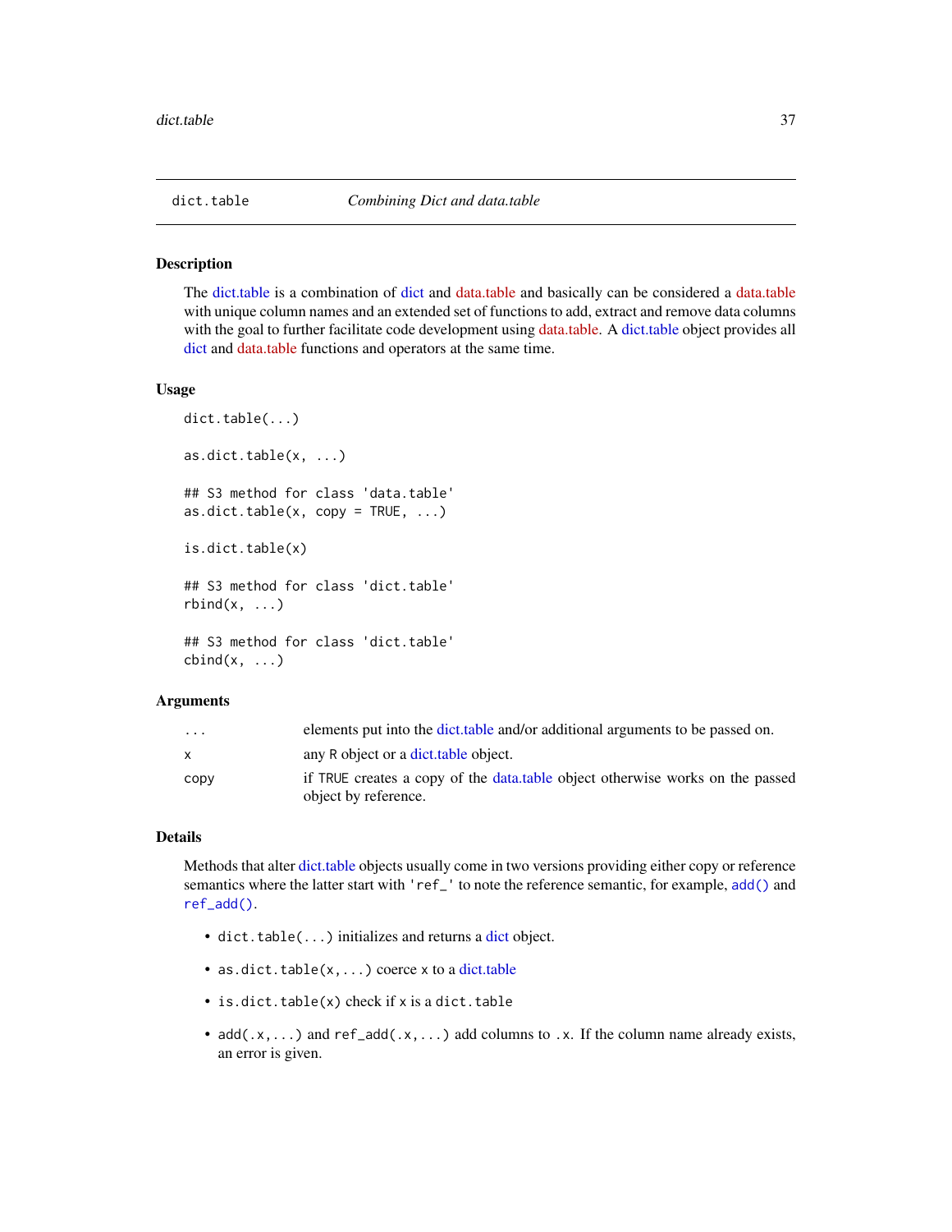## dict.table — *Combining Dict and data.table*

### Description

The dict.table is a combination of dict and data.table and basically can be considered a data.table with unique column names and an extended set of functions to add, extract and remove data columns with the goal to further facilitate code development using data.table. A dict.table object provides all dict and data.table functions and operators at the same time.

### Usage

```
dict.table(...)

as.dict.table(x, ...)

## S3 method for class 'data.table'
as.dict.table(x, copy = TRUE, ...)

is.dict.table(x)

## S3 method for class 'dict.table'
rbind(x, ...)

## S3 method for class 'dict.table'
cbind(x, ...)
```

### Arguments

| | |
|---|---|
| `...` | elements put into the dict.table and/or additional arguments to be passed on. |
| `x` | any R object or a dict.table object. |
| `copy` | if TRUE creates a copy of the data.table object otherwise works on the passed object by reference. |

### Details

Methods that alter dict.table objects usually come in two versions providing either copy or reference semantics where the latter start with `'ref_'` to note the reference semantic, for example, `add()` and `ref_add()`.

- `dict.table(...)` initializes and returns a dict object.
- `as.dict.table(x,...)` coerce x to a dict.table
- `is.dict.table(x)` check if x is a `dict.table`
- `add(.x,...)` and `ref_add(.x,...)` add columns to `.x`. If the column name already exists, an error is given.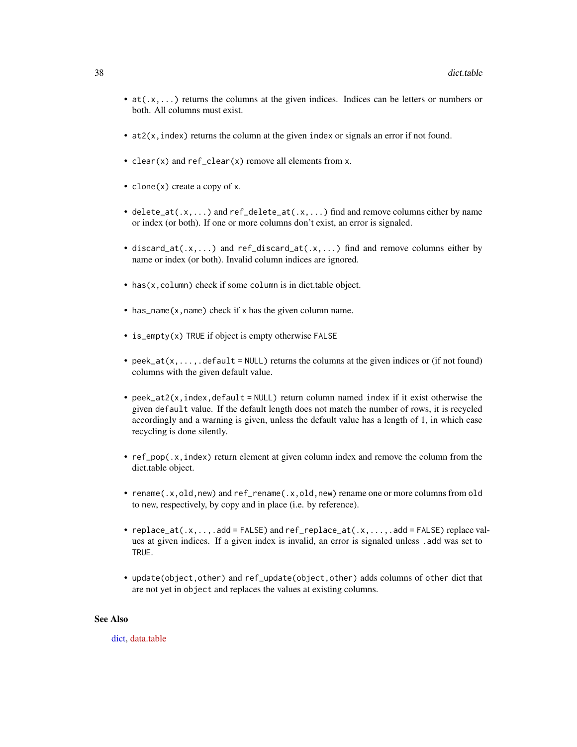- `at(.x,...)` returns the columns at the given indices. Indices can be letters or numbers or both. All columns must exist.

- `at2(x,index)` returns the column at the given `index` or signals an error if not found.

- `clear(x)` and `ref_clear(x)` remove all elements from `x`.

- `clone(x)` create a copy of `x`.

- `delete_at(.x,...)` and `ref_delete_at(.x,...)` find and remove columns either by name or index (or both). If one or more columns don't exist, an error is signaled.

- `discard_at(.x,...)` and `ref_discard_at(.x,...)` find and remove columns either by name or index (or both). Invalid column indices are ignored.

- `has(x,column)` check if some `column` is in dict.table object.

- `has_name(x,name)` check if `x` has the given column name.

- `is_empty(x)` `TRUE` if object is empty otherwise `FALSE`

- `peek_at(x,...,.default = NULL)` returns the columns at the given indices or (if not found) columns with the given default value.

- `peek_at2(x,index,default = NULL)` return column named `index` if it exist otherwise the given `default` value. If the default length does not match the number of rows, it is recycled accordingly and a warning is given, unless the default value has a length of 1, in which case recycling is done silently.

- `ref_pop(.x,index)` return element at given column index and remove the column from the dict.table object.

- `rename(.x,old,new)` and `ref_rename(.x,old,new)` rename one or more columns from `old` to `new`, respectively, by copy and in place (i.e. by reference).

- `replace_at(.x,..,.add = FALSE)` and `ref_replace_at(.x,...,.add = FALSE)` replace values at given indices. If a given index is invalid, an error is signaled unless `.add` was set to `TRUE`.

- `update(object,other)` and `ref_update(object,other)` adds columns of `other` dict that are not yet in `object` and replaces the values at existing columns.

## See Also

dict, data.table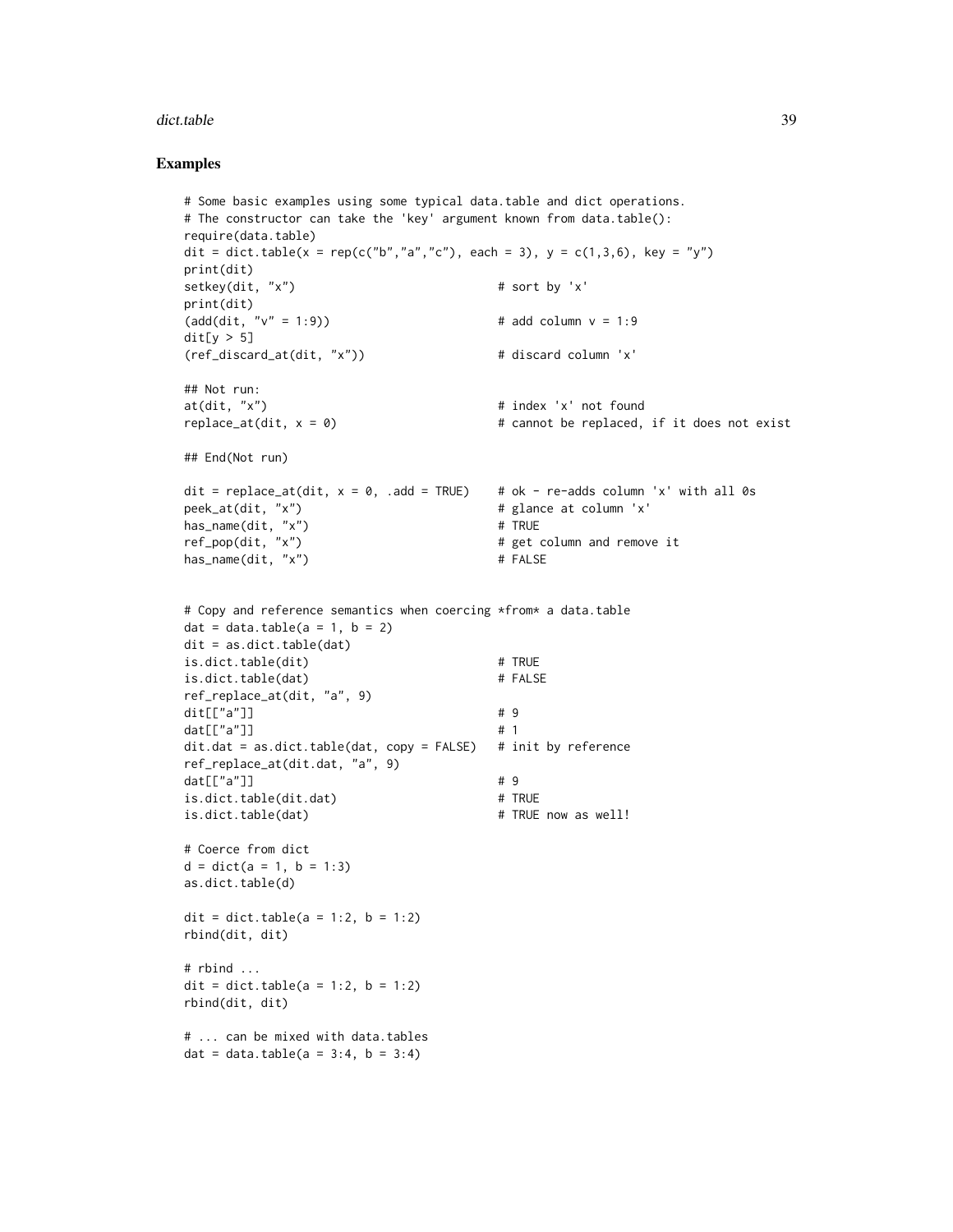## Examples

```
# Some basic examples using some typical data.table and dict operations.
# The constructor can take the 'key' argument known from data.table():
require(data.table)
dit = dict.table(x = rep(c("b","a","c"), each = 3), y = c(1,3,6), key = "y")
print(dit)
setkey(dit, "x")                               # sort by 'x'
print(dit)
(add(dit, "v" = 1:9))                          # add column v = 1:9
dit[y > 5]
(ref_discard_at(dit, "x"))                     # discard column 'x'

## Not run:
at(dit, "x")                                   # index 'x' not found
replace_at(dit, x = 0)                         # cannot be replaced, if it does not exist

## End(Not run)

dit = replace_at(dit, x = 0, .add = TRUE)     # ok - re-adds column 'x' with all 0s
peek_at(dit, "x")                              # glance at column 'x'
has_name(dit, "x")                             # TRUE
ref_pop(dit, "x")                              # get column and remove it
has_name(dit, "x")                             # FALSE


# Copy and reference semantics when coercing *from* a data.table
dat = data.table(a = 1, b = 2)
dit = as.dict.table(dat)
is.dict.table(dit)                             # TRUE
is.dict.table(dat)                             # FALSE
ref_replace_at(dit, "a", 9)
dit[["a"]]                                     # 9
dat[["a"]]                                     # 1
dit.dat = as.dict.table(dat, copy = FALSE)    # init by reference
ref_replace_at(dit.dat, "a", 9)
dat[["a"]]                                     # 9
is.dict.table(dit.dat)                         # TRUE
is.dict.table(dat)                             # TRUE now as well!

# Coerce from dict
d = dict(a = 1, b = 1:3)
as.dict.table(d)

dit = dict.table(a = 1:2, b = 1:2)
rbind(dit, dit)

# rbind ...
dit = dict.table(a = 1:2, b = 1:2)
rbind(dit, dit)

# ... can be mixed with data.tables
dat = data.table(a = 3:4, b = 3:4)
```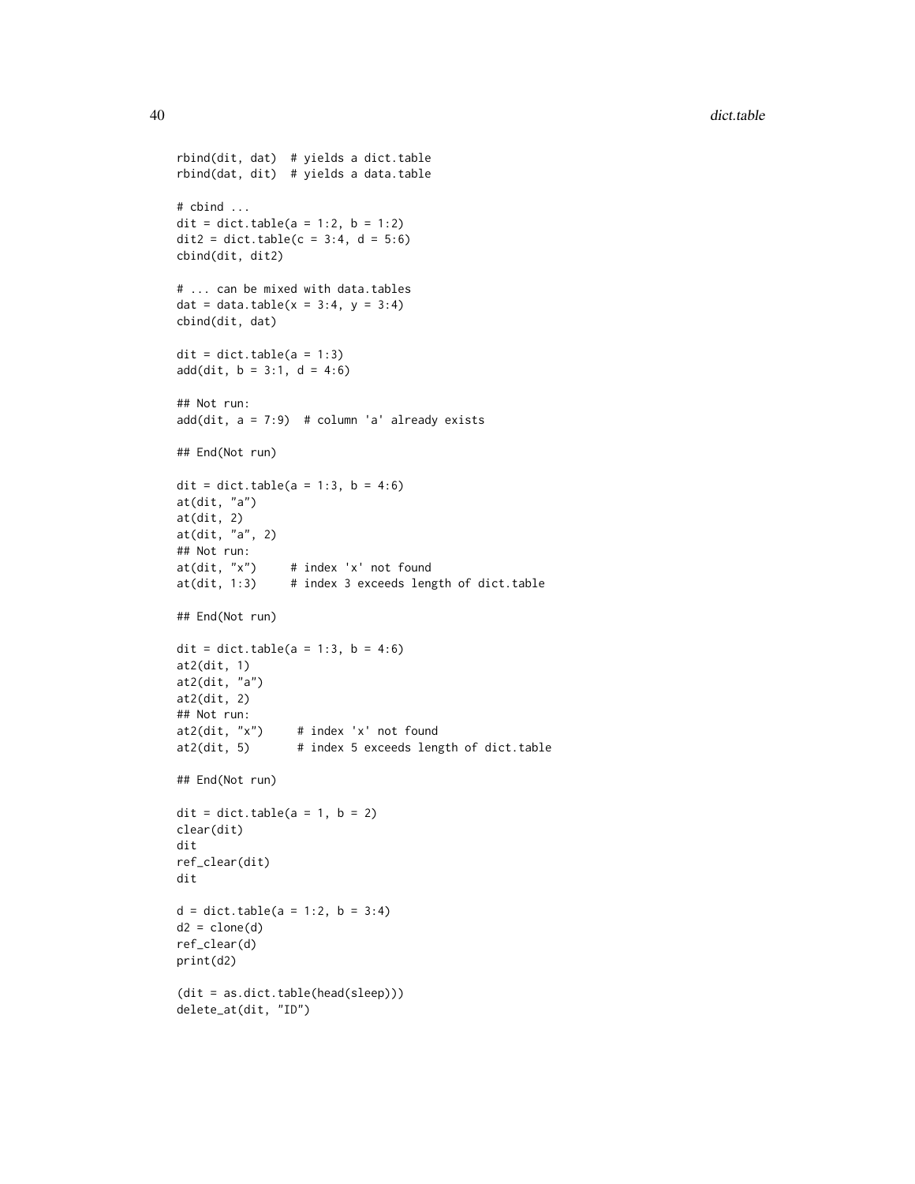```
rbind(dit, dat)  # yields a dict.table
rbind(dat, dit)  # yields a data.table

# cbind ...
dit = dict.table(a = 1:2, b = 1:2)
dit2 = dict.table(c = 3:4, d = 5:6)
cbind(dit, dit2)

# ... can be mixed with data.tables
dat = data.table(x = 3:4, y = 3:4)
cbind(dit, dat)

dit = dict.table(a = 1:3)
add(dit, b = 3:1, d = 4:6)

## Not run:
add(dit, a = 7:9)  # column 'a' already exists

## End(Not run)

dit = dict.table(a = 1:3, b = 4:6)
at(dit, "a")
at(dit, 2)
at(dit, "a", 2)
## Not run:
at(dit, "x")     # index 'x' not found
at(dit, 1:3)     # index 3 exceeds length of dict.table

## End(Not run)

dit = dict.table(a = 1:3, b = 4:6)
at2(dit, 1)
at2(dit, "a")
at2(dit, 2)
## Not run:
at2(dit, "x")     # index 'x' not found
at2(dit, 5)       # index 5 exceeds length of dict.table

## End(Not run)

dit = dict.table(a = 1, b = 2)
clear(dit)
dit
ref_clear(dit)
dit

d = dict.table(a = 1:2, b = 3:4)
d2 = clone(d)
ref_clear(d)
print(d2)

(dit = as.dict.table(head(sleep)))
delete_at(dit, "ID")
```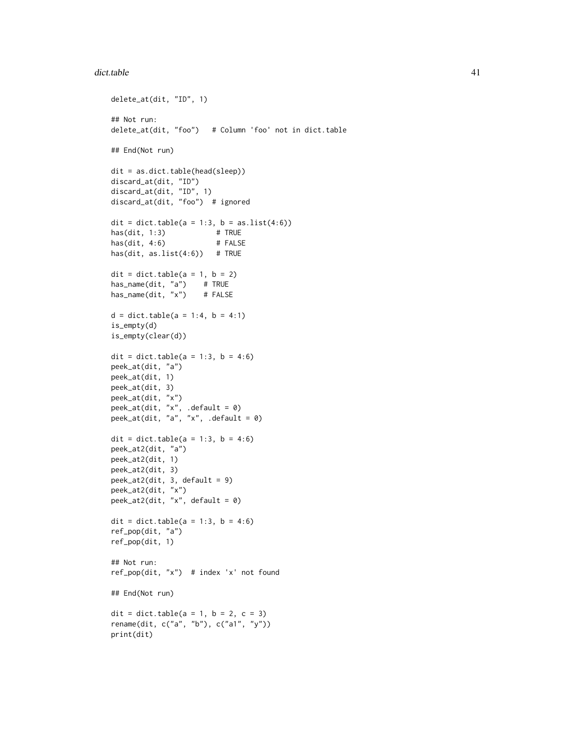```
delete_at(dit, "ID", 1)

## Not run:
delete_at(dit, "foo")   # Column 'foo' not in dict.table

## End(Not run)

dit = as.dict.table(head(sleep))
discard_at(dit, "ID")
discard_at(dit, "ID", 1)
discard_at(dit, "foo")  # ignored

dit = dict.table(a = 1:3, b = as.list(4:6))
has(dit, 1:3)            # TRUE
has(dit, 4:6)            # FALSE
has(dit, as.list(4:6))   # TRUE

dit = dict.table(a = 1, b = 2)
has_name(dit, "a")    # TRUE
has_name(dit, "x")    # FALSE

d = dict.table(a = 1:4, b = 4:1)
is_empty(d)
is_empty(clear(d))

dit = dict.table(a = 1:3, b = 4:6)
peek_at(dit, "a")
peek_at(dit, 1)
peek_at(dit, 3)
peek_at(dit, "x")
peek_at(dit, "x", .default = 0)
peek_at(dit, "a", "x", .default = 0)

dit = dict.table(a = 1:3, b = 4:6)
peek_at2(dit, "a")
peek_at2(dit, 1)
peek_at2(dit, 3)
peek_at2(dit, 3, default = 9)
peek_at2(dit, "x")
peek_at2(dit, "x", default = 0)

dit = dict.table(a = 1:3, b = 4:6)
ref_pop(dit, "a")
ref_pop(dit, 1)

## Not run:
ref_pop(dit, "x")  # index 'x' not found

## End(Not run)

dit = dict.table(a = 1, b = 2, c = 3)
rename(dit, c("a", "b"), c("a1", "y"))
print(dit)
```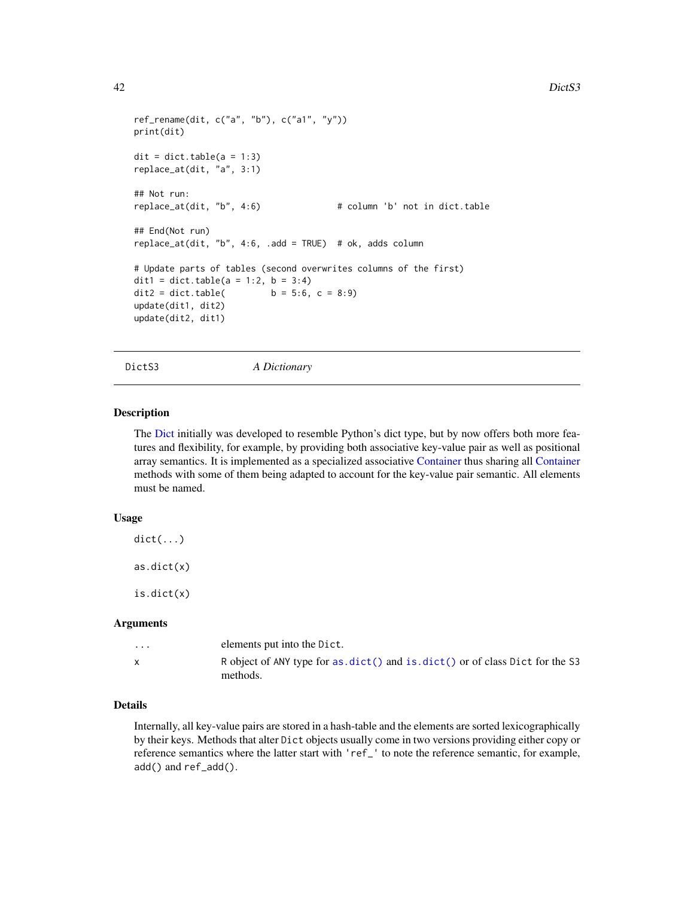```
ref_rename(dit, c("a", "b"), c("a1", "y"))
print(dit)

dit = dict.table(a = 1:3)
replace_at(dit, "a", 3:1)

## Not run:
replace_at(dit, "b", 4:6)              # column 'b' not in dict.table

## End(Not run)
replace_at(dit, "b", 4:6, .add = TRUE)  # ok, adds column

# Update parts of tables (second overwrites columns of the first)
dit1 = dict.table(a = 1:2, b = 3:4)
dit2 = dict.table(        b = 5:6, c = 8:9)
update(dit1, dit2)
update(dit2, dit1)
```

## DictS3 — *A Dictionary*

### Description

The Dict initially was developed to resemble Python's dict type, but by now offers both more features and flexibility, for example, by providing both associative key-value pair as well as positional array semantics. It is implemented as a specialized associative Container thus sharing all Container methods with some of them being adapted to account for the key-value pair semantic. All elements must be named.

### Usage

```
dict(...)

as.dict(x)

is.dict(x)
```

### Arguments

| | |
|---|---|
| `...` | elements put into the `Dict`. |
| `x` | R object of ANY type for `as.dict()` and `is.dict()` or of class `Dict` for the S3 methods. |

### Details

Internally, all key-value pairs are stored in a hash-table and the elements are sorted lexicographically by their keys. Methods that alter `Dict` objects usually come in two versions providing either copy or reference semantics where the latter start with `'ref_'` to note the reference semantic, for example, `add()` and `ref_add()`.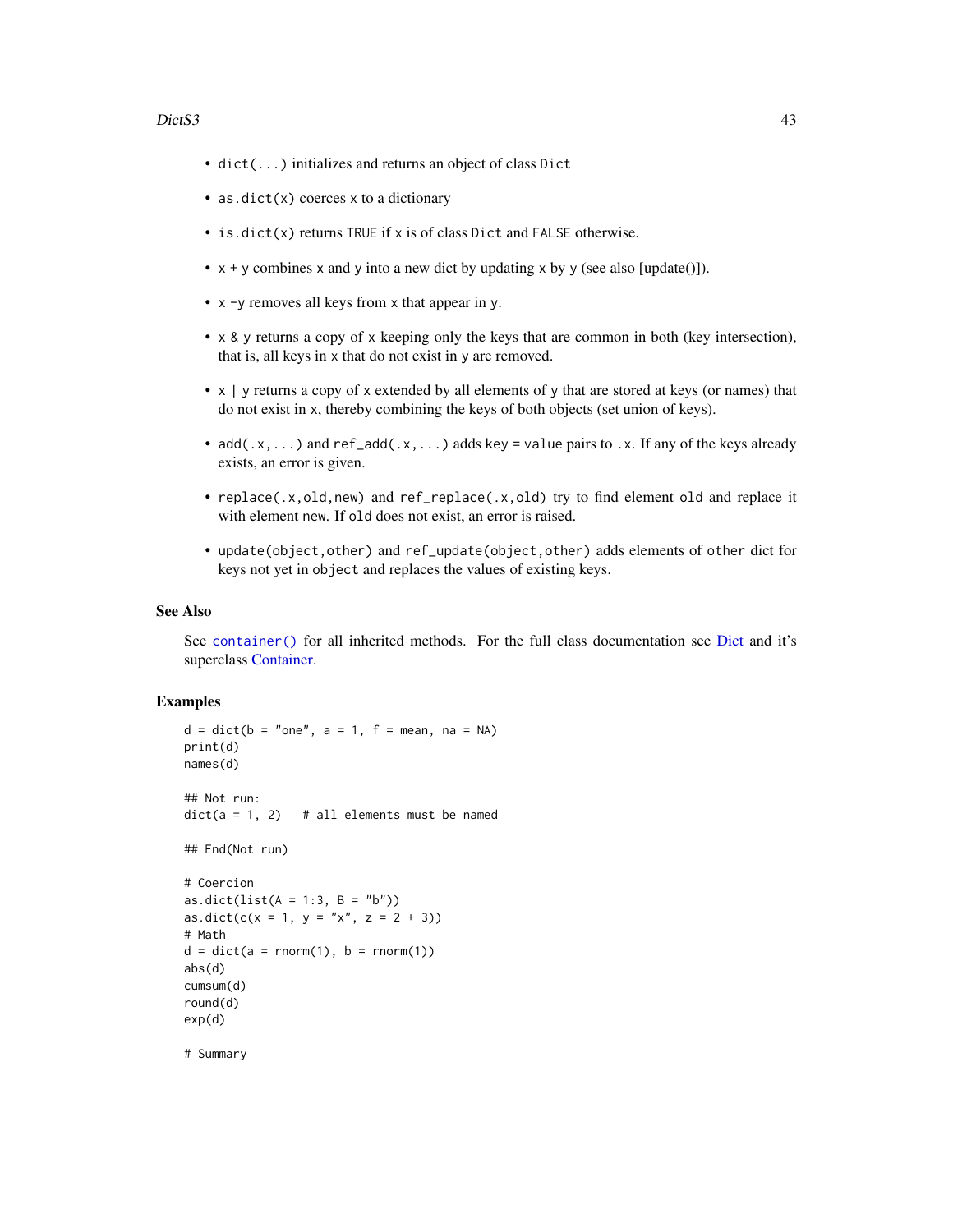- `dict(...)` initializes and returns an object of class `Dict`
- `as.dict(x)` coerces `x` to a dictionary
- `is.dict(x)` returns `TRUE` if `x` is of class `Dict` and `FALSE` otherwise.
- `x + y` combines `x` and `y` into a new dict by updating `x` by `y` (see also [update()]).
- `x -y` removes all keys from `x` that appear in `y`.
- `x & y` returns a copy of `x` keeping only the keys that are common in both (key intersection), that is, all keys in `x` that do not exist in `y` are removed.
- `x | y` returns a copy of `x` extended by all elements of `y` that are stored at keys (or names) that do not exist in `x`, thereby combining the keys of both objects (set union of keys).
- `add(.x,...)` and `ref_add(.x,...)` adds `key` = `value` pairs to `.x`. If any of the keys already exists, an error is given.
- `replace(.x,old,new)` and `ref_replace(.x,old)` try to find element `old` and replace it with element `new`. If `old` does not exist, an error is raised.
- `update(object,other)` and `ref_update(object,other)` adds elements of `other` dict for keys not yet in `object` and replaces the values of existing keys.

## See Also

See `container()` for all inherited methods. For the full class documentation see Dict and it's superclass Container.

## Examples

```
d = dict(b = "one", a = 1, f = mean, na = NA)
print(d)
names(d)

## Not run:
dict(a = 1, 2)   # all elements must be named

## End(Not run)

# Coercion
as.dict(list(A = 1:3, B = "b"))
as.dict(c(x = 1, y = "x", z = 2 + 3))
# Math
d = dict(a = rnorm(1), b = rnorm(1))
abs(d)
cumsum(d)
round(d)
exp(d)

# Summary
```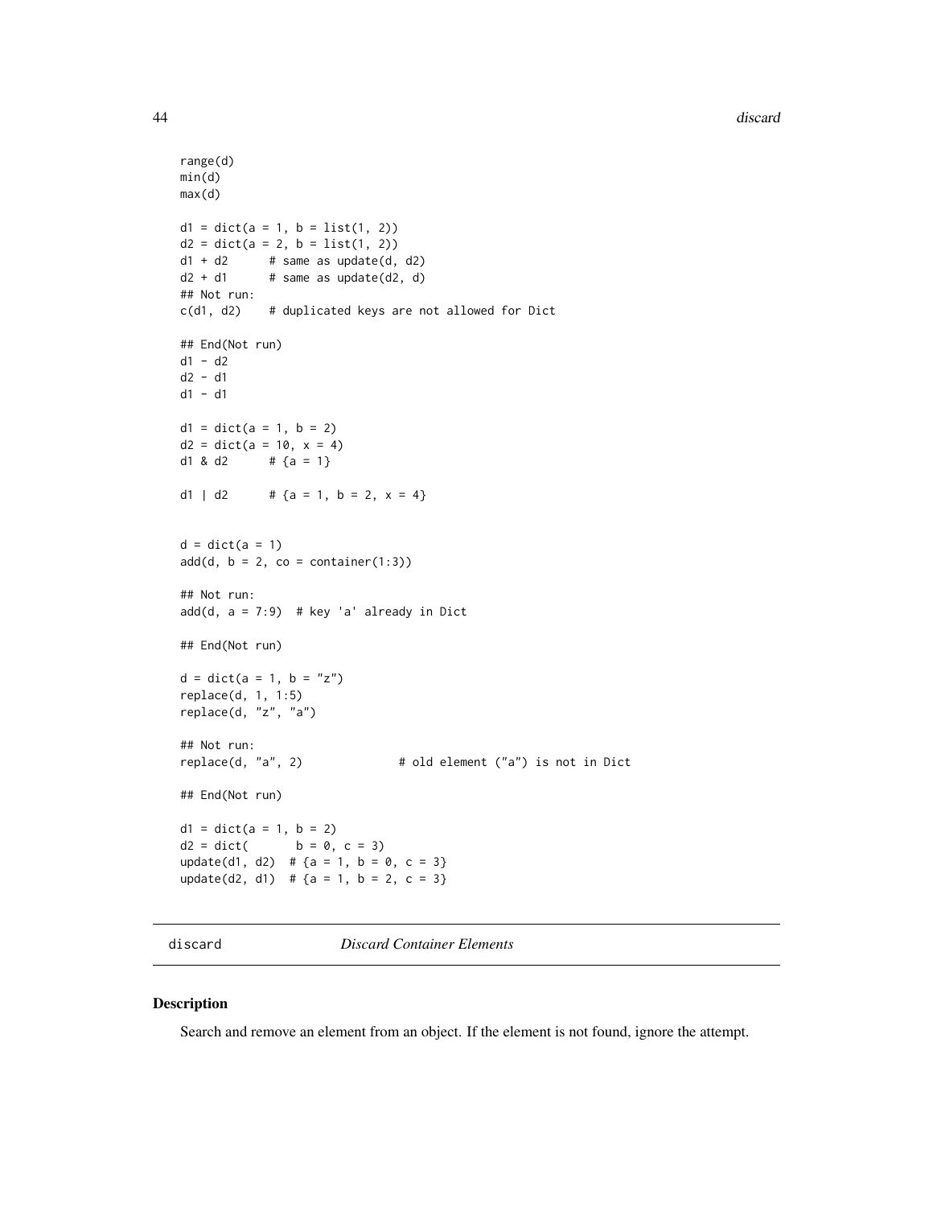```
range(d)
min(d)
max(d)

d1 = dict(a = 1, b = list(1, 2))
d2 = dict(a = 2, b = list(1, 2))
d1 + d2      # same as update(d, d2)
d2 + d1      # same as update(d2, d)
## Not run:
c(d1, d2)    # duplicated keys are not allowed for Dict

## End(Not run)
d1 - d2
d2 - d1
d1 - d1

d1 = dict(a = 1, b = 2)
d2 = dict(a = 10, x = 4)
d1 & d2      # {a = 1}

d1 | d2      # {a = 1, b = 2, x = 4}


d = dict(a = 1)
add(d, b = 2, co = container(1:3))

## Not run:
add(d, a = 7:9)  # key 'a' already in Dict

## End(Not run)

d = dict(a = 1, b = "z")
replace(d, 1, 1:5)
replace(d, "z", "a")

## Not run:
replace(d, "a", 2)              # old element ("a") is not in Dict

## End(Not run)

d1 = dict(a = 1, b = 2)
d2 = dict(       b = 0, c = 3)
update(d1, d2)  # {a = 1, b = 0, c = 3}
update(d2, d1)  # {a = 1, b = 2, c = 3}
```

## discard *Discard Container Elements*

### Description

Search and remove an element from an object. If the element is not found, ignore the attempt.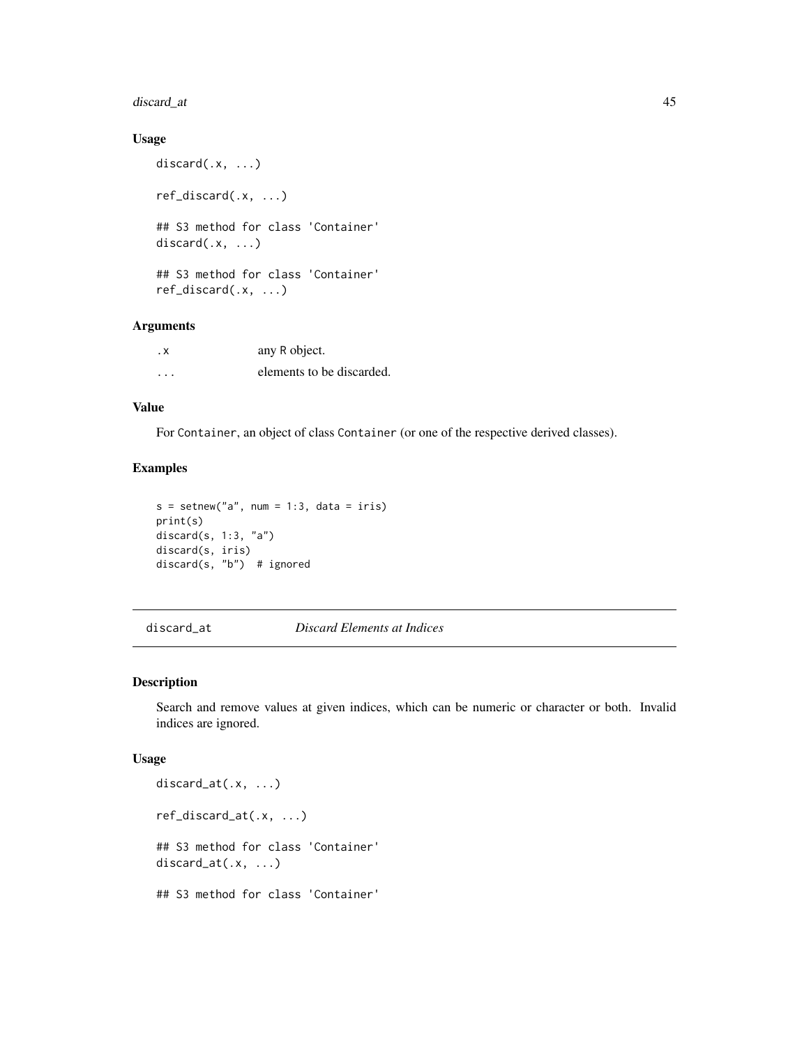### Usage

```
discard(.x, ...)

ref_discard(.x, ...)

## S3 method for class 'Container'
discard(.x, ...)

## S3 method for class 'Container'
ref_discard(.x, ...)
```

### Arguments

| | |
|---|---|
| .x | any R object. |
| ... | elements to be discarded. |

### Value

For Container, an object of class Container (or one of the respective derived classes).

### Examples

```
s = setnew("a", num = 1:3, data = iris)
print(s)
discard(s, 1:3, "a")
discard(s, iris)
discard(s, "b")  # ignored
```

---

## discard_at — *Discard Elements at Indices*

### Description

Search and remove values at given indices, which can be numeric or character or both. Invalid indices are ignored.

### Usage

```
discard_at(.x, ...)

ref_discard_at(.x, ...)

## S3 method for class 'Container'
discard_at(.x, ...)

## S3 method for class 'Container'
```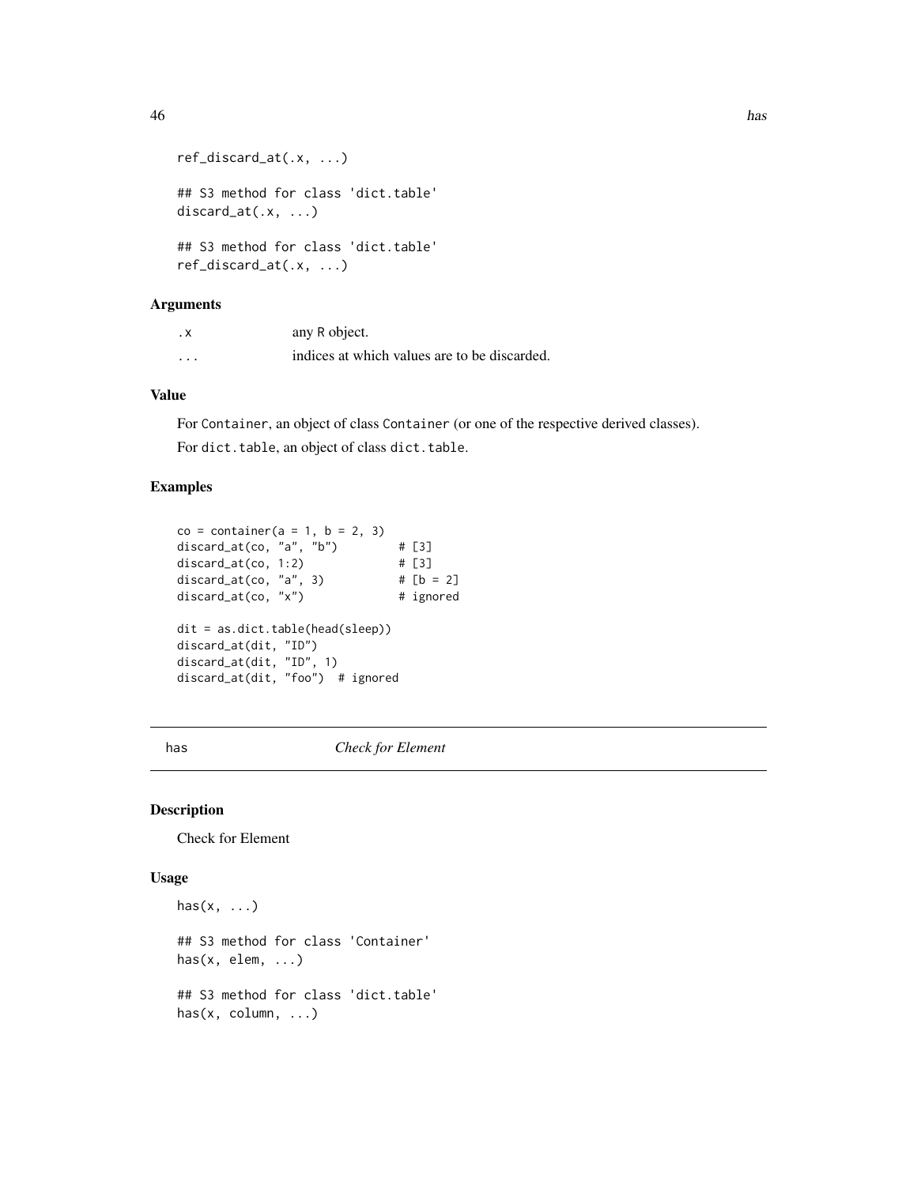```
ref_discard_at(.x, ...)

## S3 method for class 'dict.table'
discard_at(.x, ...)

## S3 method for class 'dict.table'
ref_discard_at(.x, ...)
```

### Arguments

| | |
|---|---|
| .x | any R object. |
| ... | indices at which values are to be discarded. |

### Value

For Container, an object of class Container (or one of the respective derived classes).

For dict.table, an object of class dict.table.

### Examples

```
co = container(a = 1, b = 2, 3)
discard_at(co, "a", "b")         # [3]
discard_at(co, 1:2)              # [3]
discard_at(co, "a", 3)           # [b = 2]
discard_at(co, "x")              # ignored

dit = as.dict.table(head(sleep))
discard_at(dit, "ID")
discard_at(dit, "ID", 1)
discard_at(dit, "foo")  # ignored
```

---

## has *Check for Element*

### Description

Check for Element

### Usage

```
has(x, ...)

## S3 method for class 'Container'
has(x, elem, ...)

## S3 method for class 'dict.table'
has(x, column, ...)
```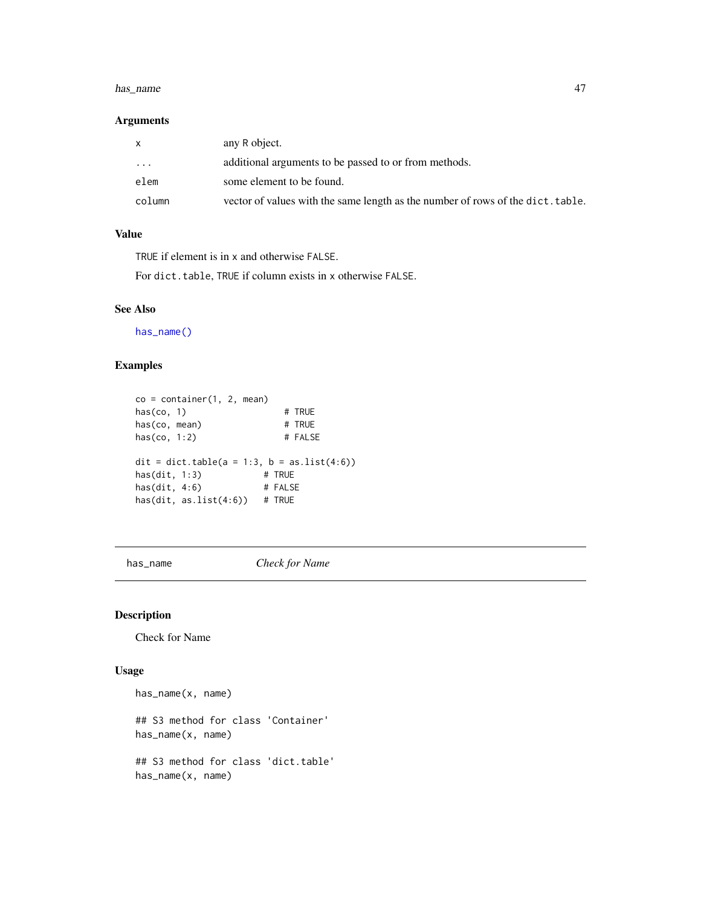### Arguments

| | |
|---|---|
| x | any R object. |
| ... | additional arguments to be passed to or from methods. |
| elem | some element to be found. |
| column | vector of values with the same length as the number of rows of the dict.table. |

### Value

TRUE if element is in x and otherwise FALSE.

For dict.table, TRUE if column exists in x otherwise FALSE.

### See Also

has_name()

### Examples

```
co = container(1, 2, mean)
has(co, 1)                  # TRUE
has(co, mean)               # TRUE
has(co, 1:2)                # FALSE

dit = dict.table(a = 1:3, b = as.list(4:6))
has(dit, 1:3)            # TRUE
has(dit, 4:6)            # FALSE
has(dit, as.list(4:6))   # TRUE
```

---

## has_name    *Check for Name*

### Description

Check for Name

### Usage

```
has_name(x, name)

## S3 method for class 'Container'
has_name(x, name)

## S3 method for class 'dict.table'
has_name(x, name)
```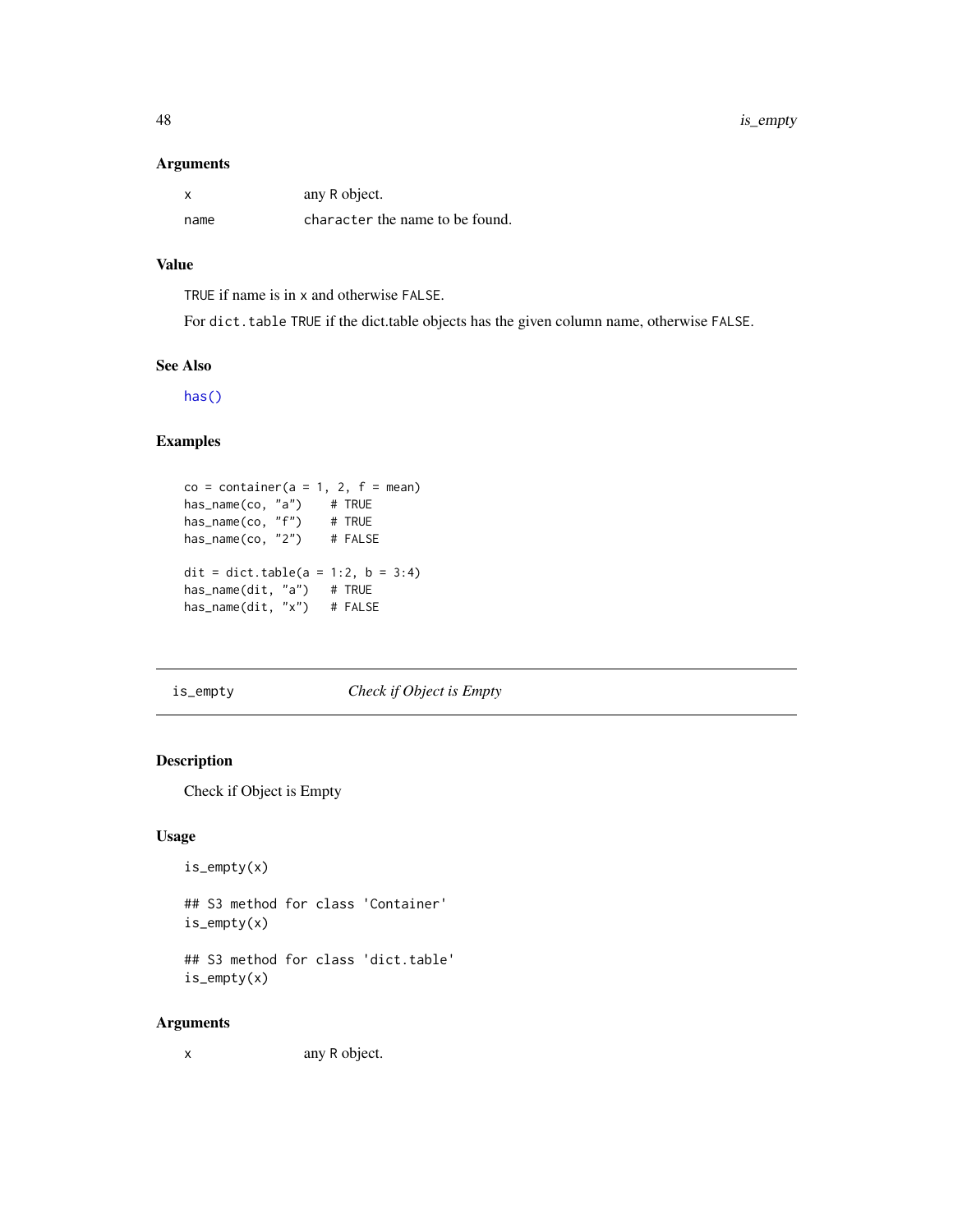### Arguments

| | |
|---|---|
| x | any R object. |
| name | character the name to be found. |

### Value

TRUE if name is in x and otherwise FALSE.

For dict.table TRUE if the dict.table objects has the given column name, otherwise FALSE.

### See Also

has()

### Examples

```
co = container(a = 1, 2, f = mean)
has_name(co, "a")    # TRUE
has_name(co, "f")    # TRUE
has_name(co, "2")    # FALSE

dit = dict.table(a = 1:2, b = 3:4)
has_name(dit, "a")   # TRUE
has_name(dit, "x")   # FALSE
```

---

## is_empty — *Check if Object is Empty*

---

### Description

Check if Object is Empty

### Usage

```
is_empty(x)

## S3 method for class 'Container'
is_empty(x)

## S3 method for class 'dict.table'
is_empty(x)
```

### Arguments

| | |
|---|---|
| x | any R object. |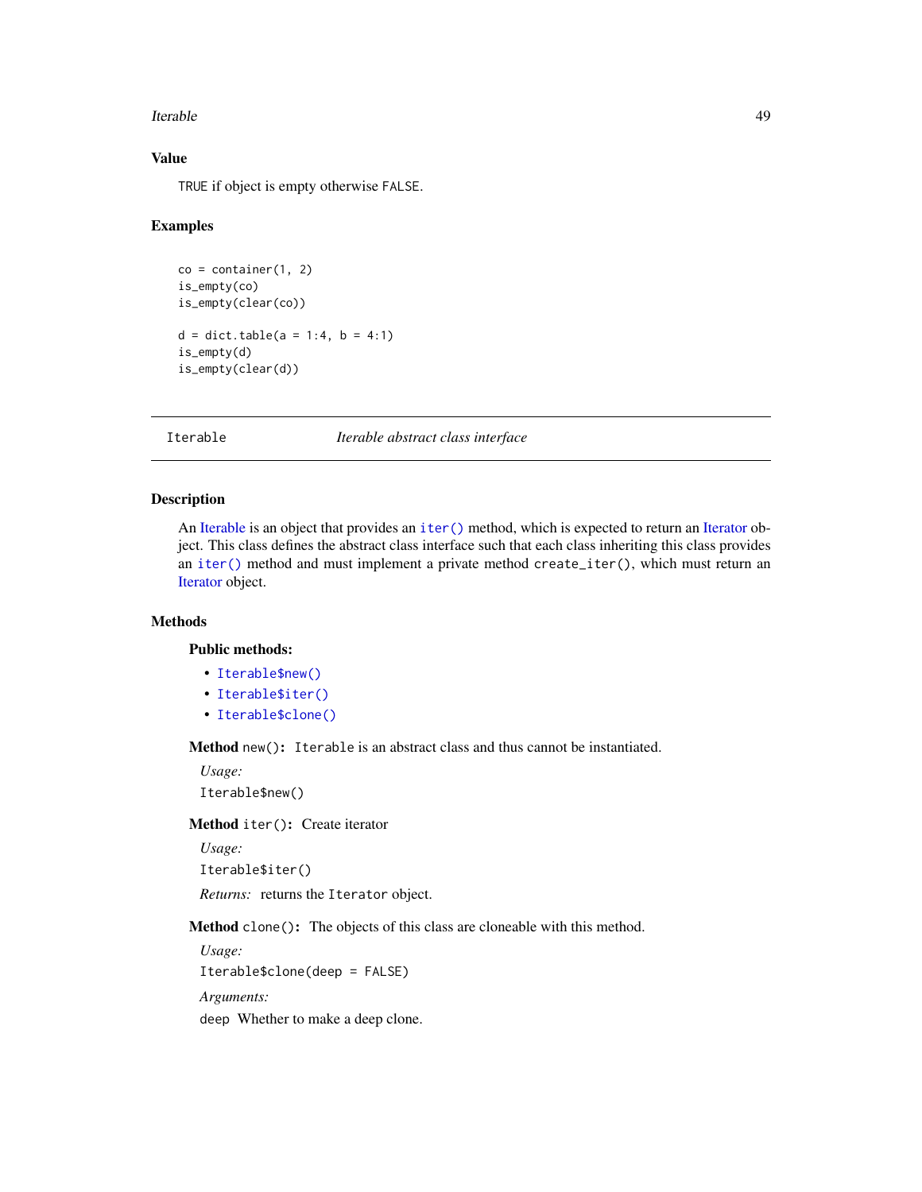### Value

TRUE if object is empty otherwise FALSE.

### Examples

```
co = container(1, 2)
is_empty(co)
is_empty(clear(co))

d = dict.table(a = 1:4, b = 4:1)
is_empty(d)
is_empty(clear(d))
```

---

## Iterable — *Iterable abstract class interface*

---

### Description

An Iterable is an object that provides an `iter()` method, which is expected to return an Iterator object. This class defines the abstract class interface such that each class inheriting this class provides an `iter()` method and must implement a private method `create_iter()`, which must return an Iterator object.

### Methods

#### Public methods:

- `Iterable$new()`
- `Iterable$iter()`
- `Iterable$clone()`

**Method** `new()`**:** `Iterable` is an abstract class and thus cannot be instantiated.

*Usage:*

```
Iterable$new()
```

**Method** `iter()`**:** Create iterator

*Usage:*

```
Iterable$iter()
```

*Returns:* returns the `Iterator` object.

**Method** `clone()`**:** The objects of this class are cloneable with this method.

*Usage:*

```
Iterable$clone(deep = FALSE)
```

*Arguments:*

`deep` Whether to make a deep clone.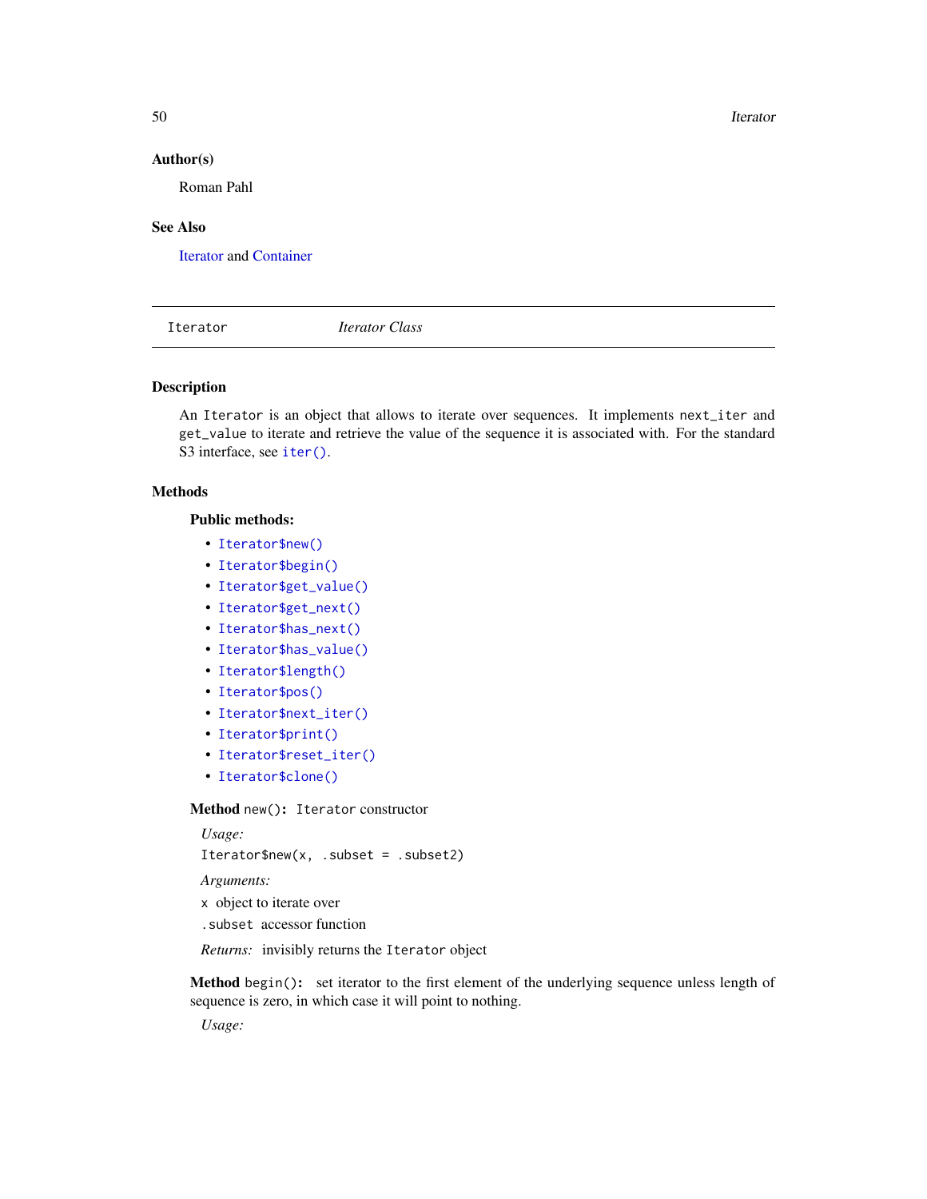### Author(s)

Roman Pahl

### See Also

Iterator and Container

---

`Iterator` *Iterator Class*

---

### Description

An `Iterator` is an object that allows to iterate over sequences. It implements `next_iter` and `get_value` to iterate and retrieve the value of the sequence it is associated with. For the standard S3 interface, see `iter()`.

### Methods

**Public methods:**

- `Iterator$new()`
- `Iterator$begin()`
- `Iterator$get_value()`
- `Iterator$get_next()`
- `Iterator$has_next()`
- `Iterator$has_value()`
- `Iterator$length()`
- `Iterator$pos()`
- `Iterator$next_iter()`
- `Iterator$print()`
- `Iterator$reset_iter()`
- `Iterator$clone()`

**Method** `new()`**:** `Iterator` constructor

*Usage:*

```
Iterator$new(x, .subset = .subset2)
```

*Arguments:*

`x` object to iterate over

`.subset` accessor function

*Returns:* invisibly returns the `Iterator` object

**Method** `begin()`**:** set iterator to the first element of the underlying sequence unless length of sequence is zero, in which case it will point to nothing.

*Usage:*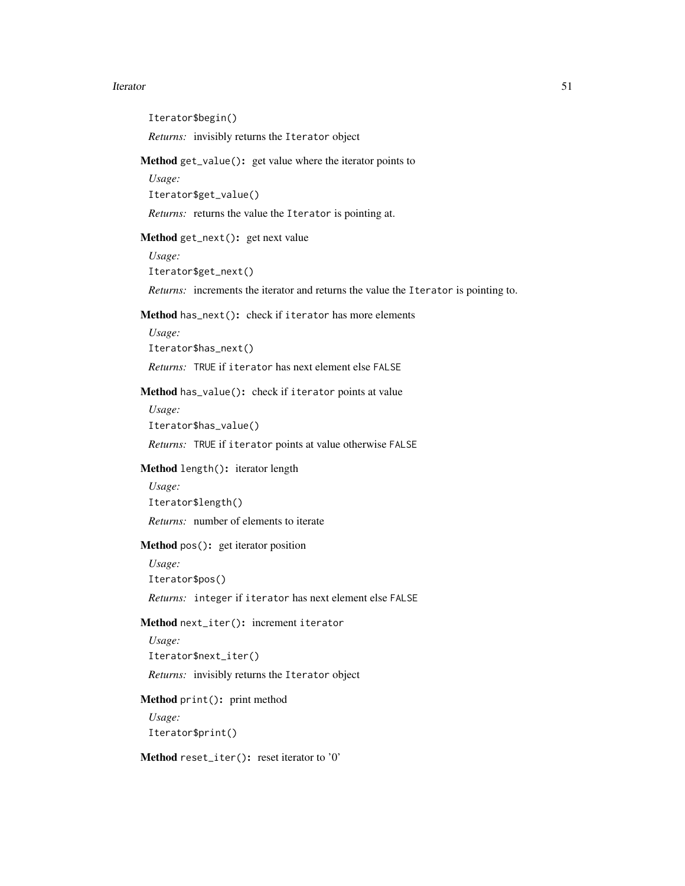```
Iterator$begin()
```

*Returns:* invisibly returns the `Iterator` object

**Method** `get_value():` get value where the iterator points to

*Usage:*

```
Iterator$get_value()
```

*Returns:* returns the value the `Iterator` is pointing at.

**Method** `get_next():` get next value

*Usage:*

```
Iterator$get_next()
```

*Returns:* increments the iterator and returns the value the `Iterator` is pointing to.

**Method** `has_next():` check if `iterator` has more elements

*Usage:*

```
Iterator$has_next()
```

*Returns:* `TRUE` if `iterator` has next element else `FALSE`

**Method** `has_value():` check if `iterator` points at value

*Usage:*

```
Iterator$has_value()
```

*Returns:* `TRUE` if `iterator` points at value otherwise `FALSE`

**Method** `length():` iterator length

*Usage:*

```
Iterator$length()
```

*Returns:* number of elements to iterate

**Method** `pos():` get iterator position

*Usage:*

```
Iterator$pos()
```

*Returns:* `integer` if `iterator` has next element else `FALSE`

**Method** `next_iter():` increment `iterator`

*Usage:*

```
Iterator$next_iter()
```

*Returns:* invisibly returns the `Iterator` object

**Method** `print():` print method

*Usage:*

```
Iterator$print()
```

**Method** `reset_iter():` reset iterator to '0'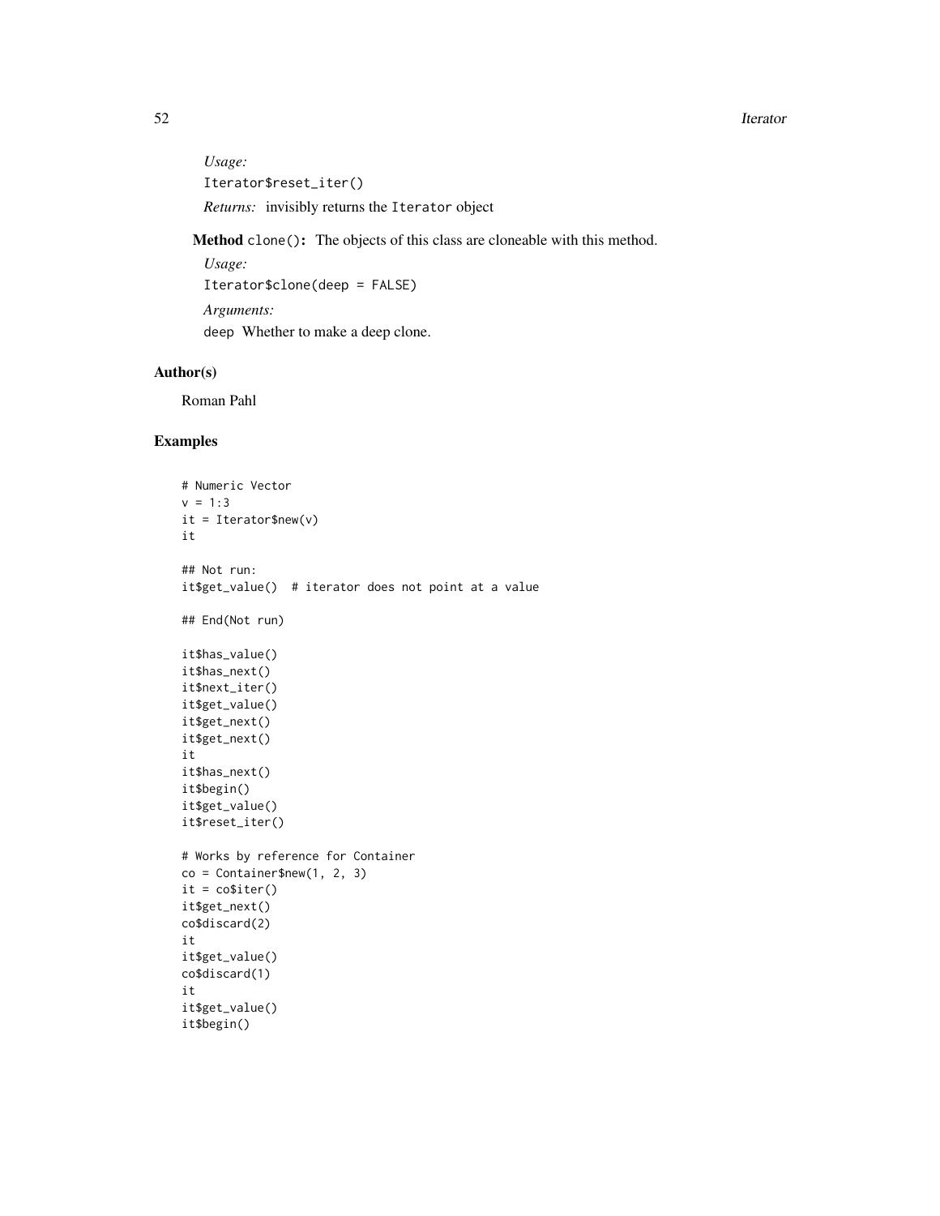*Usage:*

```
Iterator$reset_iter()
```

*Returns:* invisibly returns the `Iterator` object

**Method** `clone()`**:** The objects of this class are cloneable with this method.

*Usage:*

```
Iterator$clone(deep = FALSE)
```

*Arguments:*

`deep` Whether to make a deep clone.

## Author(s)

Roman Pahl

## Examples

```
# Numeric Vector
v = 1:3
it = Iterator$new(v)
it

## Not run:
it$get_value()  # iterator does not point at a value

## End(Not run)

it$has_value()
it$has_next()
it$next_iter()
it$get_value()
it$get_next()
it$get_next()
it
it$has_next()
it$begin()
it$get_value()
it$reset_iter()

# Works by reference for Container
co = Container$new(1, 2, 3)
it = co$iter()
it$get_next()
co$discard(2)
it
it$get_value()
co$discard(1)
it
it$get_value()
it$begin()
```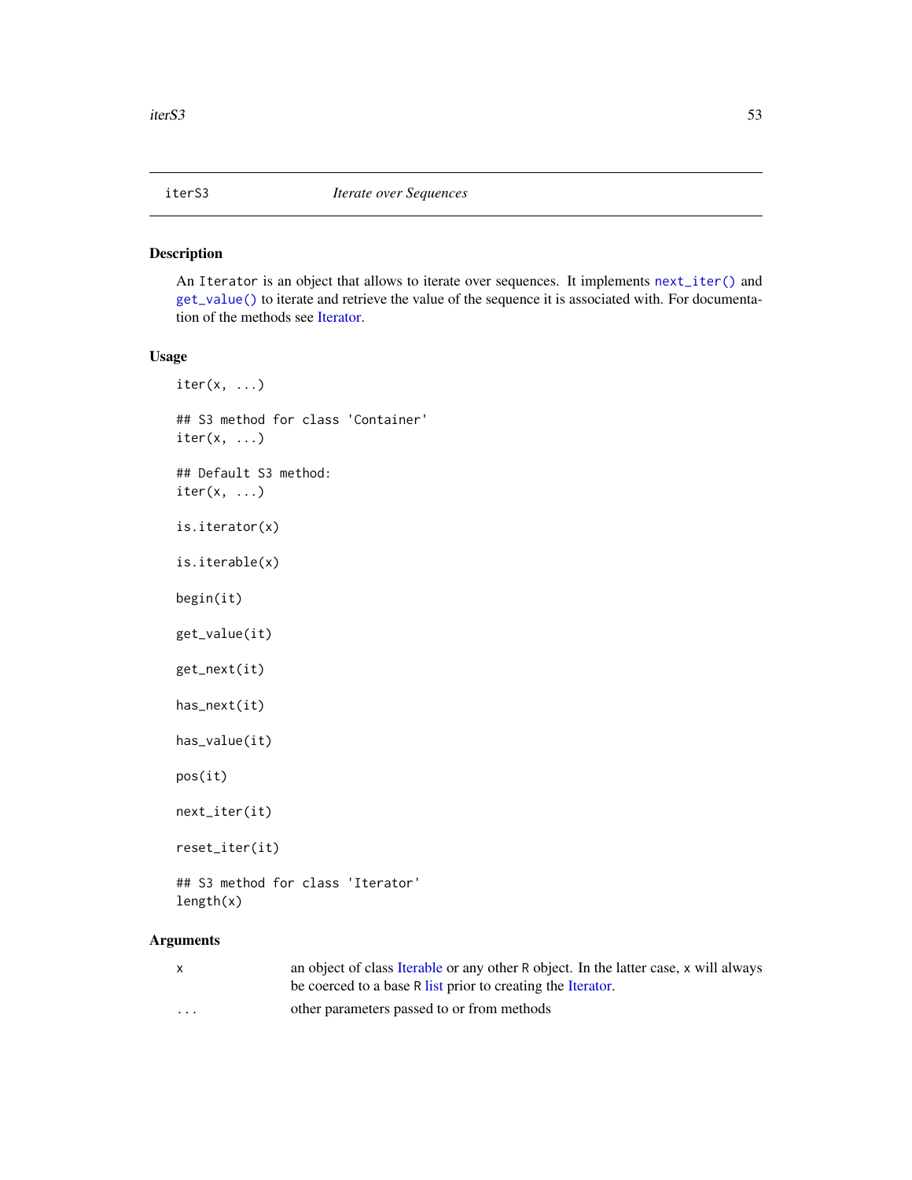## iterS3 — *Iterate over Sequences*

### Description

An `Iterator` is an object that allows to iterate over sequences. It implements `next_iter()` and `get_value()` to iterate and retrieve the value of the sequence it is associated with. For documentation of the methods see Iterator.

### Usage

```
iter(x, ...)

## S3 method for class 'Container'
iter(x, ...)

## Default S3 method:
iter(x, ...)

is.iterator(x)

is.iterable(x)

begin(it)

get_value(it)

get_next(it)

has_next(it)

has_value(it)

pos(it)

next_iter(it)

reset_iter(it)

## S3 method for class 'Iterator'
length(x)
```

### Arguments

| | |
|---|---|
| `x` | an object of class Iterable or any other R object. In the latter case, `x` will always be coerced to a base R list prior to creating the Iterator. |
| `...` | other parameters passed to or from methods |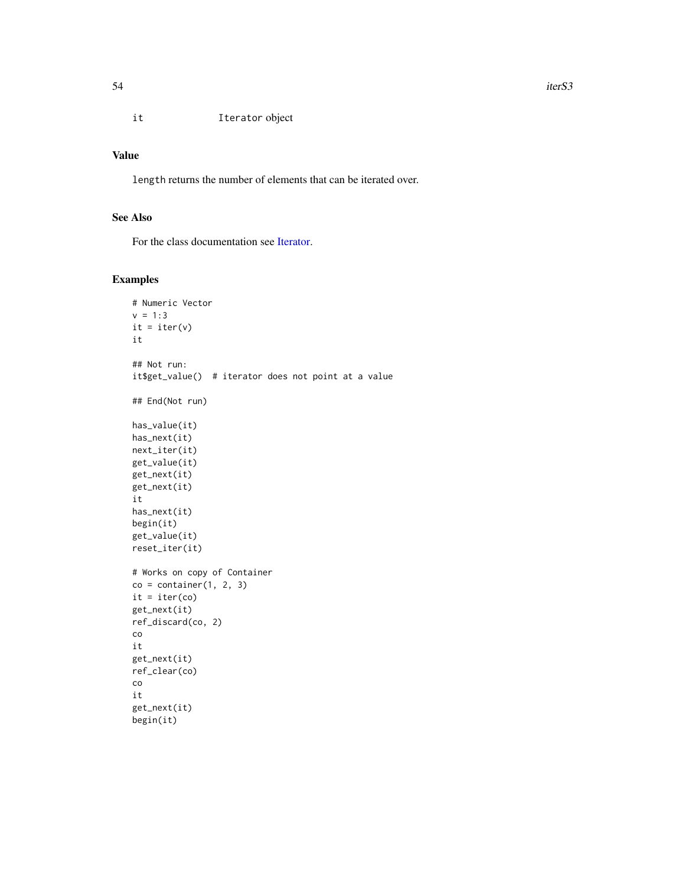| | |
|---|---|
| it | Iterator object |

## Value

`length` returns the number of elements that can be iterated over.

## See Also

For the class documentation see Iterator.

## Examples

```
# Numeric Vector
v = 1:3
it = iter(v)
it

## Not run:
it$get_value()  # iterator does not point at a value

## End(Not run)

has_value(it)
has_next(it)
next_iter(it)
get_value(it)
get_next(it)
get_next(it)
it
has_next(it)
begin(it)
get_value(it)
reset_iter(it)

# Works on copy of Container
co = container(1, 2, 3)
it = iter(co)
get_next(it)
ref_discard(co, 2)
co
it
get_next(it)
ref_clear(co)
co
it
get_next(it)
begin(it)
```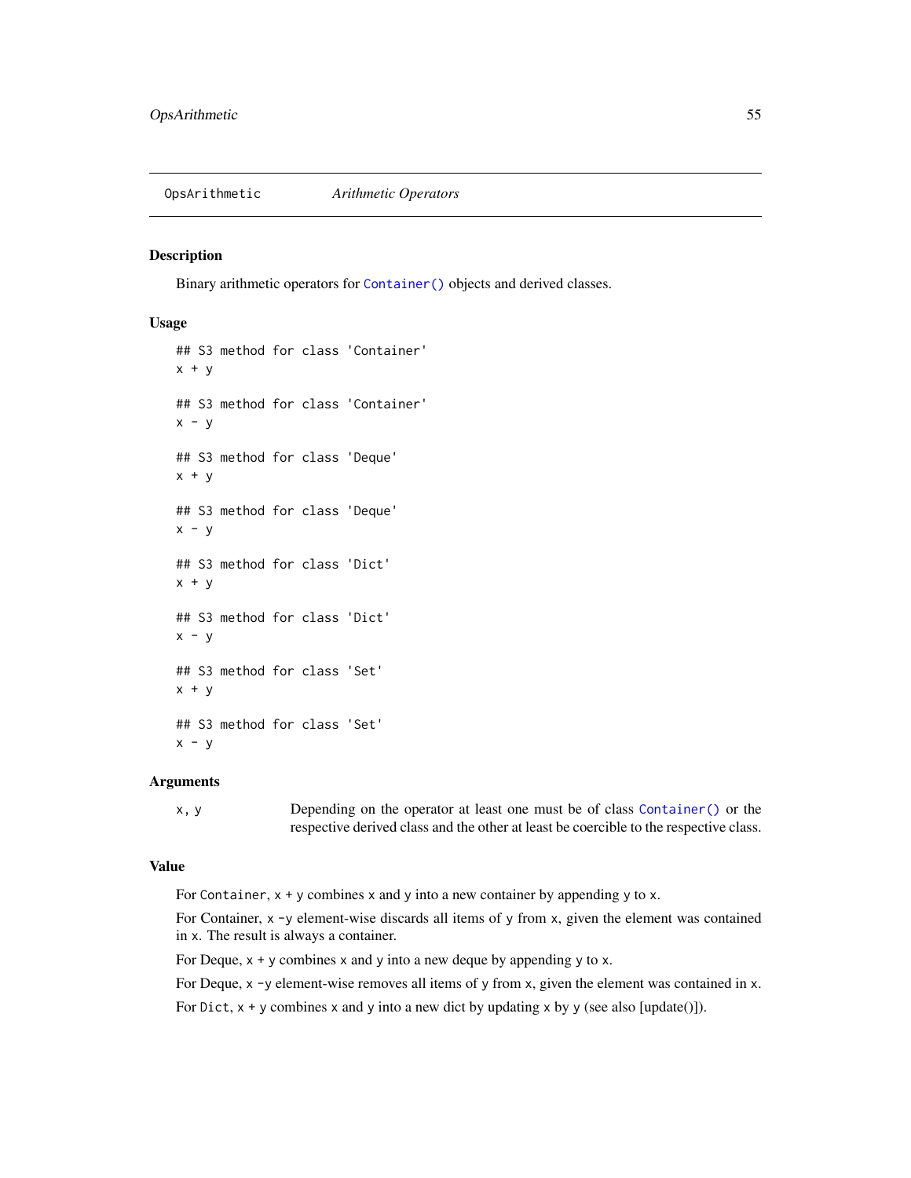## OpsArithmetic — *Arithmetic Operators*

### Description

Binary arithmetic operators for `Container()` objects and derived classes.

### Usage

```
## S3 method for class 'Container'
x + y

## S3 method for class 'Container'
x - y

## S3 method for class 'Deque'
x + y

## S3 method for class 'Deque'
x - y

## S3 method for class 'Dict'
x + y

## S3 method for class 'Dict'
x - y

## S3 method for class 'Set'
x + y

## S3 method for class 'Set'
x - y
```

### Arguments

| | |
|---|---|
| `x, y` | Depending on the operator at least one must be of class `Container()` or the respective derived class and the other at least be coercible to the respective class. |

### Value

For `Container`, `x + y` combines `x` and `y` into a new container by appending `y` to `x`.

For Container, `x -y` element-wise discards all items of `y` from `x`, given the element was contained in `x`. The result is always a container.

For Deque, `x + y` combines `x` and `y` into a new deque by appending `y` to `x`.

For Deque, `x -y` element-wise removes all items of `y` from `x`, given the element was contained in `x`.

For `Dict`, `x + y` combines `x` and `y` into a new dict by updating `x` by `y` (see also [update()]).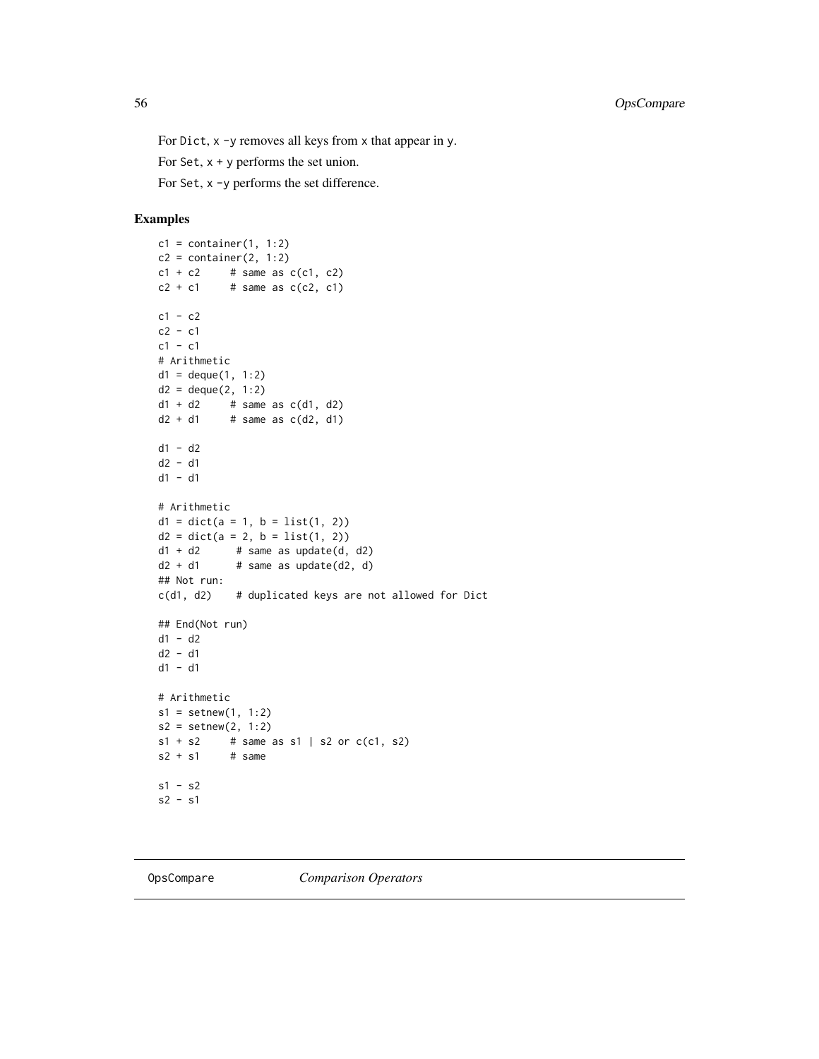For Dict, x -y removes all keys from x that appear in y.

For Set, x + y performs the set union.

For Set, x -y performs the set difference.

## Examples

```
c1 = container(1, 1:2)
c2 = container(2, 1:2)
c1 + c2     # same as c(c1, c2)
c2 + c1     # same as c(c2, c1)

c1 - c2
c2 - c1
c1 - c1
# Arithmetic
d1 = deque(1, 1:2)
d2 = deque(2, 1:2)
d1 + d2     # same as c(d1, d2)
d2 + d1     # same as c(d2, d1)

d1 - d2
d2 - d1
d1 - d1

# Arithmetic
d1 = dict(a = 1, b = list(1, 2))
d2 = dict(a = 2, b = list(1, 2))
d1 + d2      # same as update(d, d2)
d2 + d1      # same as update(d2, d)
## Not run:
c(d1, d2)    # duplicated keys are not allowed for Dict

## End(Not run)
d1 - d2
d2 - d1
d1 - d1

# Arithmetic
s1 = setnew(1, 1:2)
s2 = setnew(2, 1:2)
s1 + s2     # same as s1 | s2 or c(c1, s2)
s2 + s1     # same

s1 - s2
s2 - s1
```

---

OpsCompare    *Comparison Operators*

---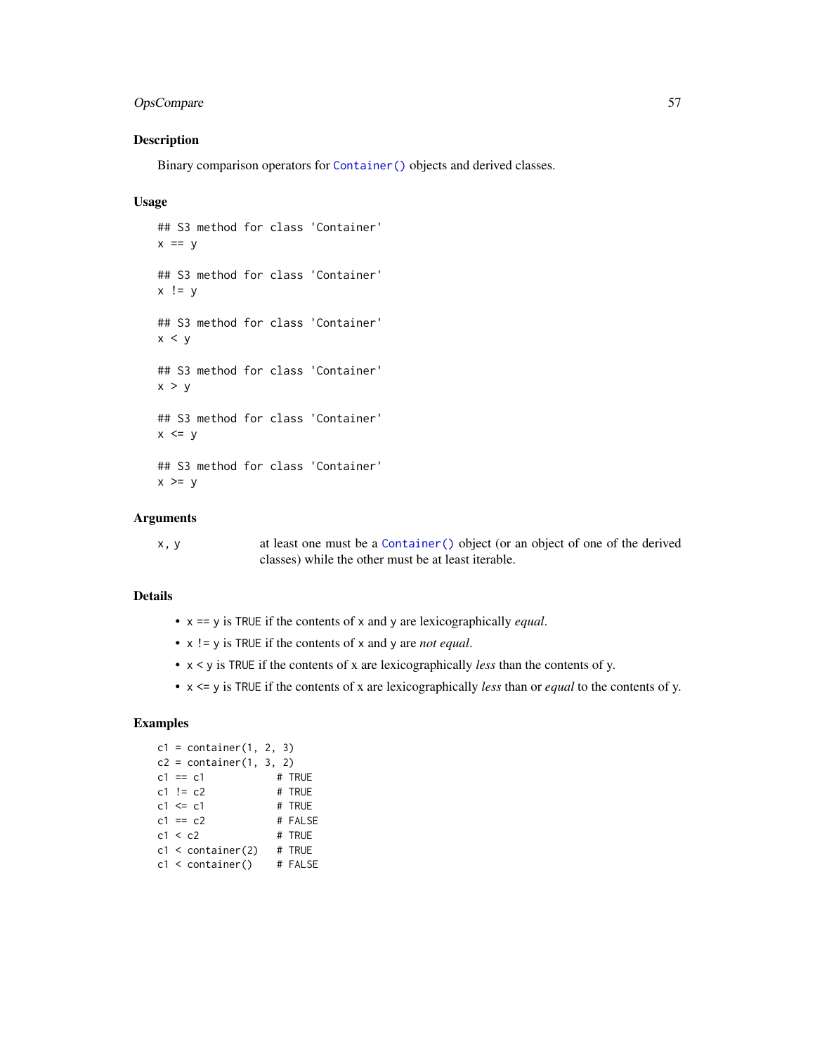## Description

Binary comparison operators for `Container()` objects and derived classes.

## Usage

```
## S3 method for class 'Container'
x == y

## S3 method for class 'Container'
x != y

## S3 method for class 'Container'
x < y

## S3 method for class 'Container'
x > y

## S3 method for class 'Container'
x <= y

## S3 method for class 'Container'
x >= y
```

## Arguments

| | |
|---|---|
| x, y | at least one must be a `Container()` object (or an object of one of the derived classes) while the other must be at least iterable. |

## Details

- x == y is TRUE if the contents of x and y are lexicographically *equal*.
- x != y is TRUE if the contents of x and y are *not equal*.
- x < y is TRUE if the contents of x are lexicographically *less* than the contents of y.
- x <= y is TRUE if the contents of x are lexicographically *less* than or *equal* to the contents of y.

## Examples

```
c1 = container(1, 2, 3)
c2 = container(1, 3, 2)
c1 == c1          # TRUE
c1 != c2          # TRUE
c1 <= c1          # TRUE
c1 == c2          # FALSE
c1 < c2           # TRUE
c1 < container(2)   # TRUE
c1 < container()    # FALSE
```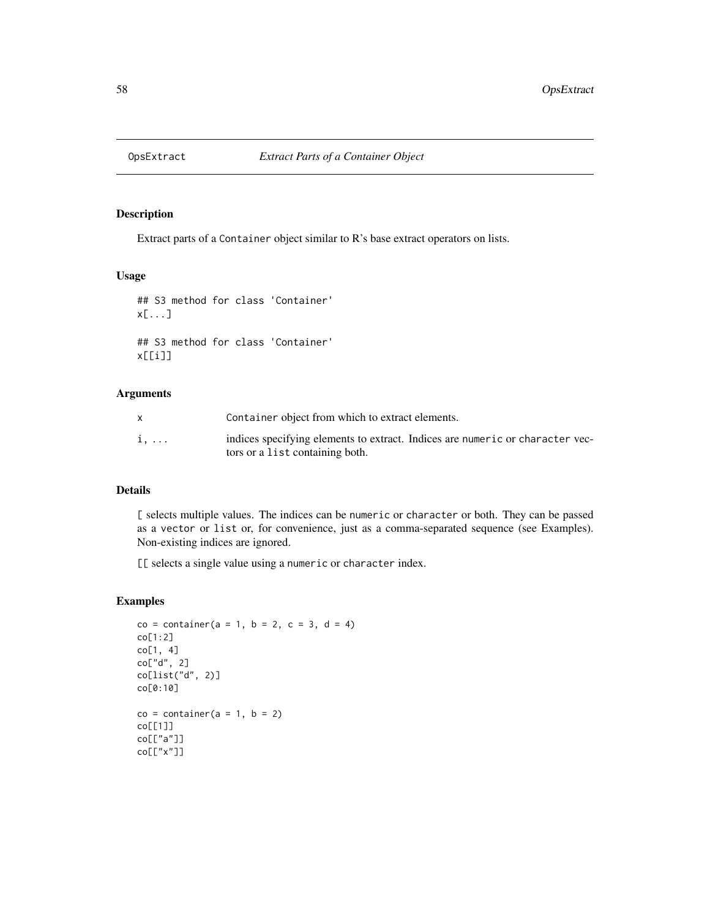# OpsExtract *Extract Parts of a Container Object*

## Description

Extract parts of a Container object similar to R's base extract operators on lists.

## Usage

```
## S3 method for class 'Container'
x[...]

## S3 method for class 'Container'
x[[i]]
```

## Arguments

| | |
|---|---|
| x | Container object from which to extract elements. |
| i, ... | indices specifying elements to extract. Indices are numeric or character vectors or a list containing both. |

## Details

[ selects multiple values. The indices can be numeric or character or both. They can be passed as a vector or list or, for convenience, just as a comma-separated sequence (see Examples). Non-existing indices are ignored.

[[ selects a single value using a numeric or character index.

## Examples

```
co = container(a = 1, b = 2, c = 3, d = 4)
co[1:2]
co[1, 4]
co["d", 2]
co[list("d", 2)]
co[0:10]

co = container(a = 1, b = 2)
co[[1]]
co[["a"]]
co[["x"]]
```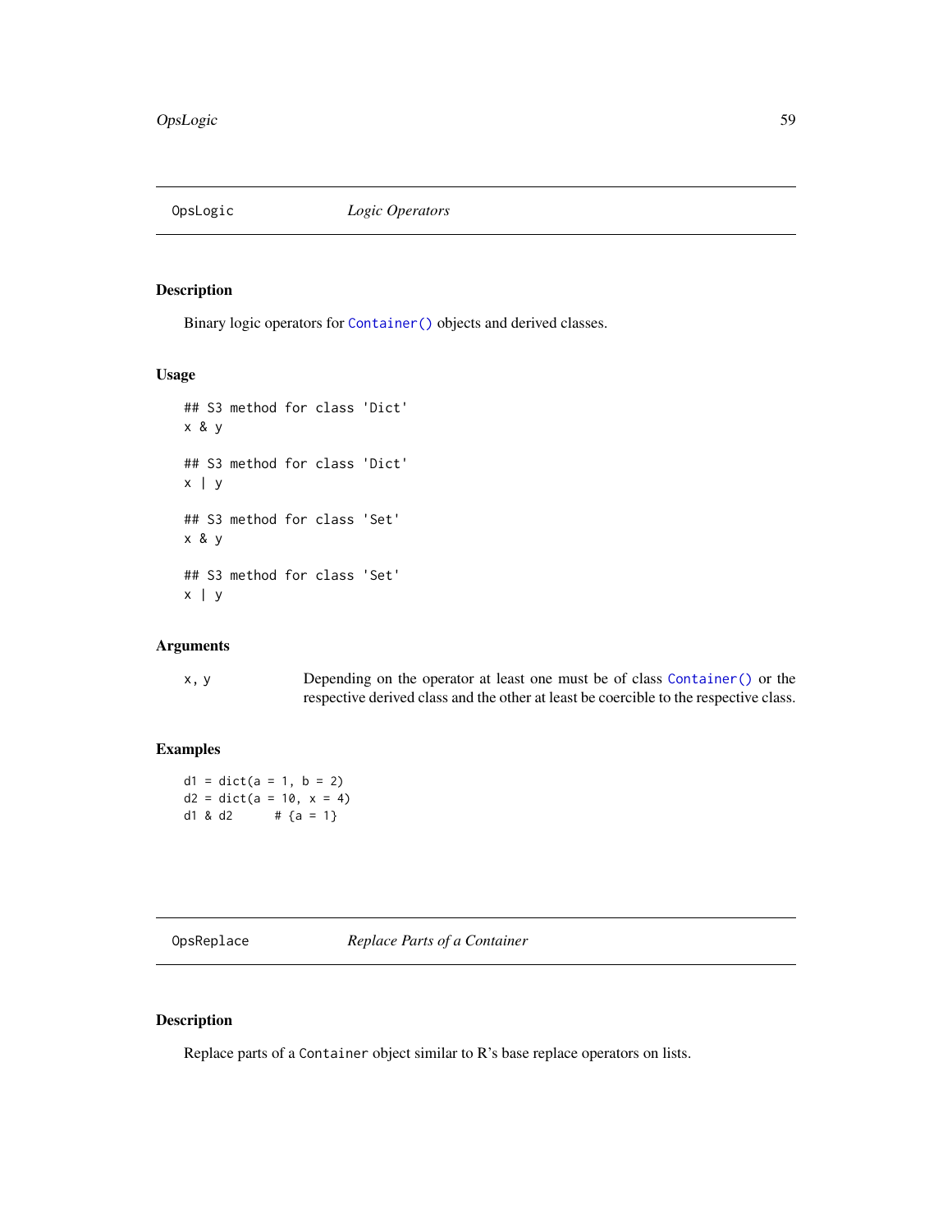## OpsLogic *Logic Operators*

### Description

Binary logic operators for `Container()` objects and derived classes.

### Usage

```
## S3 method for class 'Dict'
x & y

## S3 method for class 'Dict'
x | y

## S3 method for class 'Set'
x & y

## S3 method for class 'Set'
x | y
```

### Arguments

| | |
|---|---|
| x, y | Depending on the operator at least one must be of class `Container()` or the respective derived class and the other at least be coercible to the respective class. |

### Examples

```
d1 = dict(a = 1, b = 2)
d2 = dict(a = 10, x = 4)
d1 & d2      # {a = 1}
```

## OpsReplace *Replace Parts of a Container*

### Description

Replace parts of a `Container` object similar to R's base replace operators on lists.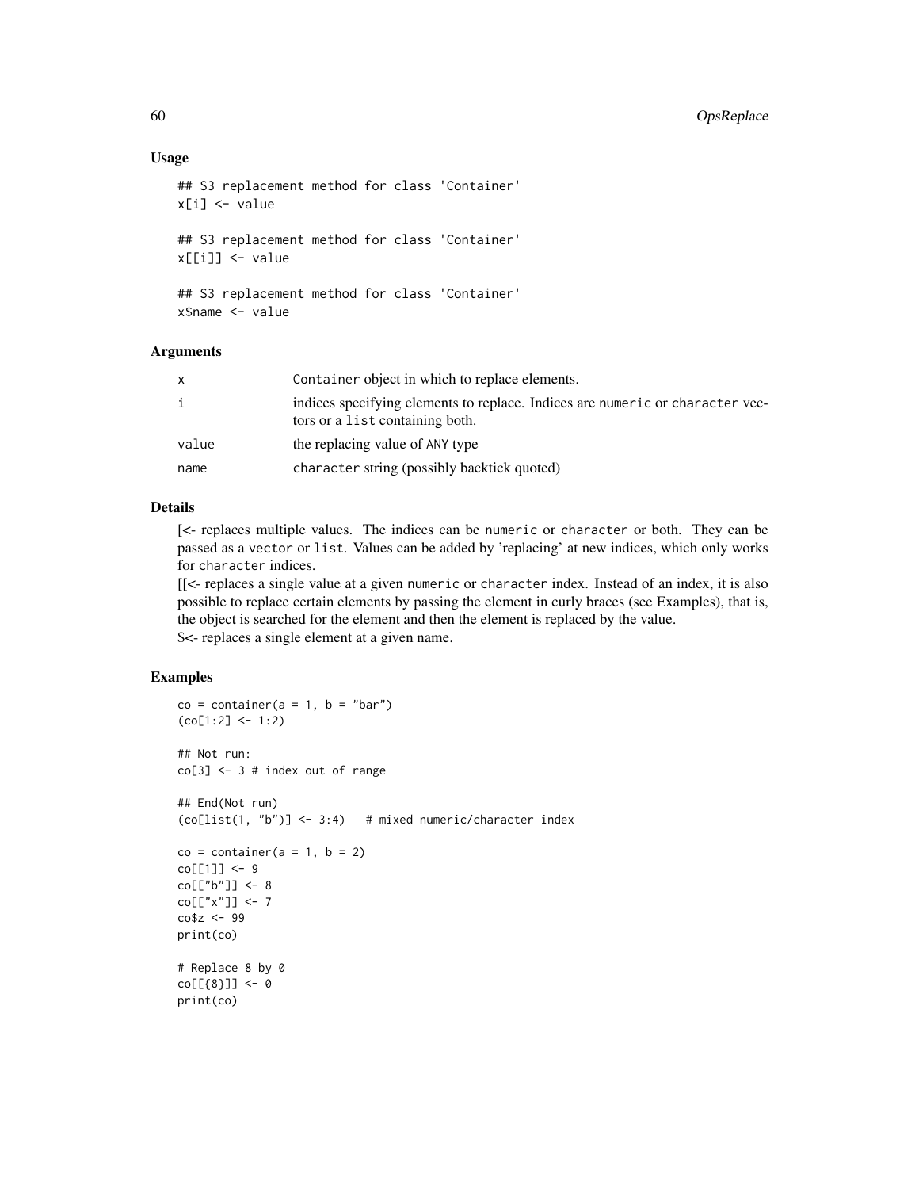### Usage

```
## S3 replacement method for class 'Container'
x[i] <- value

## S3 replacement method for class 'Container'
x[[i]] <- value

## S3 replacement method for class 'Container'
x$name <- value
```

### Arguments

| | |
|---|---|
| x | Container object in which to replace elements. |
| i | indices specifying elements to replace. Indices are numeric or character vectors or a list containing both. |
| value | the replacing value of ANY type |
| name | character string (possibly backtick quoted) |

### Details

[<- replaces multiple values. The indices can be numeric or character or both. They can be passed as a vector or list. Values can be added by 'replacing' at new indices, which only works for character indices.

[[<- replaces a single value at a given numeric or character index. Instead of an index, it is also possible to replace certain elements by passing the element in curly braces (see Examples), that is, the object is searched for the element and then the element is replaced by the value.

$<- replaces a single element at a given name.

### Examples

```
co = container(a = 1, b = "bar")
(co[1:2] <- 1:2)

## Not run:
co[3] <- 3 # index out of range

## End(Not run)
(co[list(1, "b")] <- 3:4)   # mixed numeric/character index

co = container(a = 1, b = 2)
co[[1]] <- 9
co[["b"]] <- 8
co[["x"]] <- 7
co$z <- 99
print(co)

# Replace 8 by 0
co[[{8}]] <- 0
print(co)
```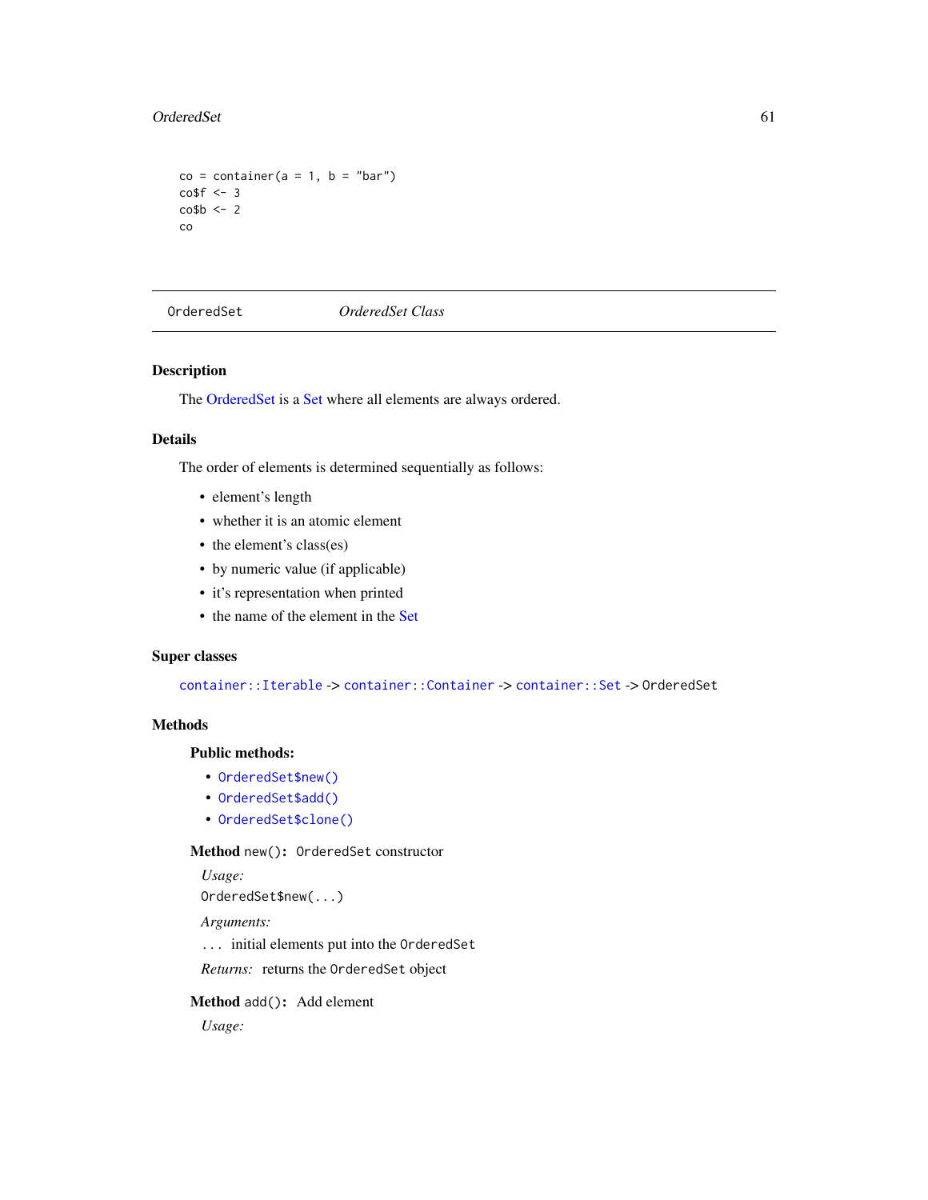```
co = container(a = 1, b = "bar")
co$f <- 3
co$b <- 2
co
```

---

`OrderedSet` *OrderedSet Class*

---

## Description

The OrderedSet is a Set where all elements are always ordered.

## Details

The order of elements is determined sequentially as follows:

- element's length
- whether it is an atomic element
- the element's class(es)
- by numeric value (if applicable)
- it's representation when printed
- the name of the element in the Set

## Super classes

`container::Iterable` -> `container::Container` -> `container::Set` -> `OrderedSet`

## Methods

### Public methods:

- `OrderedSet$new()`
- `OrderedSet$add()`
- `OrderedSet$clone()`

**Method** `new()`**:** `OrderedSet` constructor

*Usage:*

```
OrderedSet$new(...)
```

*Arguments:*

`...` initial elements put into the `OrderedSet`

*Returns:* returns the `OrderedSet` object

**Method** `add()`**:** Add element

*Usage:*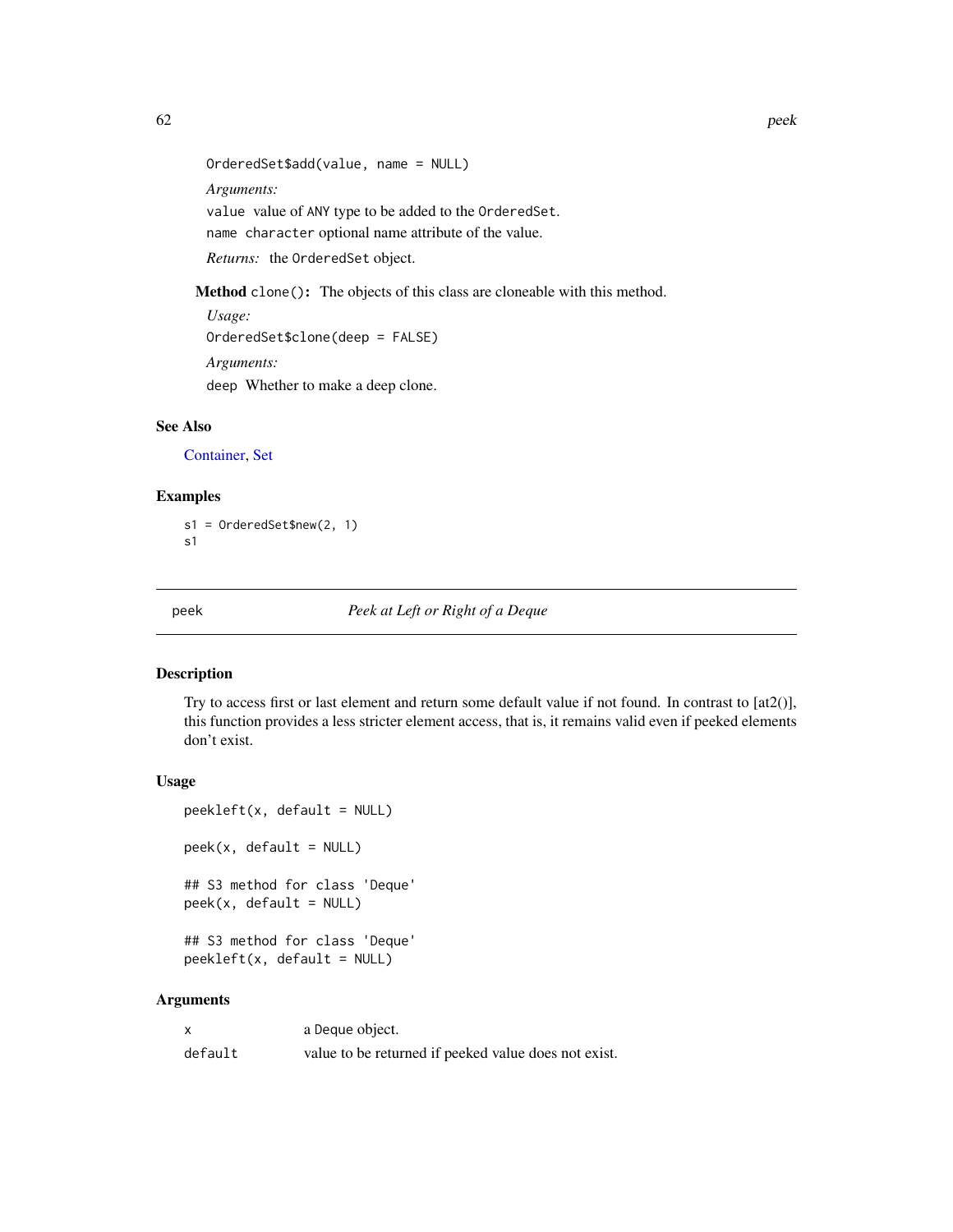```
OrderedSet$add(value, name = NULL)
```

*Arguments:*

`value` value of `ANY` type to be added to the `OrderedSet`.

`name` `character` optional name attribute of the value.

*Returns:* the `OrderedSet` object.

**Method** `clone()`**:** The objects of this class are cloneable with this method.

*Usage:*

```
OrderedSet$clone(deep = FALSE)
```

*Arguments:*

`deep` Whether to make a deep clone.

## See Also

Container, Set

## Examples

```
s1 = OrderedSet$new(2, 1)
s1
```

---

# peek — *Peek at Left or Right of a Deque*

## Description

Try to access first or last element and return some default value if not found. In contrast to [at2()], this function provides a less stricter element access, that is, it remains valid even if peeked elements don't exist.

## Usage

```
peekleft(x, default = NULL)

peek(x, default = NULL)

## S3 method for class 'Deque'
peek(x, default = NULL)

## S3 method for class 'Deque'
peekleft(x, default = NULL)
```

## Arguments

| | |
|---|---|
| `x` | a `Deque` object. |
| `default` | value to be returned if peeked value does not exist. |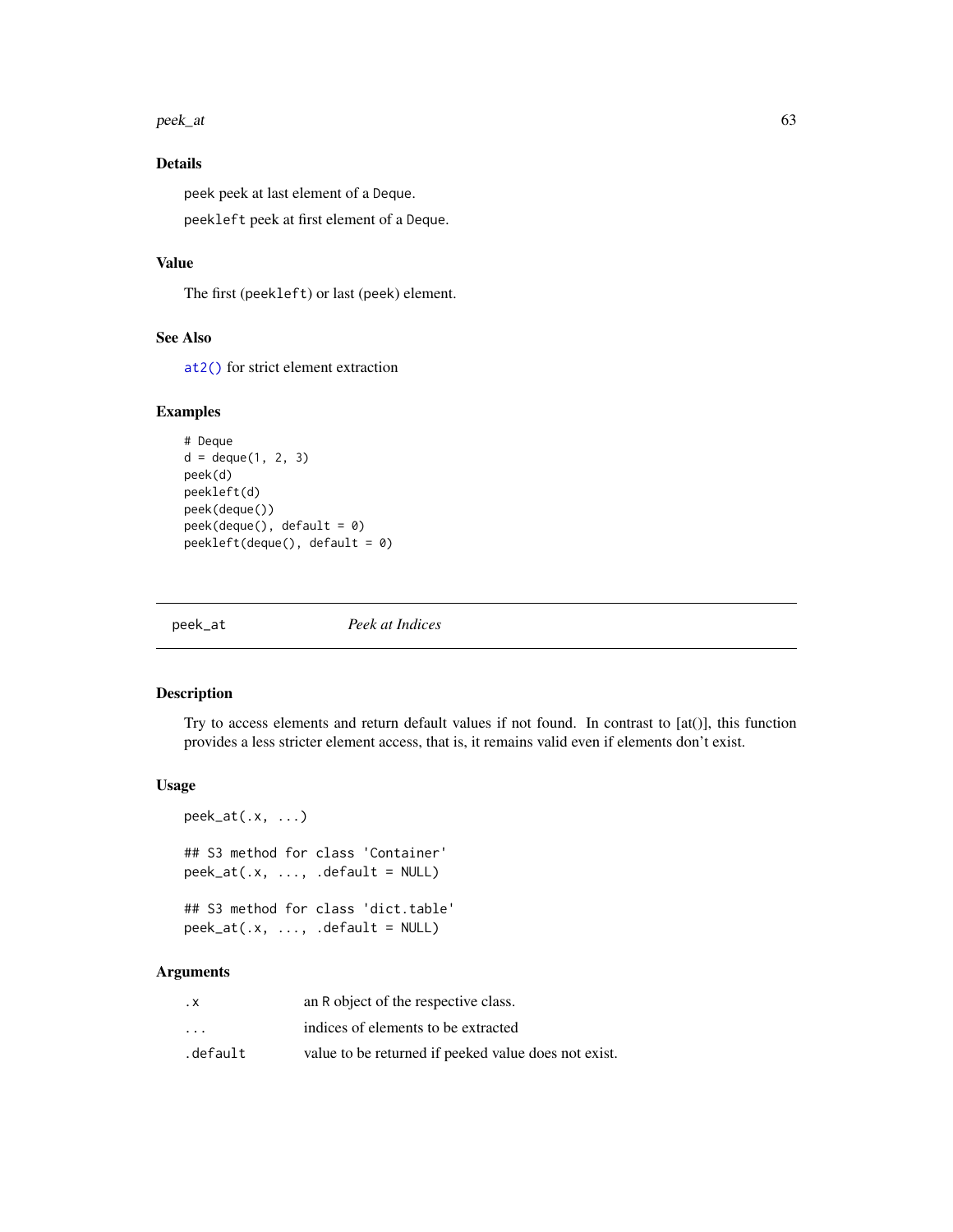## Details

`peek` peek at last element of a `Deque`.

`peekleft` peek at first element of a `Deque`.

## Value

The first (`peekleft`) or last (`peek`) element.

## See Also

`at2()` for strict element extraction

## Examples

```
# Deque
d = deque(1, 2, 3)
peek(d)
peekleft(d)
peek(deque())
peek(deque(), default = 0)
peekleft(deque(), default = 0)
```

---

# peek_at — *Peek at Indices*

---

## Description

Try to access elements and return default values if not found. In contrast to [at()], this function provides a less stricter element access, that is, it remains valid even if elements don't exist.

## Usage

```
peek_at(.x, ...)

## S3 method for class 'Container'
peek_at(.x, ..., .default = NULL)

## S3 method for class 'dict.table'
peek_at(.x, ..., .default = NULL)
```

## Arguments

| | |
|---|---|
| `.x` | an R object of the respective class. |
| `...` | indices of elements to be extracted |
| `.default` | value to be returned if peeked value does not exist. |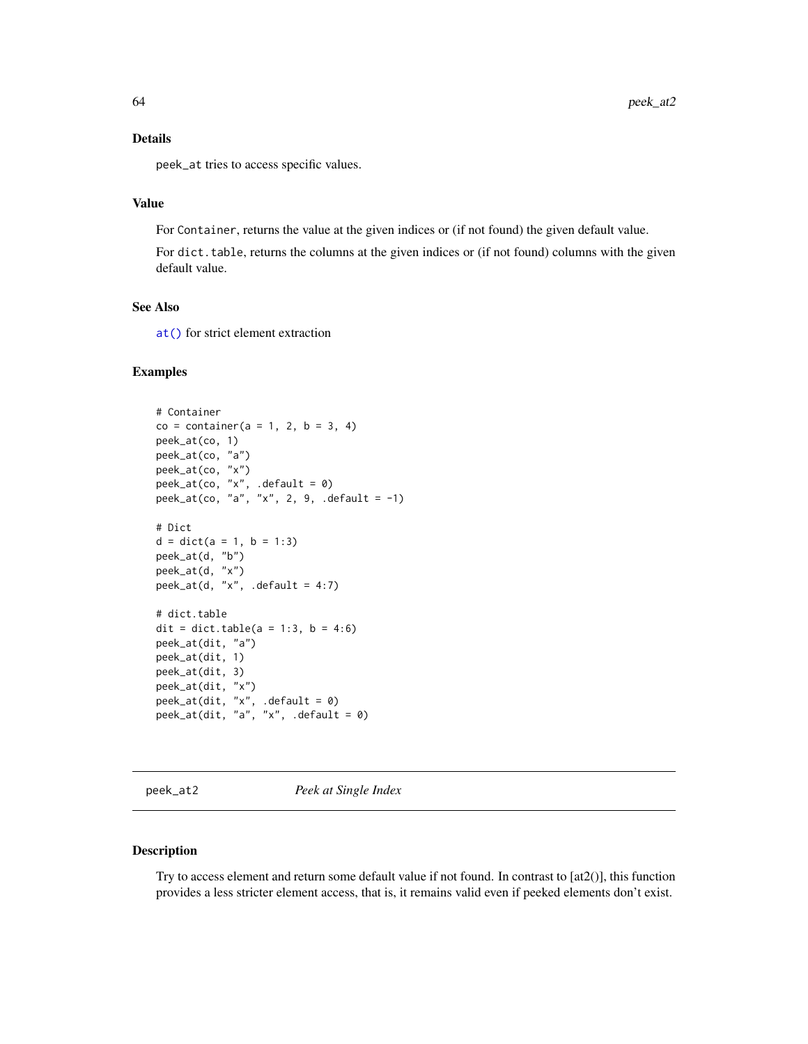## Details

`peek_at` tries to access specific values.

## Value

For `Container`, returns the value at the given indices or (if not found) the given default value.

For `dict.table`, returns the columns at the given indices or (if not found) columns with the given default value.

## See Also

`at()` for strict element extraction

## Examples

```
# Container
co = container(a = 1, 2, b = 3, 4)
peek_at(co, 1)
peek_at(co, "a")
peek_at(co, "x")
peek_at(co, "x", .default = 0)
peek_at(co, "a", "x", 2, 9, .default = -1)

# Dict
d = dict(a = 1, b = 1:3)
peek_at(d, "b")
peek_at(d, "x")
peek_at(d, "x", .default = 4:7)

# dict.table
dit = dict.table(a = 1:3, b = 4:6)
peek_at(dit, "a")
peek_at(dit, 1)
peek_at(dit, 3)
peek_at(dit, "x")
peek_at(dit, "x", .default = 0)
peek_at(dit, "a", "x", .default = 0)
```

---

# peek_at2 *Peek at Single Index*

## Description

Try to access element and return some default value if not found. In contrast to [at2()], this function provides a less stricter element access, that is, it remains valid even if peeked elements don't exist.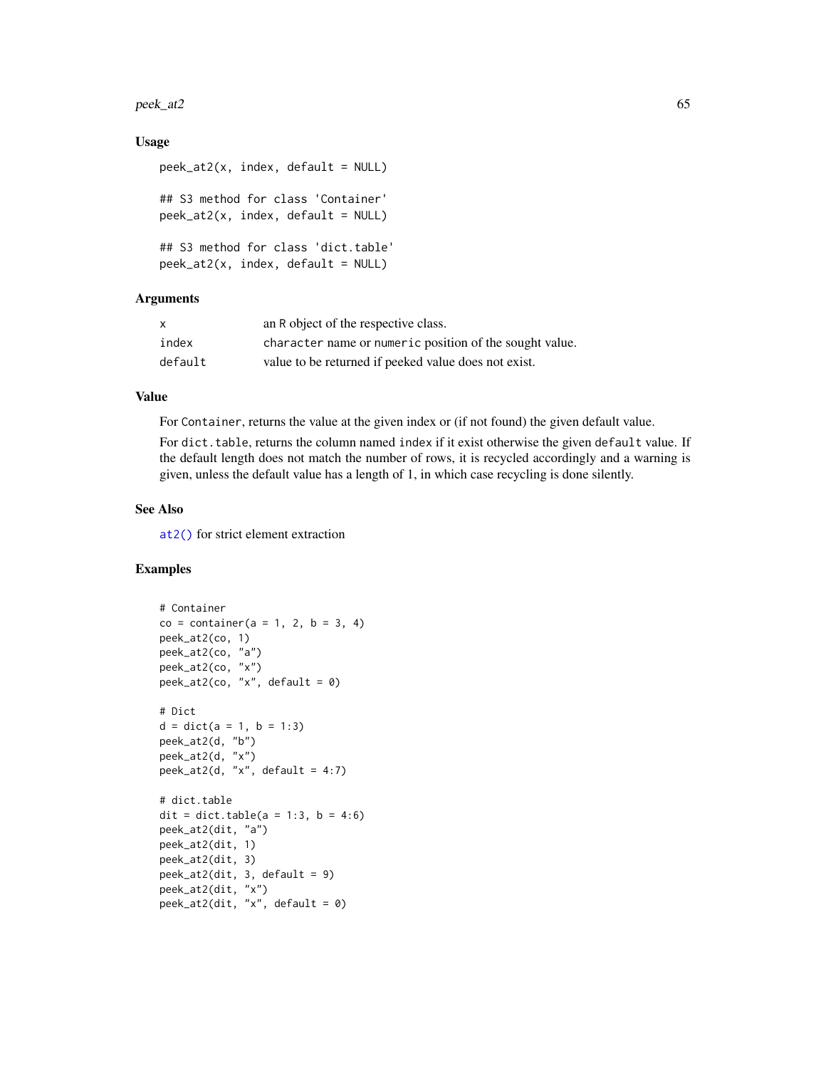### Usage

```
peek_at2(x, index, default = NULL)

## S3 method for class 'Container'
peek_at2(x, index, default = NULL)

## S3 method for class 'dict.table'
peek_at2(x, index, default = NULL)
```

### Arguments

| | |
|---|---|
| `x` | an R object of the respective class. |
| `index` | `character` name or `numeric` position of the sought value. |
| `default` | value to be returned if peeked value does not exist. |

### Value

For `Container`, returns the value at the given index or (if not found) the given default value.

For `dict.table`, returns the column named `index` if it exist otherwise the given `default` value. If the default length does not match the number of rows, it is recycled accordingly and a warning is given, unless the default value has a length of 1, in which case recycling is done silently.

### See Also

`at2()` for strict element extraction

### Examples

```
# Container
co = container(a = 1, 2, b = 3, 4)
peek_at2(co, 1)
peek_at2(co, "a")
peek_at2(co, "x")
peek_at2(co, "x", default = 0)

# Dict
d = dict(a = 1, b = 1:3)
peek_at2(d, "b")
peek_at2(d, "x")
peek_at2(d, "x", default = 4:7)

# dict.table
dit = dict.table(a = 1:3, b = 4:6)
peek_at2(dit, "a")
peek_at2(dit, 1)
peek_at2(dit, 3)
peek_at2(dit, 3, default = 9)
peek_at2(dit, "x")
peek_at2(dit, "x", default = 0)
```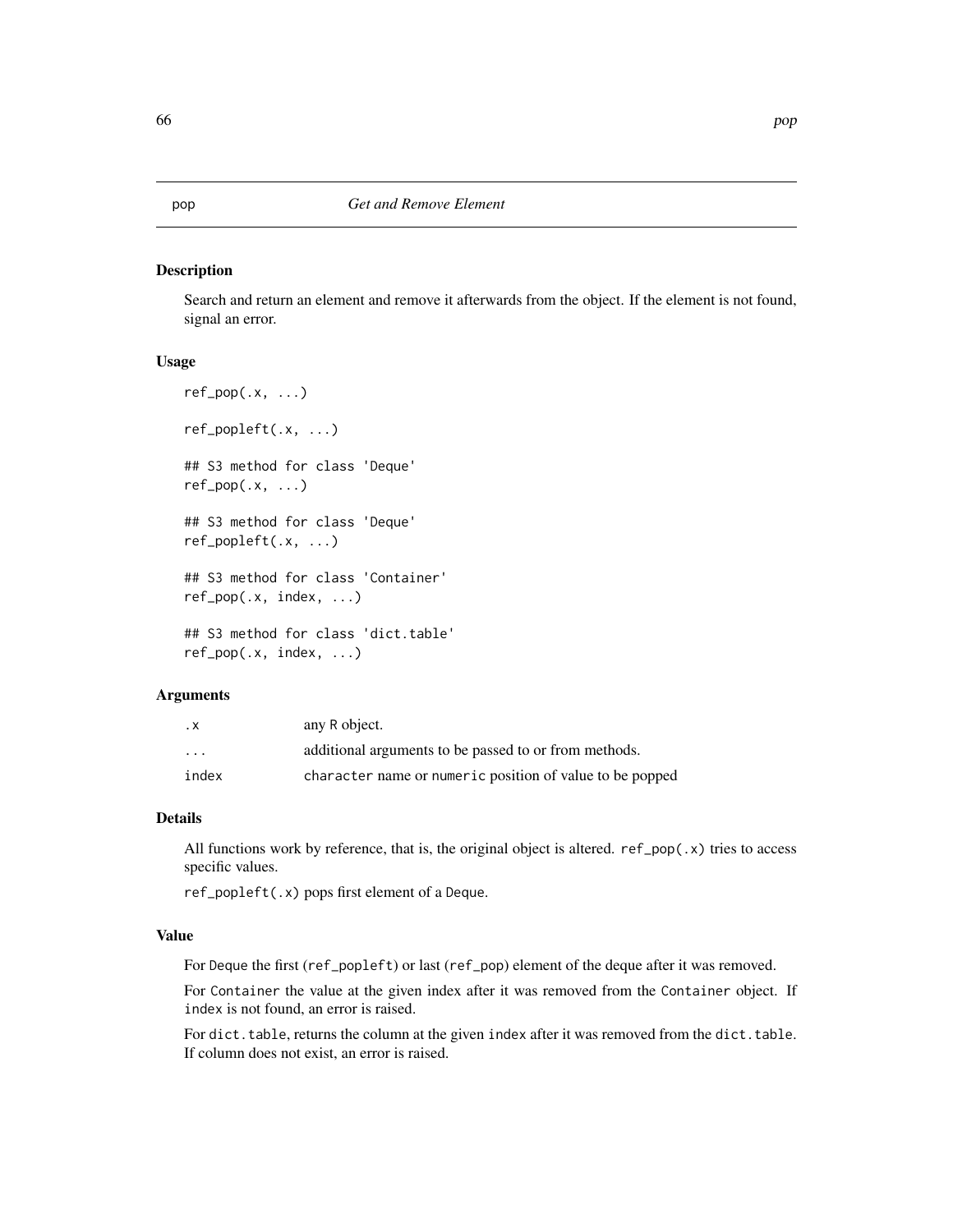# pop *Get and Remove Element*

## Description

Search and return an element and remove it afterwards from the object. If the element is not found, signal an error.

## Usage

```
ref_pop(.x, ...)

ref_popleft(.x, ...)

## S3 method for class 'Deque'
ref_pop(.x, ...)

## S3 method for class 'Deque'
ref_popleft(.x, ...)

## S3 method for class 'Container'
ref_pop(.x, index, ...)

## S3 method for class 'dict.table'
ref_pop(.x, index, ...)
```

## Arguments

| | |
|---|---|
| `.x` | any R object. |
| `...` | additional arguments to be passed to or from methods. |
| `index` | `character` name or `numeric` position of value to be popped |

## Details

All functions work by reference, that is, the original object is altered. `ref_pop(.x)` tries to access specific values.

`ref_popleft(.x)` pops first element of a `Deque`.

## Value

For `Deque` the first (`ref_popleft`) or last (`ref_pop`) element of the deque after it was removed.

For `Container` the value at the given index after it was removed from the `Container` object. If `index` is not found, an error is raised.

For `dict.table`, returns the column at the given `index` after it was removed from the `dict.table`. If column does not exist, an error is raised.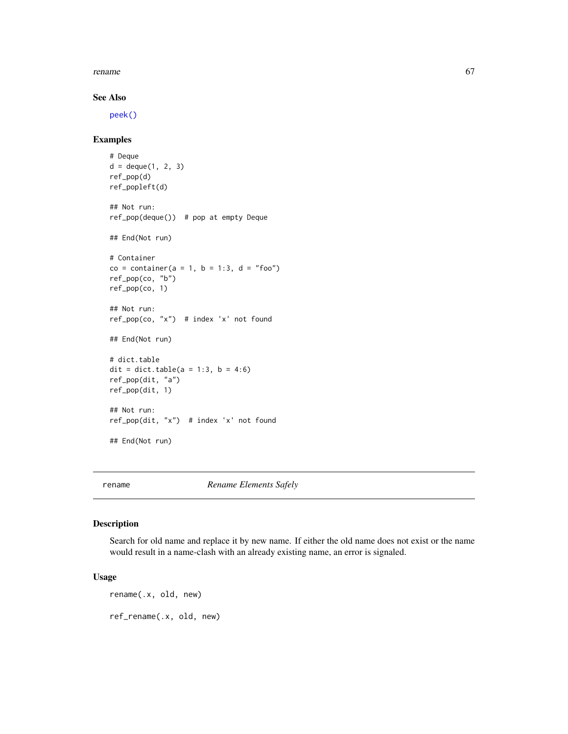### See Also

peek()

### Examples

```
# Deque
d = deque(1, 2, 3)
ref_pop(d)
ref_popleft(d)

## Not run:
ref_pop(deque())  # pop at empty Deque

## End(Not run)

# Container
co = container(a = 1, b = 1:3, d = "foo")
ref_pop(co, "b")
ref_pop(co, 1)

## Not run:
ref_pop(co, "x")  # index 'x' not found

## End(Not run)

# dict.table
dit = dict.table(a = 1:3, b = 4:6)
ref_pop(dit, "a")
ref_pop(dit, 1)

## Not run:
ref_pop(dit, "x")  # index 'x' not found

## End(Not run)
```

---

## rename — *Rename Elements Safely*

---

### Description

Search for old name and replace it by new name. If either the old name does not exist or the name would result in a name-clash with an already existing name, an error is signaled.

### Usage

```
rename(.x, old, new)

ref_rename(.x, old, new)
```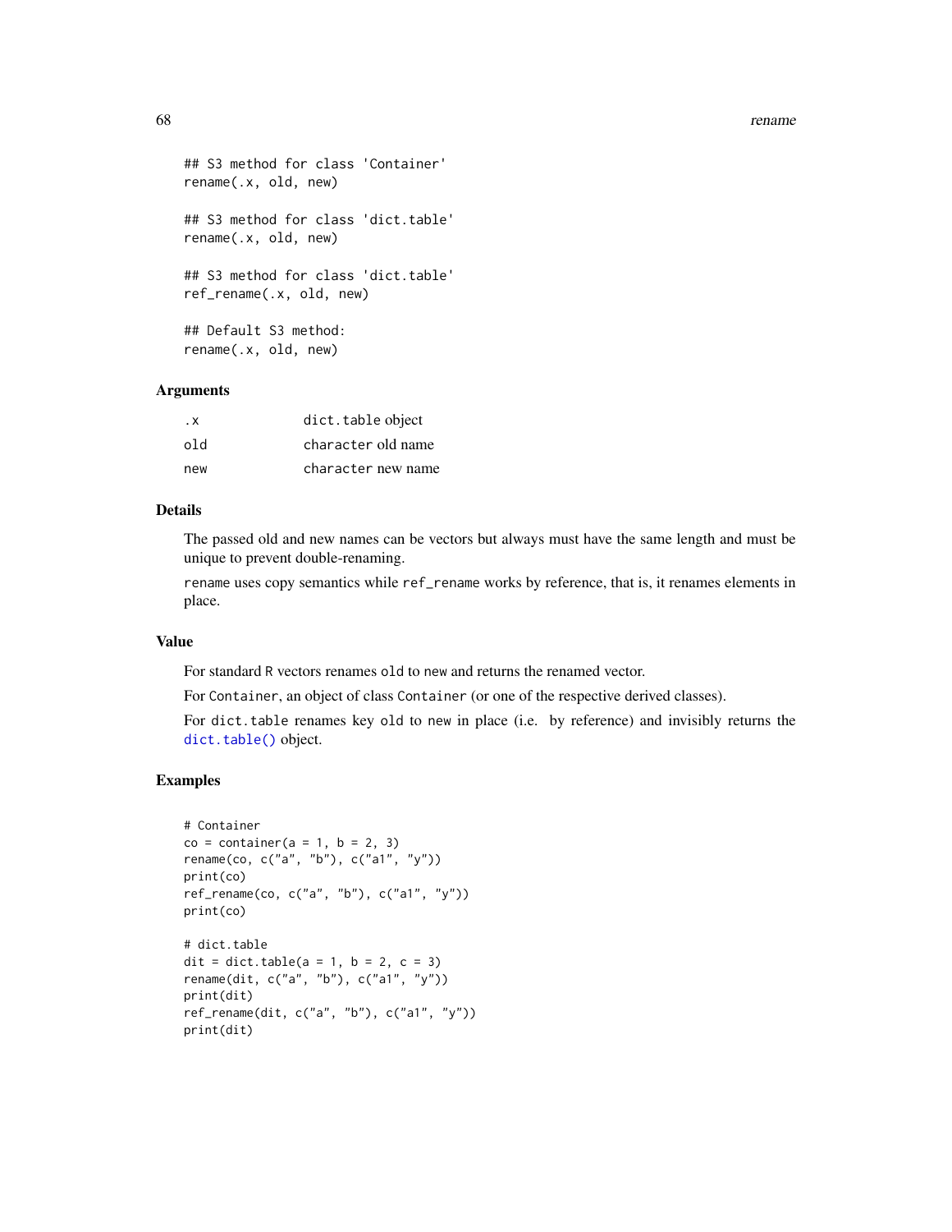```
## S3 method for class 'Container'
rename(.x, old, new)

## S3 method for class 'dict.table'
rename(.x, old, new)

## S3 method for class 'dict.table'
ref_rename(.x, old, new)

## Default S3 method:
rename(.x, old, new)
```

### Arguments

| | |
|---|---|
| .x | dict.table object |
| old | character old name |
| new | character new name |

### Details

The passed old and new names can be vectors but always must have the same length and must be unique to prevent double-renaming.

rename uses copy semantics while ref_rename works by reference, that is, it renames elements in place.

### Value

For standard R vectors renames old to new and returns the renamed vector.

For Container, an object of class Container (or one of the respective derived classes).

For dict.table renames key old to new in place (i.e. by reference) and invisibly returns the dict.table() object.

### Examples

```
# Container
co = container(a = 1, b = 2, 3)
rename(co, c("a", "b"), c("a1", "y"))
print(co)
ref_rename(co, c("a", "b"), c("a1", "y"))
print(co)

# dict.table
dit = dict.table(a = 1, b = 2, c = 3)
rename(dit, c("a", "b"), c("a1", "y"))
print(dit)
ref_rename(dit, c("a", "b"), c("a1", "y"))
print(dit)
```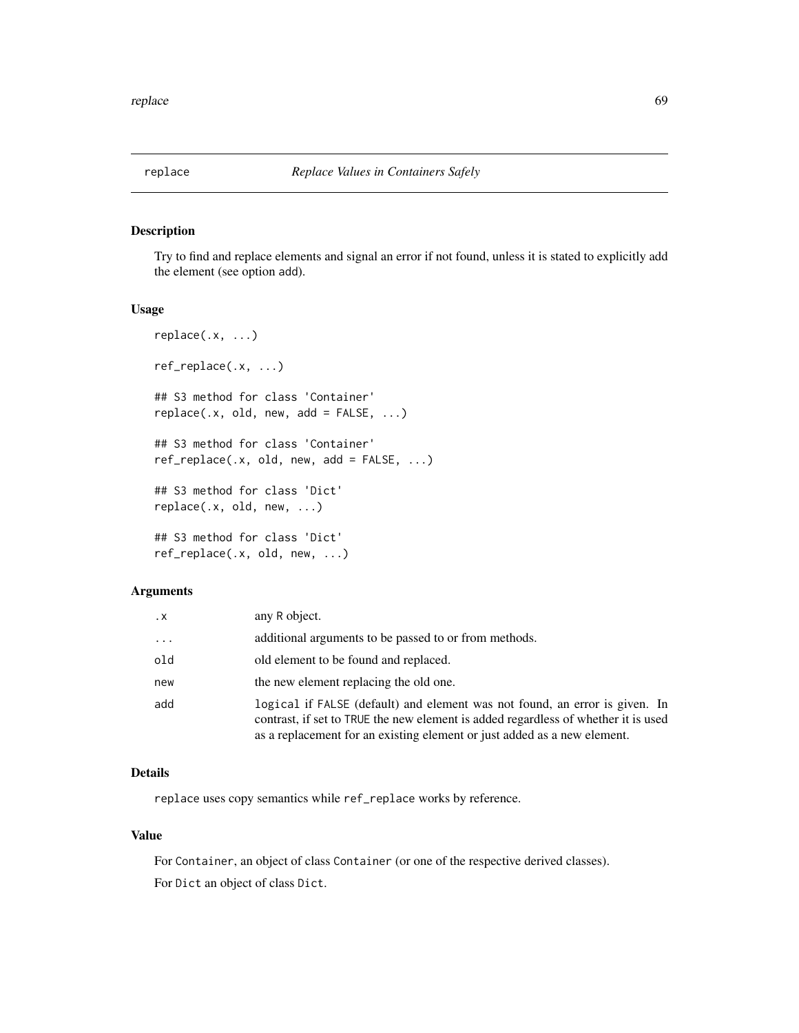## replace — *Replace Values in Containers Safely*

### Description

Try to find and replace elements and signal an error if not found, unless it is stated to explicitly add the element (see option add).

### Usage

```
replace(.x, ...)

ref_replace(.x, ...)

## S3 method for class 'Container'
replace(.x, old, new, add = FALSE, ...)

## S3 method for class 'Container'
ref_replace(.x, old, new, add = FALSE, ...)

## S3 method for class 'Dict'
replace(.x, old, new, ...)

## S3 method for class 'Dict'
ref_replace(.x, old, new, ...)
```

### Arguments

| | |
|---|---|
| `.x` | any R object. |
| `...` | additional arguments to be passed to or from methods. |
| `old` | old element to be found and replaced. |
| `new` | the new element replacing the old one. |
| `add` | `logical` if `FALSE` (default) and element was not found, an error is given. In contrast, if set to `TRUE` the new element is added regardless of whether it is used as a replacement for an existing element or just added as a new element. |

### Details

`replace` uses copy semantics while `ref_replace` works by reference.

### Value

For `Container`, an object of class `Container` (or one of the respective derived classes).

For `Dict` an object of class `Dict`.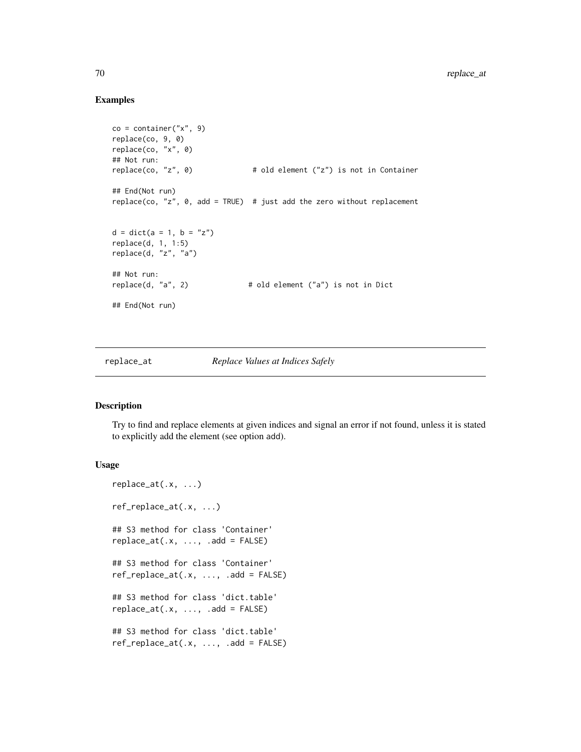## Examples

```
co = container("x", 9)
replace(co, 9, 0)
replace(co, "x", 0)
## Not run:
replace(co, "z", 0)              # old element ("z") is not in Container

## End(Not run)
replace(co, "z", 0, add = TRUE)  # just add the zero without replacement


d = dict(a = 1, b = "z")
replace(d, 1, 1:5)
replace(d, "z", "a")

## Not run:
replace(d, "a", 2)              # old element ("a") is not in Dict

## End(Not run)
```

---

# replace_at    *Replace Values at Indices Safely*

---

## Description

Try to find and replace elements at given indices and signal an error if not found, unless it is stated to explicitly add the element (see option add).

## Usage

```
replace_at(.x, ...)

ref_replace_at(.x, ...)

## S3 method for class 'Container'
replace_at(.x, ..., .add = FALSE)

## S3 method for class 'Container'
ref_replace_at(.x, ..., .add = FALSE)

## S3 method for class 'dict.table'
replace_at(.x, ..., .add = FALSE)

## S3 method for class 'dict.table'
ref_replace_at(.x, ..., .add = FALSE)
```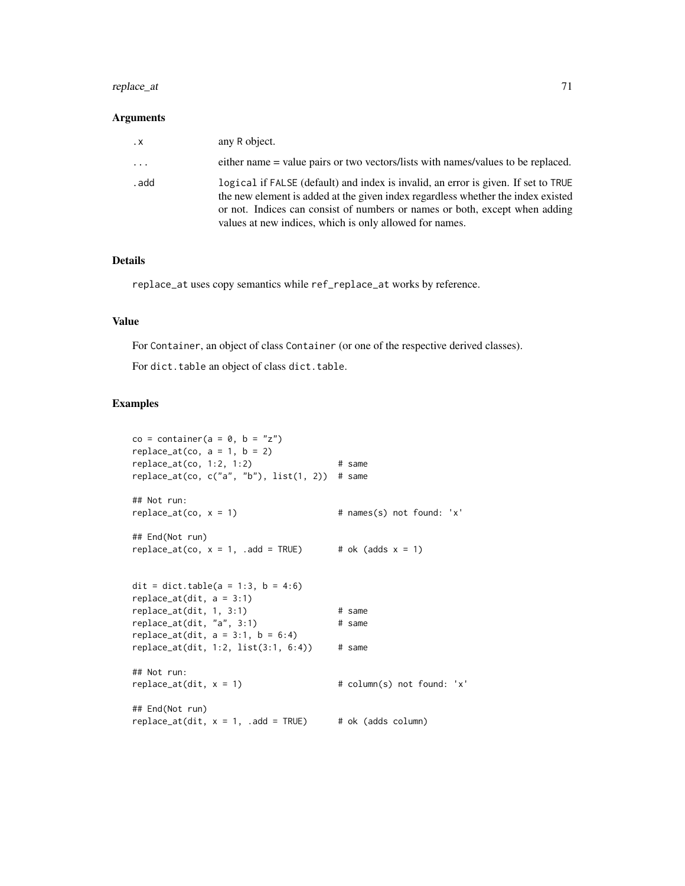### Arguments

| | |
|---|---|
| `.x` | any R object. |
| `...` | either name = value pairs or two vectors/lists with names/values to be replaced. |
| `.add` | `logical` if `FALSE` (default) and index is invalid, an error is given. If set to `TRUE` the new element is added at the given index regardless whether the index existed or not. Indices can consist of numbers or names or both, except when adding values at new indices, which is only allowed for names. |

### Details

`replace_at` uses copy semantics while `ref_replace_at` works by reference.

### Value

For `Container`, an object of class `Container` (or one of the respective derived classes).

For `dict.table` an object of class `dict.table`.

### Examples

```
co = container(a = 0, b = "z")
replace_at(co, a = 1, b = 2)
replace_at(co, 1:2, 1:2)                # same
replace_at(co, c("a", "b"), list(1, 2))  # same

## Not run:
replace_at(co, x = 1)                   # names(s) not found: 'x'

## End(Not run)
replace_at(co, x = 1, .add = TRUE)      # ok (adds x = 1)


dit = dict.table(a = 1:3, b = 4:6)
replace_at(dit, a = 3:1)
replace_at(dit, 1, 3:1)                 # same
replace_at(dit, "a", 3:1)               # same
replace_at(dit, a = 3:1, b = 6:4)
replace_at(dit, 1:2, list(3:1, 6:4))    # same

## Not run:
replace_at(dit, x = 1)                  # column(s) not found: 'x'

## End(Not run)
replace_at(dit, x = 1, .add = TRUE)     # ok (adds column)
```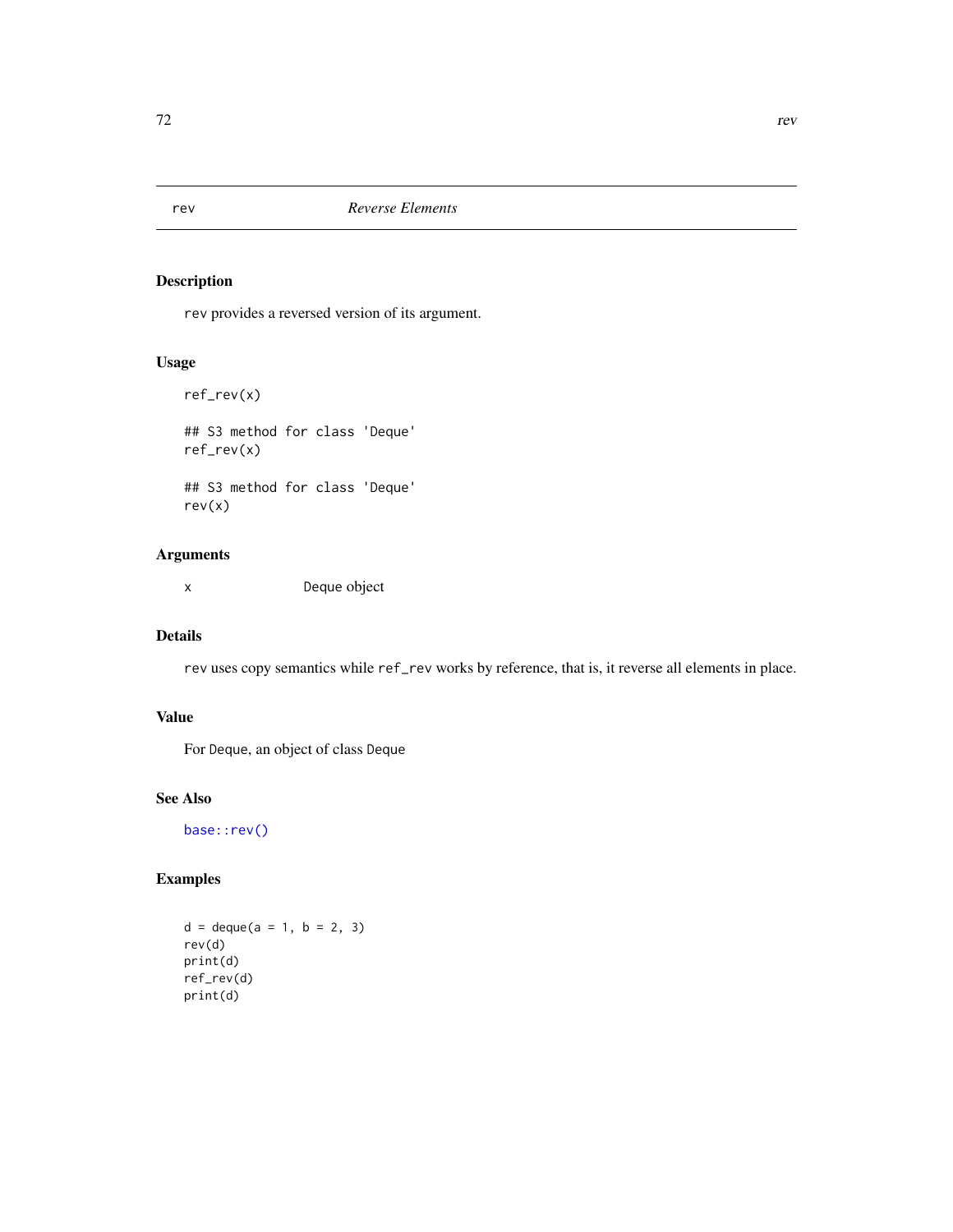# rev — *Reverse Elements*

## Description

`rev` provides a reversed version of its argument.

## Usage

```
ref_rev(x)

## S3 method for class 'Deque'
ref_rev(x)

## S3 method for class 'Deque'
rev(x)
```

## Arguments

| | |
|---|---|
| x | Deque object |

## Details

`rev` uses copy semantics while `ref_rev` works by reference, that is, it reverse all elements in place.

## Value

For `Deque`, an object of class `Deque`

## See Also

`base::rev()`

## Examples

```
d = deque(a = 1, b = 2, 3)
rev(d)
print(d)
ref_rev(d)
print(d)
```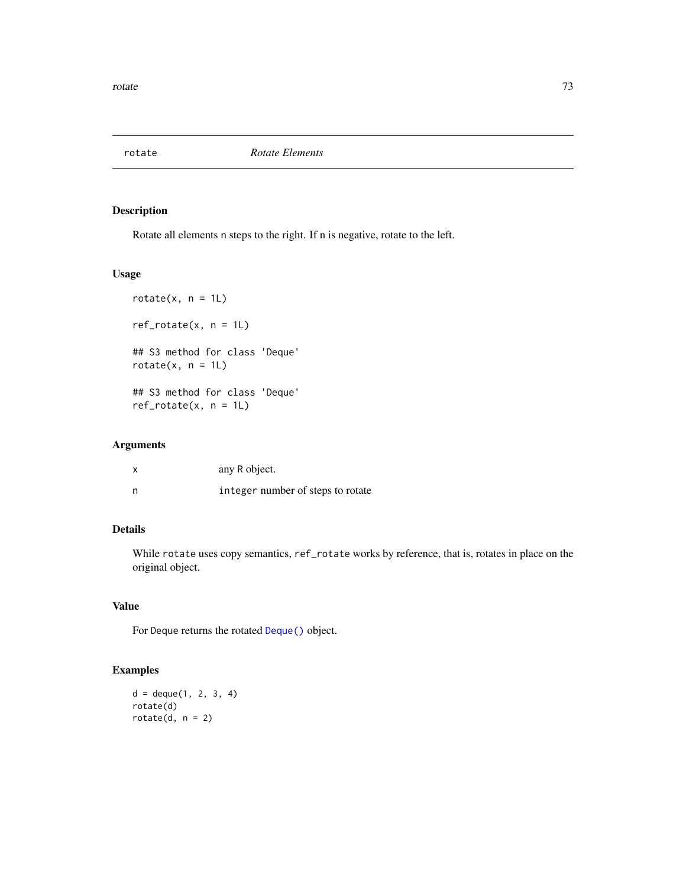## rotate *Rotate Elements*

### Description

Rotate all elements `n` steps to the right. If n is negative, rotate to the left.

### Usage

```
rotate(x, n = 1L)

ref_rotate(x, n = 1L)

## S3 method for class 'Deque'
rotate(x, n = 1L)

## S3 method for class 'Deque'
ref_rotate(x, n = 1L)
```

### Arguments

| | |
|---|---|
| `x` | any `R` object. |
| `n` | `integer` number of steps to rotate |

### Details

While `rotate` uses copy semantics, `ref_rotate` works by reference, that is, rotates in place on the original object.

### Value

For `Deque` returns the rotated `Deque()` object.

### Examples

```
d = deque(1, 2, 3, 4)
rotate(d)
rotate(d, n = 2)
```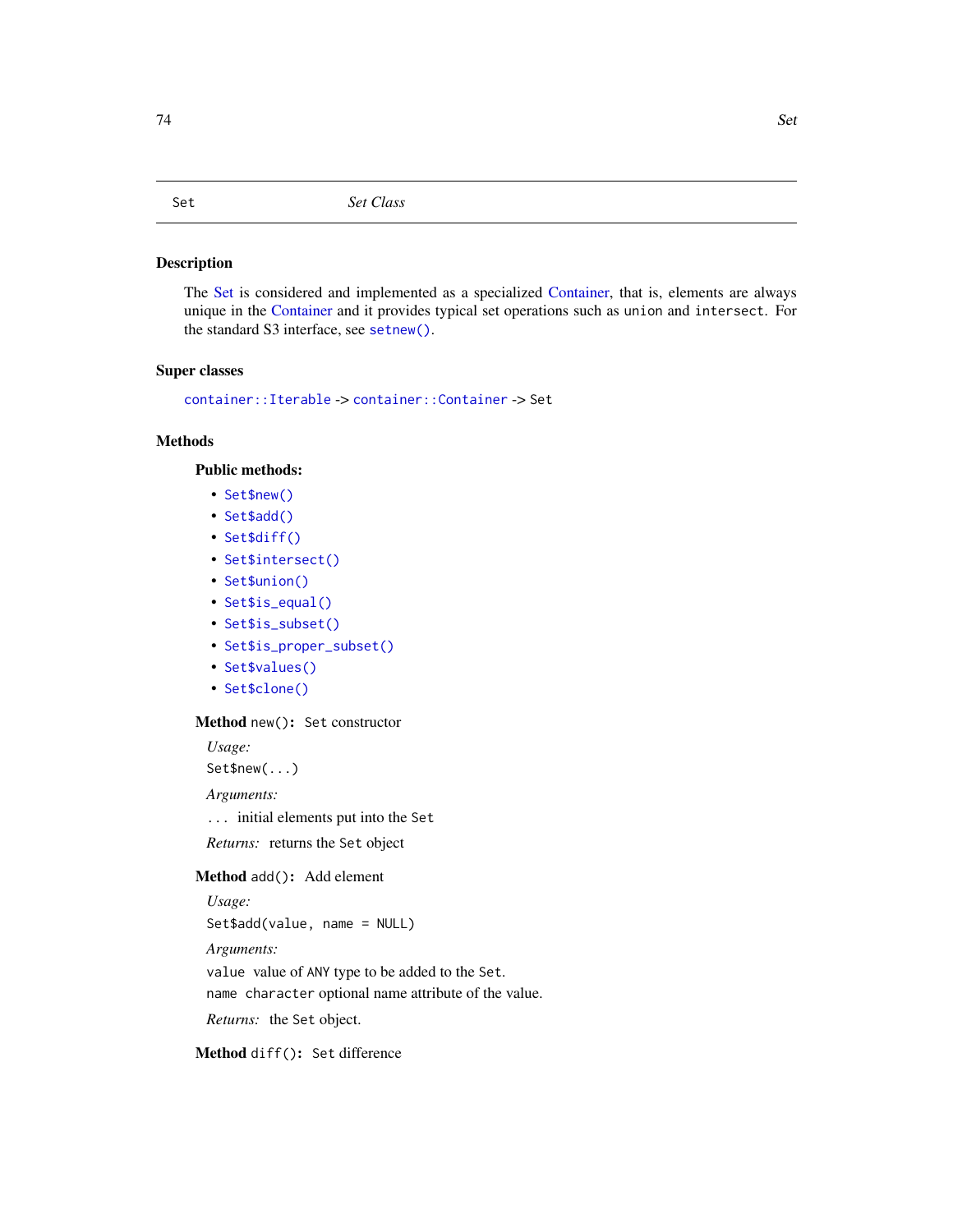| Set | *Set Class* |
|---|---|

## Description

The Set is considered and implemented as a specialized Container, that is, elements are always unique in the Container and it provides typical set operations such as `union` and `intersect`. For the standard S3 interface, see `setnew()`.

## Super classes

`container::Iterable` -> `container::Container` -> `Set`

## Methods

### Public methods:

- `Set$new()`
- `Set$add()`
- `Set$diff()`
- `Set$intersect()`
- `Set$union()`
- `Set$is_equal()`
- `Set$is_subset()`
- `Set$is_proper_subset()`
- `Set$values()`
- `Set$clone()`

**Method** `new()`**:** Set constructor

*Usage:*

```
Set$new(...)
```

*Arguments:*

`...` initial elements put into the `Set`

*Returns:* returns the `Set` object

**Method** `add()`**:** Add element

*Usage:*

```
Set$add(value, name = NULL)
```

*Arguments:*

`value` value of ANY type to be added to the `Set`.

`name` `character` optional name attribute of the value.

*Returns:* the `Set` object.

**Method** `diff()`**:** `Set` difference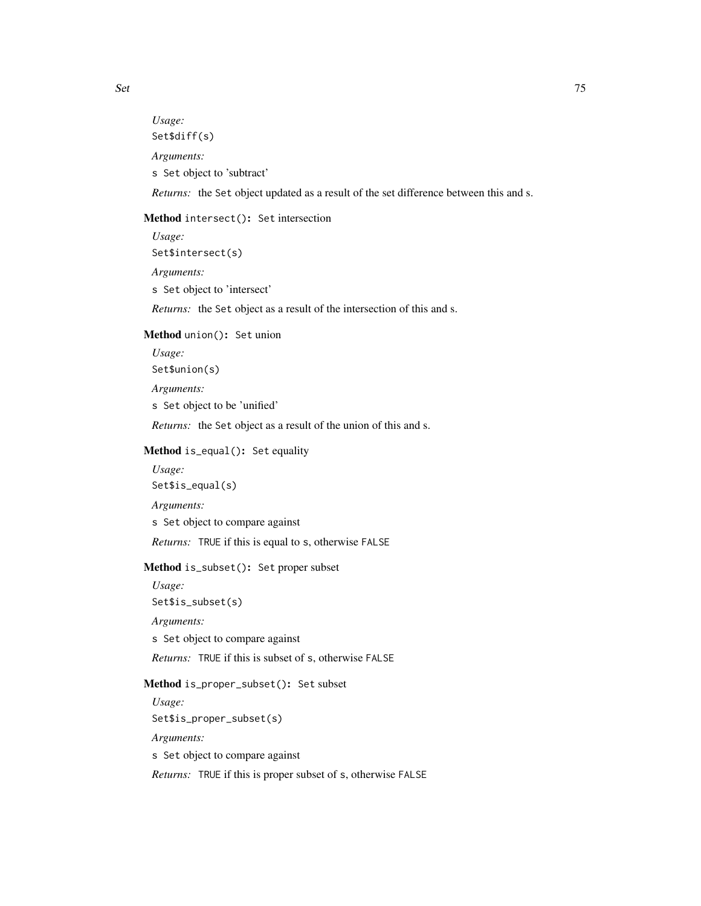*Usage:*

```
Set$diff(s)
```

*Arguments:*

`s` `Set` object to 'subtract'

*Returns:* the `Set` object updated as a result of the set difference between this and s.

**Method** `intersect()`**:** `Set` intersection

*Usage:*

```
Set$intersect(s)
```

*Arguments:*

`s` `Set` object to 'intersect'

*Returns:* the `Set` object as a result of the intersection of this and s.

**Method** `union()`**:** `Set` union

*Usage:*

```
Set$union(s)
```

*Arguments:*

`s` `Set` object to be 'unified'

*Returns:* the `Set` object as a result of the union of this and s.

**Method** `is_equal()`**:** `Set` equality

*Usage:*

```
Set$is_equal(s)
```

*Arguments:*

`s` `Set` object to compare against

*Returns:* `TRUE` if this is equal to `s`, otherwise `FALSE`

**Method** `is_subset()`**:** `Set` proper subset

*Usage:*

```
Set$is_subset(s)
```

*Arguments:*

`s` `Set` object to compare against

*Returns:* `TRUE` if this is subset of `s`, otherwise `FALSE`

**Method** `is_proper_subset()`**:** `Set` subset

*Usage:*

```
Set$is_proper_subset(s)
```

*Arguments:*

`s` `Set` object to compare against

*Returns:* `TRUE` if this is proper subset of `s`, otherwise `FALSE`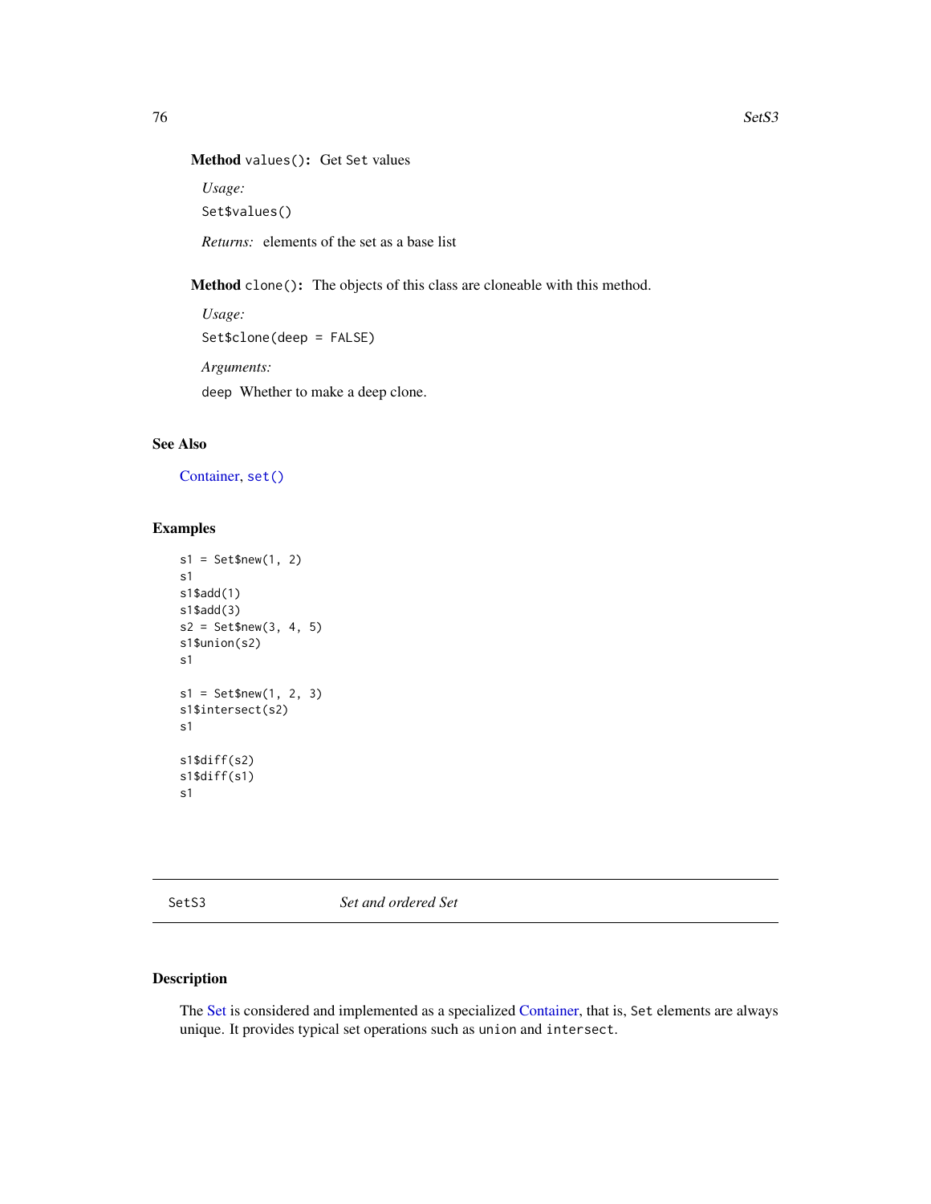**Method** `values()`**:** Get `Set` values

*Usage:*

```
Set$values()
```

*Returns:* elements of the set as a base list

**Method** `clone()`**:** The objects of this class are cloneable with this method.

*Usage:*

```
Set$clone(deep = FALSE)
```

*Arguments:*

`deep` Whether to make a deep clone.

### See Also

Container, `set()`

### Examples

```
s1 = Set$new(1, 2)
s1
s1$add(1)
s1$add(3)
s2 = Set$new(3, 4, 5)
s1$union(s2)
s1

s1 = Set$new(1, 2, 3)
s1$intersect(s2)
s1

s1$diff(s2)
s1$diff(s1)
s1
```

---

## SetS3 — *Set and ordered Set*

---

### Description

The Set is considered and implemented as a specialized Container, that is, `Set` elements are always unique. It provides typical set operations such as `union` and `intersect`.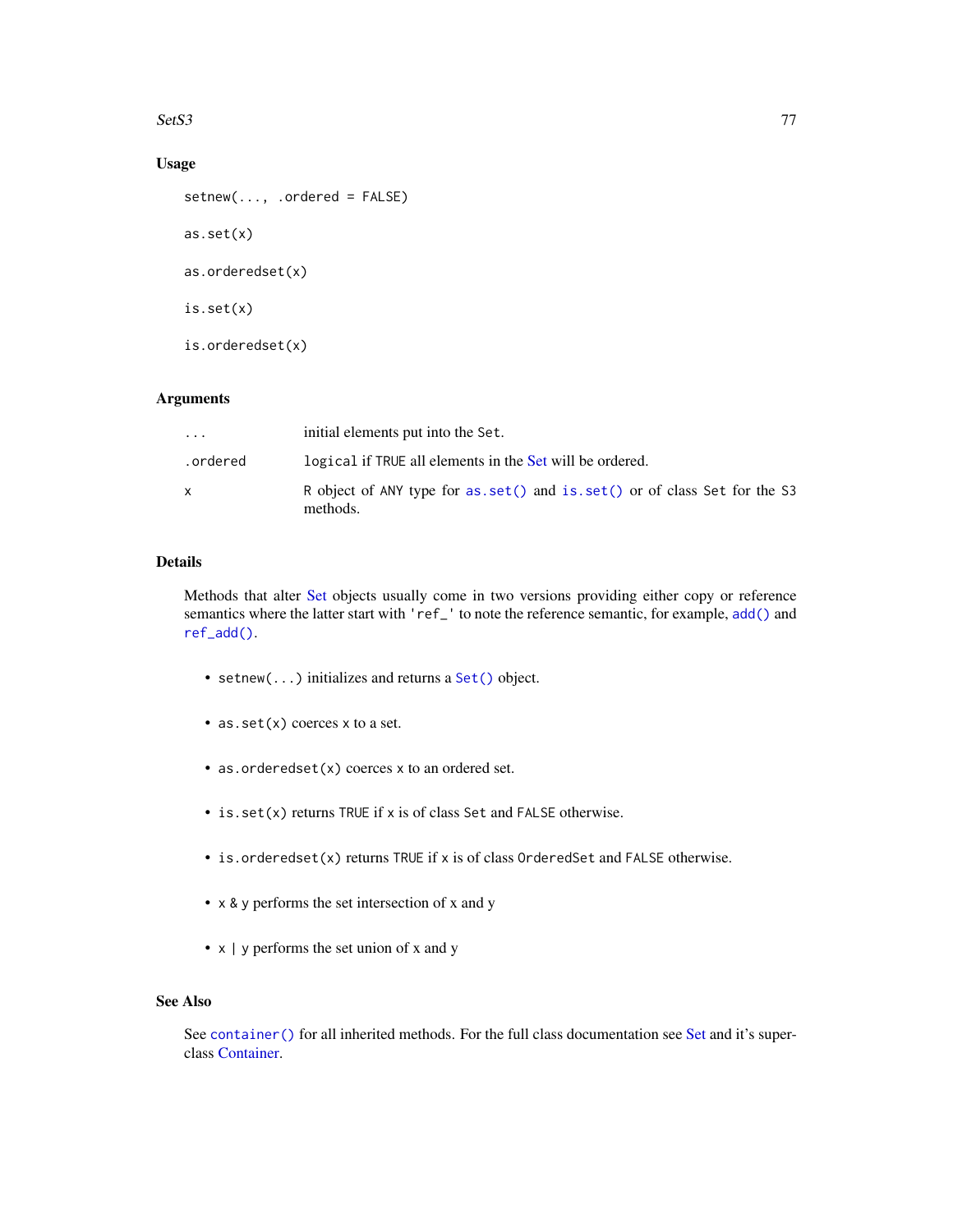### Usage

```
setnew(..., .ordered = FALSE)

as.set(x)

as.orderedset(x)

is.set(x)

is.orderedset(x)
```

### Arguments

| | |
|---|---|
| ... | initial elements put into the Set. |
| .ordered | logical if TRUE all elements in the Set will be ordered. |
| x | R object of ANY type for as.set() and is.set() or of class Set for the S3 methods. |

### Details

Methods that alter Set objects usually come in two versions providing either copy or reference semantics where the latter start with 'ref_' to note the reference semantic, for example, add() and ref_add().

- setnew(...) initializes and returns a Set() object.
- as.set(x) coerces x to a set.
- as.orderedset(x) coerces x to an ordered set.
- is.set(x) returns TRUE if x is of class Set and FALSE otherwise.
- is.orderedset(x) returns TRUE if x is of class OrderedSet and FALSE otherwise.
- x & y performs the set intersection of x and y
- x | y performs the set union of x and y

### See Also

See container() for all inherited methods. For the full class documentation see Set and it's superclass Container.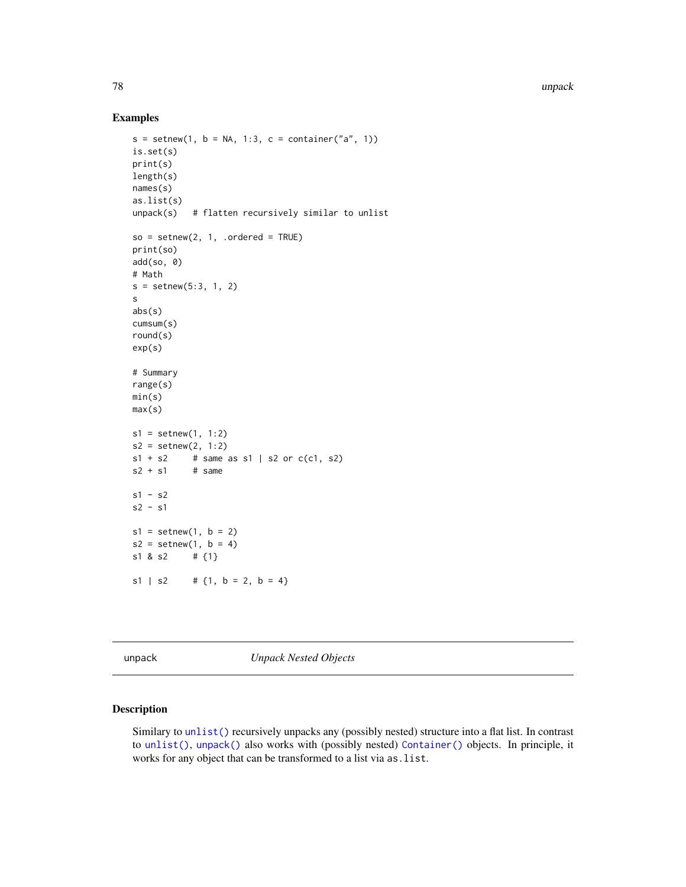## Examples

```
s = setnew(1, b = NA, 1:3, c = container("a", 1))
is.set(s)
print(s)
length(s)
names(s)
as.list(s)
unpack(s)   # flatten recursively similar to unlist

so = setnew(2, 1, .ordered = TRUE)
print(so)
add(so, 0)
# Math
s = setnew(5:3, 1, 2)
s
abs(s)
cumsum(s)
round(s)
exp(s)

# Summary
range(s)
min(s)
max(s)

s1 = setnew(1, 1:2)
s2 = setnew(2, 1:2)
s1 + s2     # same as s1 | s2 or c(c1, s2)
s2 + s1     # same

s1 - s2
s2 - s1

s1 = setnew(1, b = 2)
s2 = setnew(1, b = 4)
s1 & s2     # {1}

s1 | s2     # {1, b = 2, b = 4}
```

---

# unpack — *Unpack Nested Objects*

## Description

Similary to `unlist()` recursively unpacks any (possibly nested) structure into a flat list. In contrast to `unlist()`, `unpack()` also works with (possibly nested) `Container()` objects. In principle, it works for any object that can be transformed to a list via `as.list`.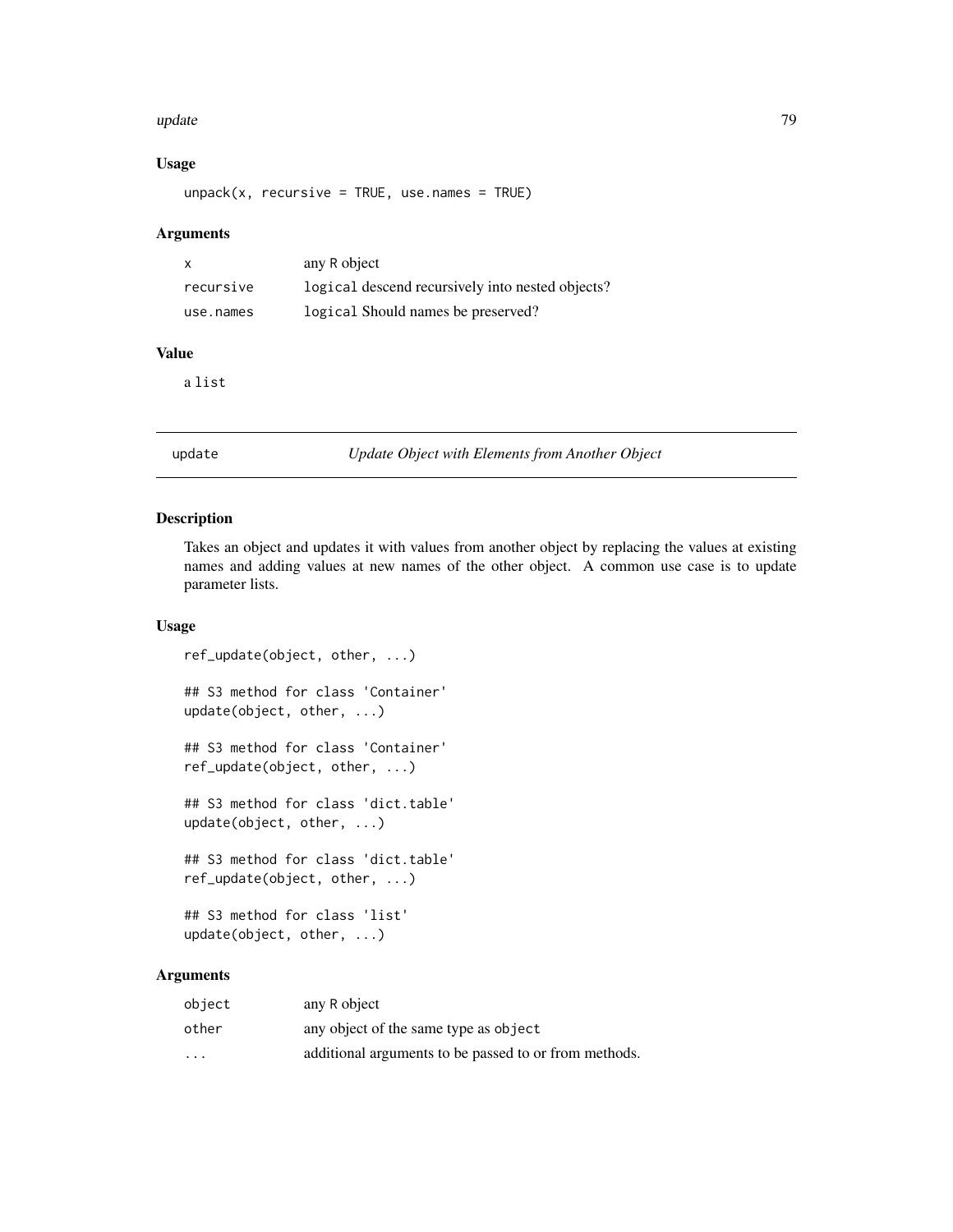### Usage

```
unpack(x, recursive = TRUE, use.names = TRUE)
```

### Arguments

| | |
|---|---|
| x | any R object |
| recursive | logical descend recursively into nested objects? |
| use.names | logical Should names be preserved? |

### Value

a list

## update — *Update Object with Elements from Another Object*

### Description

Takes an object and updates it with values from another object by replacing the values at existing names and adding values at new names of the other object. A common use case is to update parameter lists.

### Usage

```
ref_update(object, other, ...)

## S3 method for class 'Container'
update(object, other, ...)

## S3 method for class 'Container'
ref_update(object, other, ...)

## S3 method for class 'dict.table'
update(object, other, ...)

## S3 method for class 'dict.table'
ref_update(object, other, ...)

## S3 method for class 'list'
update(object, other, ...)
```

### Arguments

| | |
|---|---|
| object | any R object |
| other | any object of the same type as object |
| ... | additional arguments to be passed to or from methods. |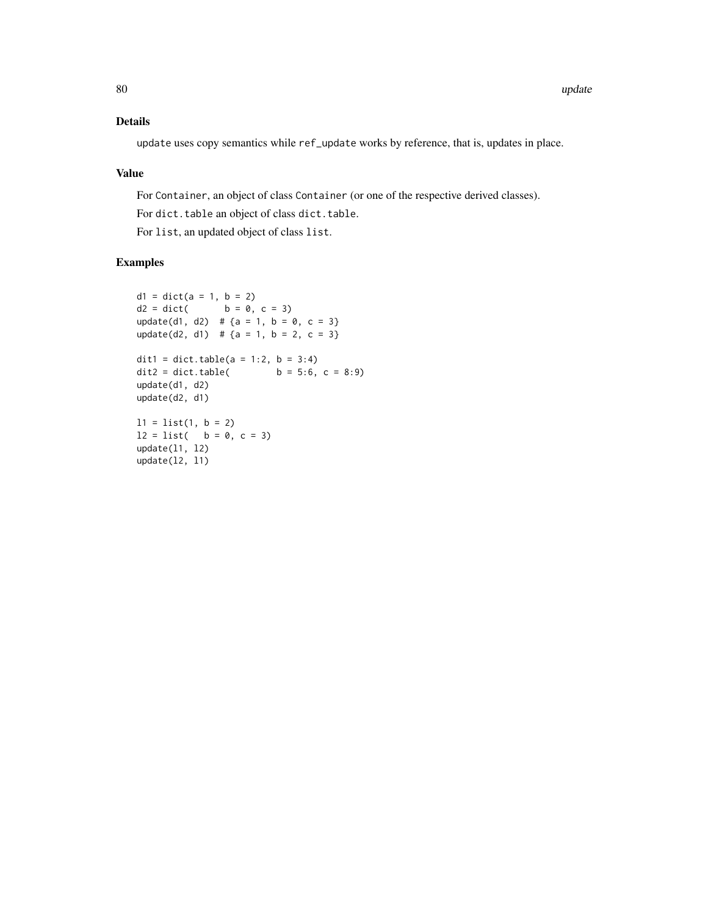## Details

`update` uses copy semantics while `ref_update` works by reference, that is, updates in place.

## Value

For `Container`, an object of class `Container` (or one of the respective derived classes).

For `dict.table` an object of class `dict.table`.

For `list`, an updated object of class `list`.

## Examples

```
d1 = dict(a = 1, b = 2)
d2 = dict(       b = 0, c = 3)
update(d1, d2)  # {a = 1, b = 0, c = 3}
update(d2, d1)  # {a = 1, b = 2, c = 3}

dit1 = dict.table(a = 1:2, b = 3:4)
dit2 = dict.table(         b = 5:6, c = 8:9)
update(d1, d2)
update(d2, d1)

l1 = list(1, b = 2)
l2 = list(   b = 0, c = 3)
update(l1, l2)
update(l2, l1)
```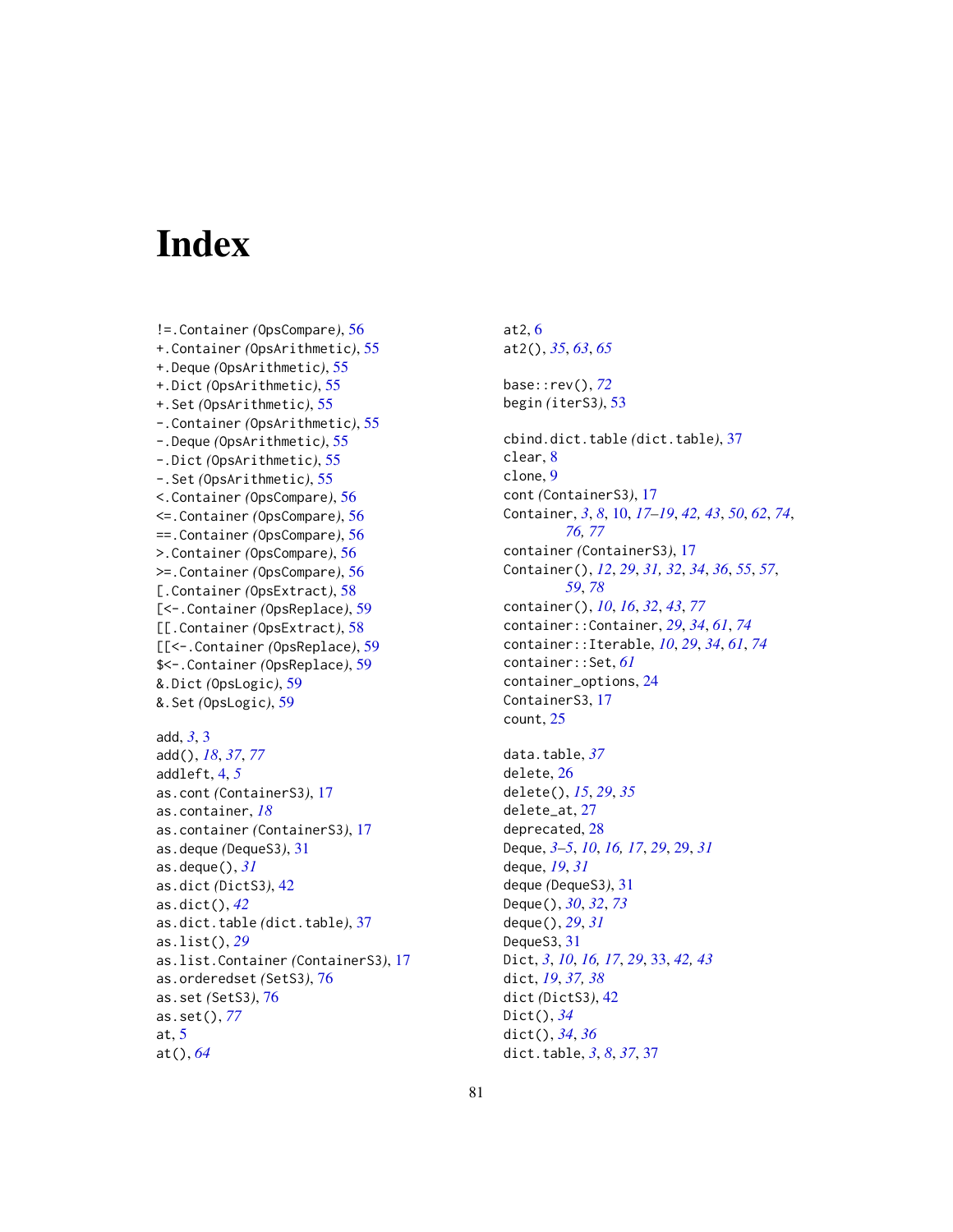# Index

!=.Container (OpsCompare), 56
+.Container (OpsArithmetic), 55
+.Deque (OpsArithmetic), 55
+.Dict (OpsArithmetic), 55
+.Set (OpsArithmetic), 55
-.Container (OpsArithmetic), 55
-.Deque (OpsArithmetic), 55
-.Dict (OpsArithmetic), 55
-.Set (OpsArithmetic), 55
<.Container (OpsCompare), 56
<=.Container (OpsCompare), 56
==.Container (OpsCompare), 56
>.Container (OpsCompare), 56
>=.Container (OpsCompare), 56
[.Container (OpsExtract), 58
[<-.Container (OpsReplace), 59
[[.Container (OpsExtract), 58
[[<-.Container (OpsReplace), 59
$<-.Container (OpsReplace), 59
&.Dict (OpsLogic), 59
&.Set (OpsLogic), 59

add, *3*, 3
add(), *18*, *37*, *77*
addleft, 4, *5*
as.cont (ContainerS3), 17
as.container, *18*
as.container (ContainerS3), 17
as.deque (DequeS3), 31
as.deque(), *31*
as.dict (DictS3), 42
as.dict(), *42*
as.dict.table (dict.table), 37
as.list(), *29*
as.list.Container (ContainerS3), 17
as.orderedset (SetS3), 76
as.set (SetS3), 76
as.set(), *77*
at, 5
at(), *64*

at2, 6
at2(), *35*, *63*, *65*

base::rev(), *72*
begin (iterS3), 53

cbind.dict.table (dict.table), 37
clear, 8
clone, 9
cont (ContainerS3), 17
Container, *3*, *8*, 10, *17–19*, *42, 43*, *50*, *62*, *74*, *76, 77*
container (ContainerS3), 17
Container(), *12*, *29*, *31, 32*, *34*, *36*, *55*, *57*, *59*, *78*
container(), *10*, *16*, *32*, *43*, *77*
container::Container, *29*, *34*, *61*, *74*
container::Iterable, *10*, *29*, *34*, *61*, *74*
container::Set, *61*
container_options, 24
ContainerS3, 17
count, 25

data.table, *37*
delete, 26
delete(), *15*, *29*, *35*
delete_at, 27
deprecated, 28
Deque, *3–5*, *10*, *16, 17*, *29*, 29, *31*
deque, *19*, *31*
deque (DequeS3), 31
Deque(), *30*, *32*, *73*
deque(), *29*, *31*
DequeS3, 31
Dict, *3*, *10*, *16, 17*, *29*, 33, *42, 43*
dict, *19*, *37, 38*
dict (DictS3), 42
Dict(), *34*
dict(), *34*, *36*
dict.table, *3*, *8*, *37*, 37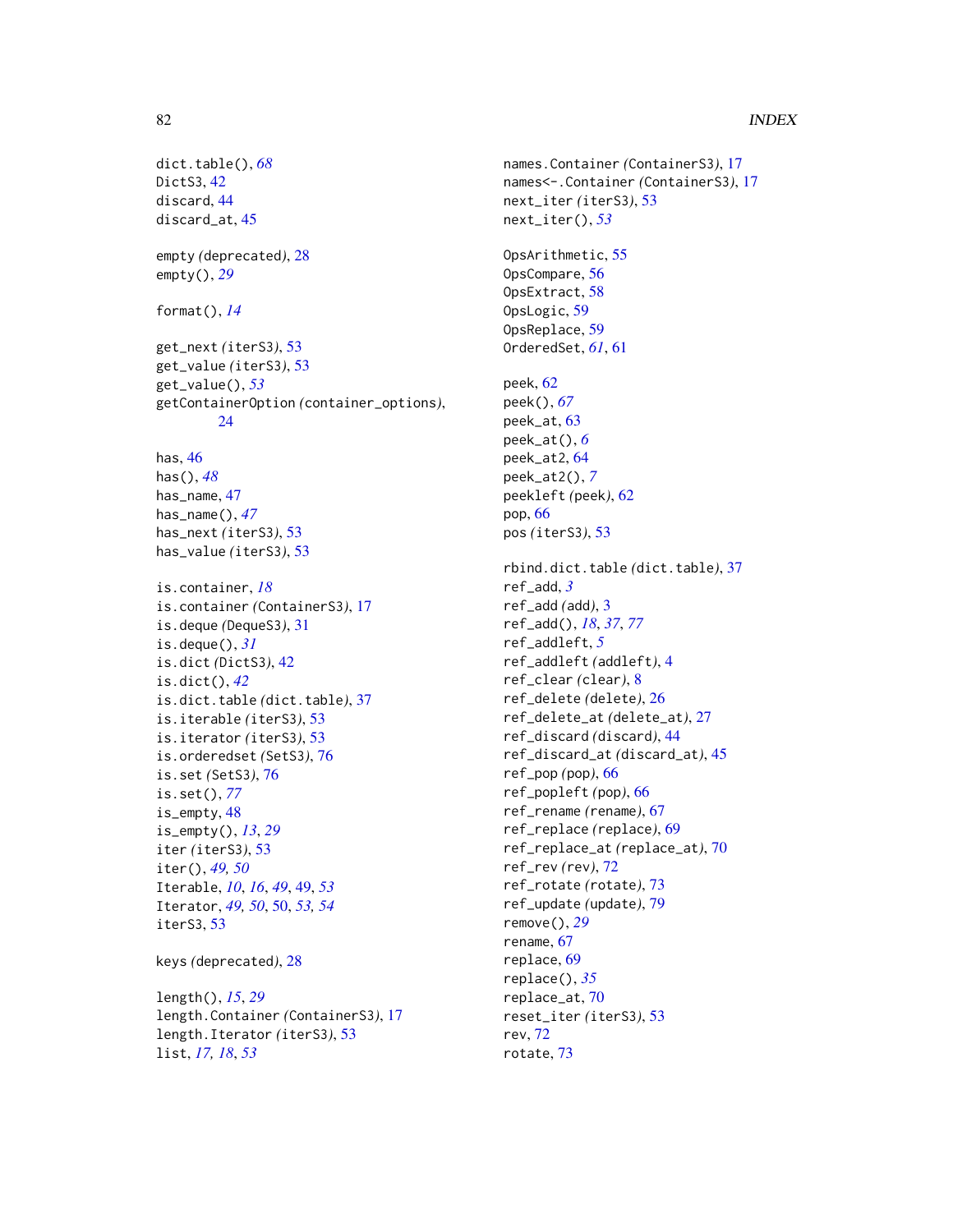dict.table(), *68*
DictS3, 42
discard, 44
discard_at, 45

empty *(deprecated)*, 28
empty(), *29*

format(), *14*

get_next *(iterS3)*, 53
get_value *(iterS3)*, 53
get_value(), *53*
getContainerOption *(container_options)*, 24

has, 46
has(), *48*
has_name, 47
has_name(), *47*
has_next *(iterS3)*, 53
has_value *(iterS3)*, 53

is.container, *18*
is.container *(ContainerS3)*, 17
is.deque *(DequeS3)*, 31
is.deque(), *31*
is.dict *(DictS3)*, 42
is.dict(), *42*
is.dict.table *(dict.table)*, 37
is.iterable *(iterS3)*, 53
is.iterator *(iterS3)*, 53
is.orderedset *(SetS3)*, 76
is.set *(SetS3)*, 76
is.set(), *77*
is_empty, 48
is_empty(), *13*, *29*
iter *(iterS3)*, 53
iter(), *49, 50*
Iterable, *10*, *16*, *49*, 49, *53*
Iterator, *49, 50*, 50, *53, 54*
iterS3, 53

keys *(deprecated)*, 28

length(), *15*, *29*
length.Container *(ContainerS3)*, 17
length.Iterator *(iterS3)*, 53
list, *17, 18*, *53*

names.Container *(ContainerS3)*, 17
names<-.Container *(ContainerS3)*, 17
next_iter *(iterS3)*, 53
next_iter(), *53*

OpsArithmetic, 55
OpsCompare, 56
OpsExtract, 58
OpsLogic, 59
OpsReplace, 59
OrderedSet, *61*, 61

peek, 62
peek(), *67*
peek_at, 63
peek_at(), *6*
peek_at2, 64
peek_at2(), *7*
peekleft *(peek)*, 62
pop, 66
pos *(iterS3)*, 53

rbind.dict.table *(dict.table)*, 37
ref_add, *3*
ref_add *(add)*, 3
ref_add(), *18*, *37*, *77*
ref_addleft, *5*
ref_addleft *(addleft)*, 4
ref_clear *(clear)*, 8
ref_delete *(delete)*, 26
ref_delete_at *(delete_at)*, 27
ref_discard *(discard)*, 44
ref_discard_at *(discard_at)*, 45
ref_pop *(pop)*, 66
ref_popleft *(pop)*, 66
ref_rename *(rename)*, 67
ref_replace *(replace)*, 69
ref_replace_at *(replace_at)*, 70
ref_rev *(rev)*, 72
ref_rotate *(rotate)*, 73
ref_update *(update)*, 79
remove(), *29*
rename, 67
replace, 69
replace(), *35*
replace_at, 70
reset_iter *(iterS3)*, 53
rev, 72
rotate, 73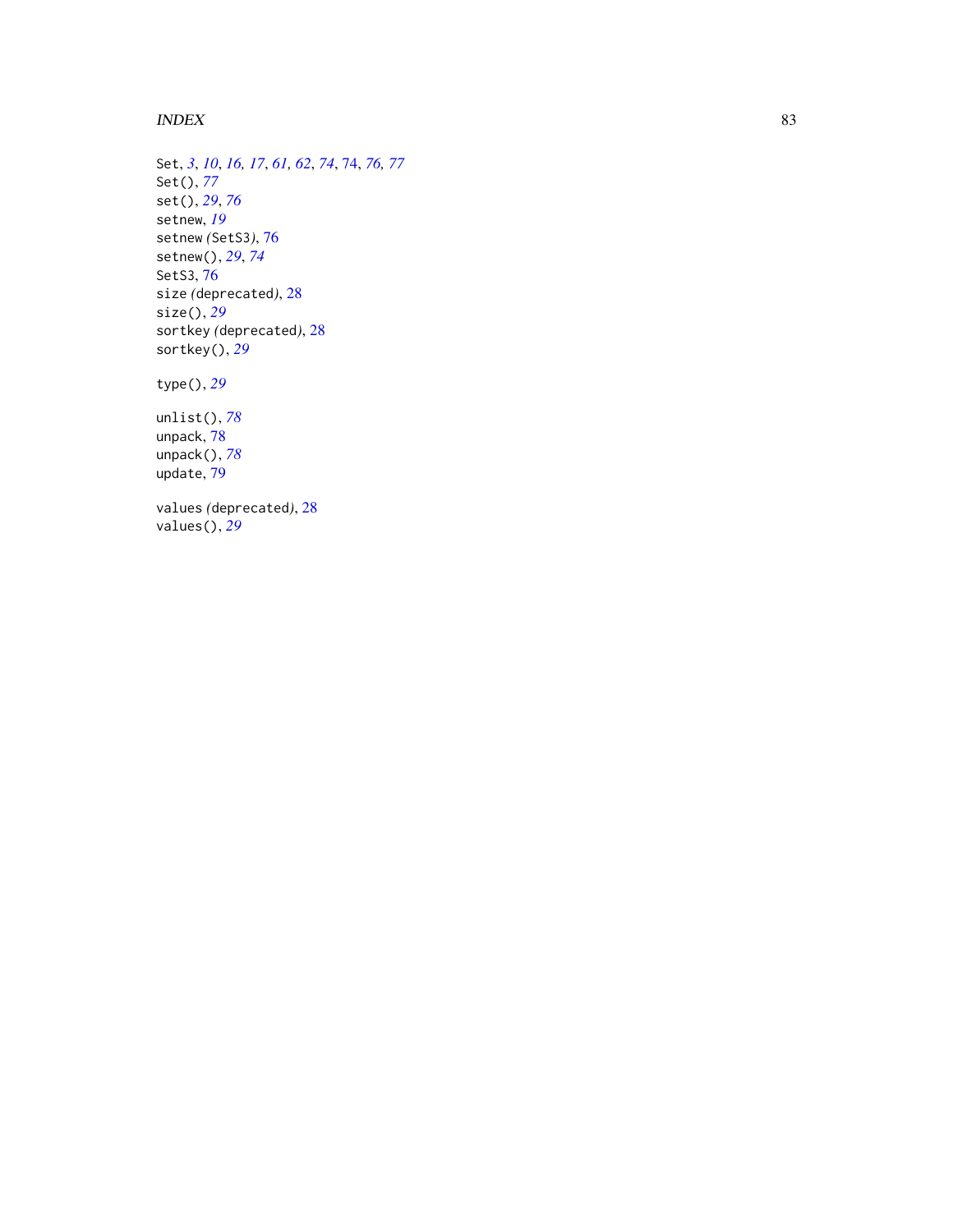Set, *3*, *10*, *16, 17*, *61, 62*, *74*, 74, *76, 77*
Set(), *77*
set(), *29*, *76*
setnew, *19*
setnew *(*SetS3*)*, 76
setnew(), *29*, *74*
SetS3, 76
size *(*deprecated*)*, 28
size(), *29*
sortkey *(*deprecated*)*, 28
sortkey(), *29*

type(), *29*

unlist(), *78*
unpack, 78
unpack(), *78*
update, 79

values *(*deprecated*)*, 28
values(), *29*